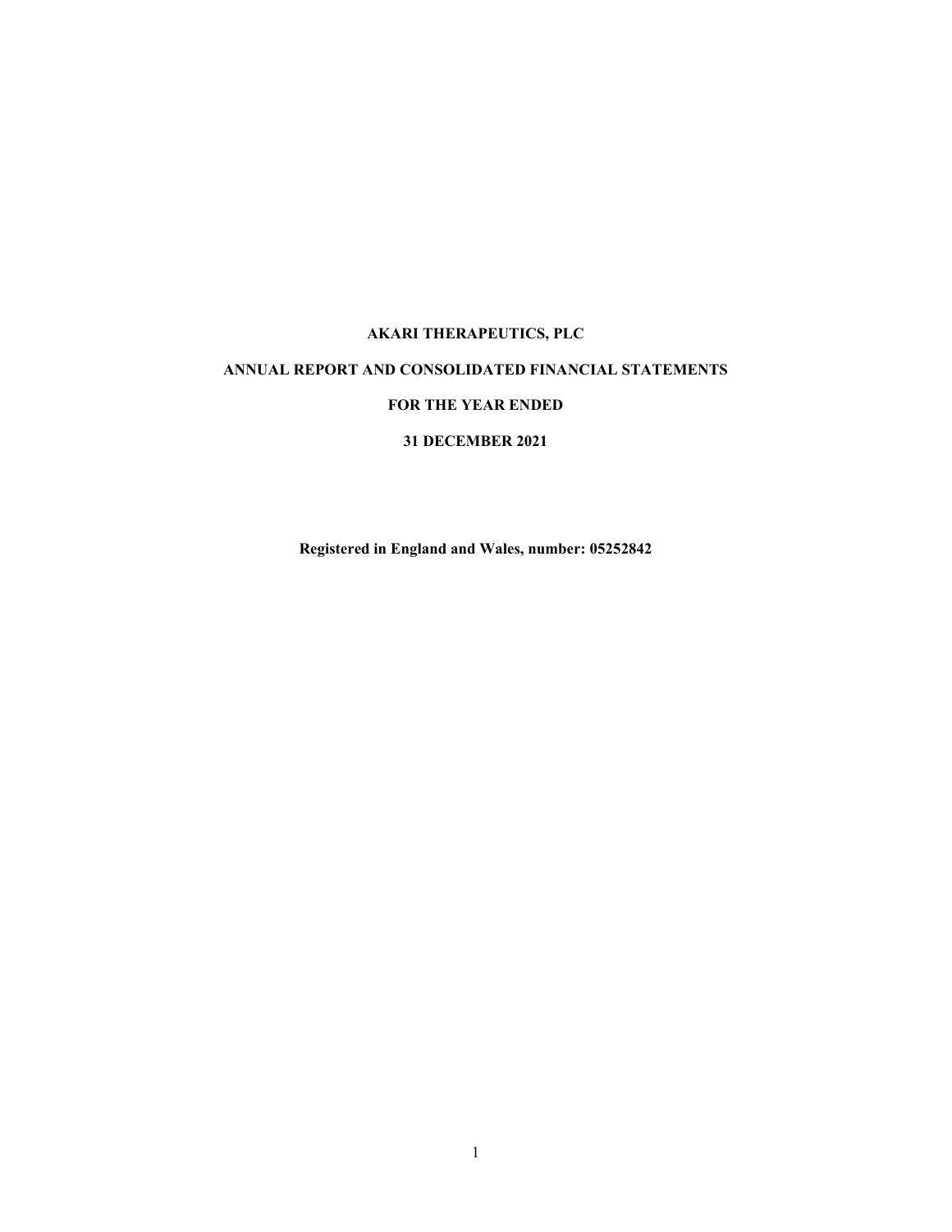# AKARI THERAPEUTICS, PLC

## ANNUAL REPORT AND CONSOLIDATED FINANCIAL STATEMENTS

## FOR THE YEAR ENDED

## 31 DECEMBER 2021

**Registered in England and Wales, number: 05252842**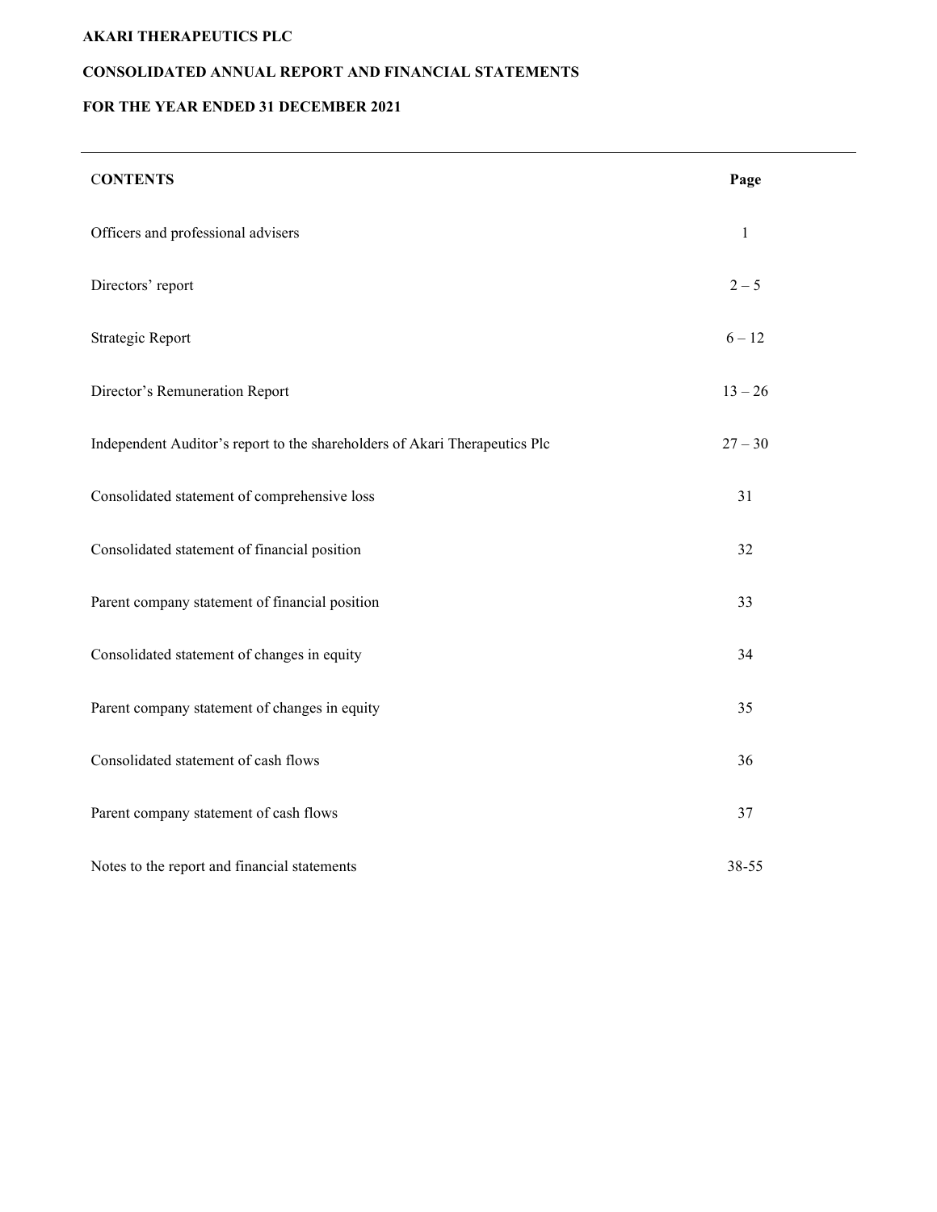**AKARI THERAPEUTICS PLC**

**CONSOLIDATED ANNUAL REPORT AND FINANCIAL STATEMENTS**

**FOR THE YEAR ENDED 31 DECEMBER 2021**

| CONTENTS | Page |
|---|---|
| Officers and professional advisers | 1 |
| Directors' report | 2 – 5 |
| Strategic Report | 6 – 12 |
| Director's Remuneration Report | 13 – 26 |
| Independent Auditor's report to the shareholders of Akari Therapeutics Plc | 27 – 30 |
| Consolidated statement of comprehensive loss | 31 |
| Consolidated statement of financial position | 32 |
| Parent company statement of financial position | 33 |
| Consolidated statement of changes in equity | 34 |
| Parent company statement of changes in equity | 35 |
| Consolidated statement of cash flows | 36 |
| Parent company statement of cash flows | 37 |
| Notes to the report and financial statements | 38-55 |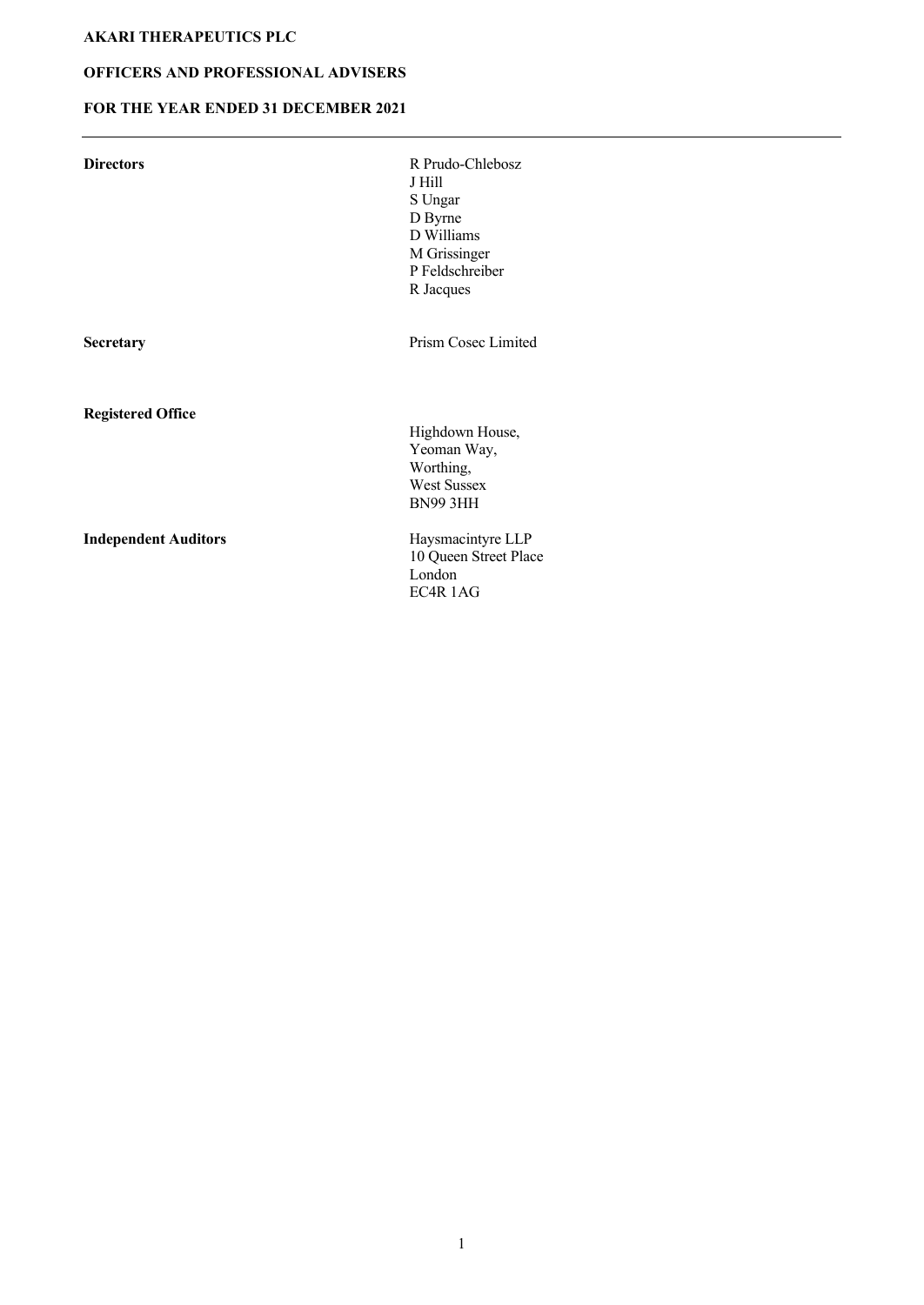# AKARI THERAPEUTICS PLC

## OFFICERS AND PROFESSIONAL ADVISERS

## FOR THE YEAR ENDED 31 DECEMBER 2021

---

| | |
|---|---|
| **Directors** | R Prudo-Chlebosz<br>J Hill<br>S Ungar<br>D Byrne<br>D Williams<br>M Grissinger<br>P Feldschreiber<br>R Jacques |
| **Secretary** | Prism Cosec Limited |
| **Registered Office** | Highdown House,<br>Yeoman Way,<br>Worthing,<br>West Sussex<br>BN99 3HH |
| **Independent Auditors** | Haysmacintyre LLP<br>10 Queen Street Place<br>London<br>EC4R 1AG |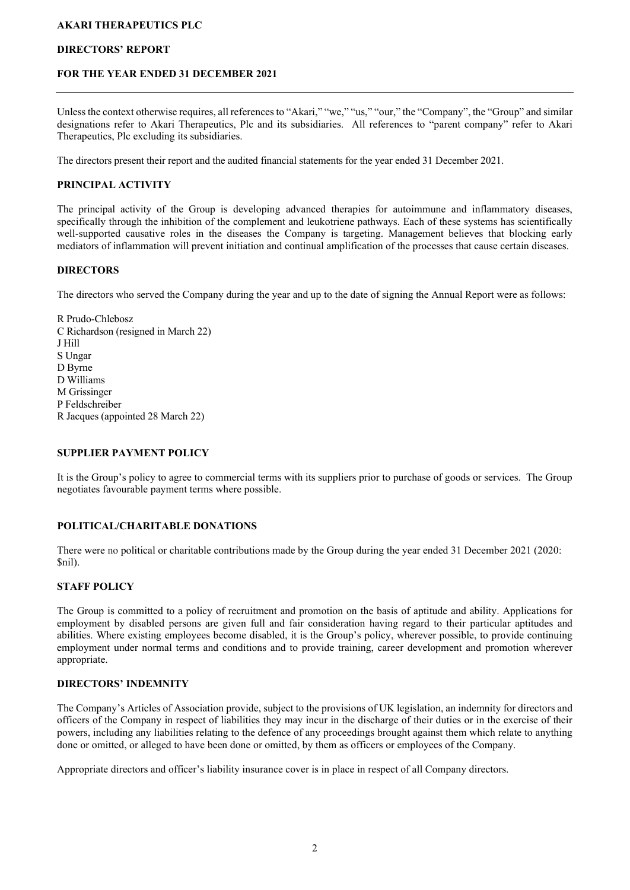**AKARI THERAPEUTICS PLC**

**DIRECTORS' REPORT**

**FOR THE YEAR ENDED 31 DECEMBER 2021**

Unless the context otherwise requires, all references to "Akari," "we," "us," "our," the "Company", the "Group" and similar designations refer to Akari Therapeutics, Plc and its subsidiaries. All references to "parent company" refer to Akari Therapeutics, Plc excluding its subsidiaries.

The directors present their report and the audited financial statements for the year ended 31 December 2021.

## PRINCIPAL ACTIVITY

The principal activity of the Group is developing advanced therapies for autoimmune and inflammatory diseases, specifically through the inhibition of the complement and leukotriene pathways. Each of these systems has scientifically well-supported causative roles in the diseases the Company is targeting. Management believes that blocking early mediators of inflammation will prevent initiation and continual amplification of the processes that cause certain diseases.

## DIRECTORS

The directors who served the Company during the year and up to the date of signing the Annual Report were as follows:

R Prudo-Chlebosz
C Richardson (resigned in March 22)
J Hill
S Ungar
D Byrne
D Williams
M Grissinger
P Feldschreiber
R Jacques (appointed 28 March 22)

## SUPPLIER PAYMENT POLICY

It is the Group's policy to agree to commercial terms with its suppliers prior to purchase of goods or services. The Group negotiates favourable payment terms where possible.

## POLITICAL/CHARITABLE DONATIONS

There were no political or charitable contributions made by the Group during the year ended 31 December 2021 (2020: $nil).

## STAFF POLICY

The Group is committed to a policy of recruitment and promotion on the basis of aptitude and ability. Applications for employment by disabled persons are given full and fair consideration having regard to their particular aptitudes and abilities. Where existing employees become disabled, it is the Group's policy, wherever possible, to provide continuing employment under normal terms and conditions and to provide training, career development and promotion wherever appropriate.

## DIRECTORS' INDEMNITY

The Company's Articles of Association provide, subject to the provisions of UK legislation, an indemnity for directors and officers of the Company in respect of liabilities they may incur in the discharge of their duties or in the exercise of their powers, including any liabilities relating to the defence of any proceedings brought against them which relate to anything done or omitted, or alleged to have been done or omitted, by them as officers or employees of the Company.

Appropriate directors and officer's liability insurance cover is in place in respect of all Company directors.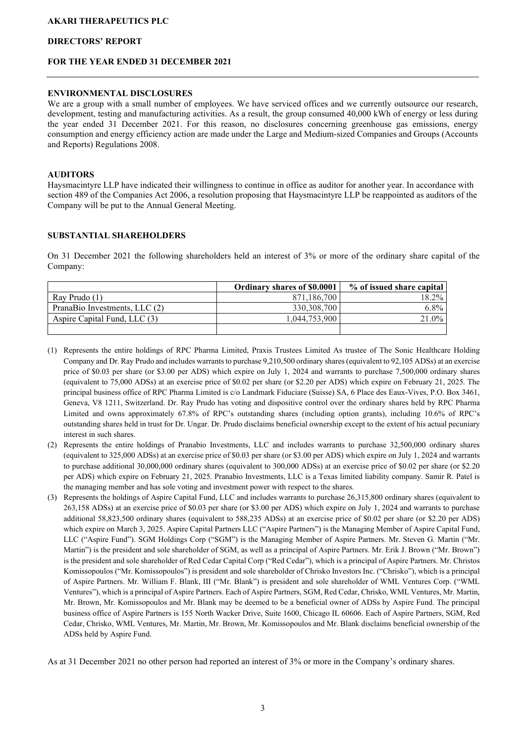## ENVIRONMENTAL DISCLOSURES

We are a group with a small number of employees. We have serviced offices and we currently outsource our research, development, testing and manufacturing activities. As a result, the group consumed 40,000 kWh of energy or less during the year ended 31 December 2021. For this reason, no disclosures concerning greenhouse gas emissions, energy consumption and energy efficiency action are made under the Large and Medium-sized Companies and Groups (Accounts and Reports) Regulations 2008.

## AUDITORS

Haysmacintyre LLP have indicated their willingness to continue in office as auditor for another year. In accordance with section 489 of the Companies Act 2006, a resolution proposing that Haysmacintyre LLP be reappointed as auditors of the Company will be put to the Annual General Meeting.

## SUBSTANTIAL SHAREHOLDERS

On 31 December 2021 the following shareholders held an interest of 3% or more of the ordinary share capital of the Company:

| | Ordinary shares of $0.0001 | % of issued share capital |
|---|---|---|
| Ray Prudo (1) | 871,186,700 | 18.2% |
| PranaBio Investments, LLC (2) | 330,308,700 | 6.8% |
| Aspire Capital Fund, LLC (3) | 1,044,753,900 | 21.0% |
| | | |

(1) Represents the entire holdings of RPC Pharma Limited, Praxis Trustees Limited As trustee of The Sonic Healthcare Holding Company and Dr. Ray Prudo and includes warrants to purchase 9,210,500 ordinary shares (equivalent to 92,105 ADSs) at an exercise price of $0.03 per share (or $3.00 per ADS) which expire on July 1, 2024 and warrants to purchase 7,500,000 ordinary shares (equivalent to 75,000 ADSs) at an exercise price of $0.02 per share (or $2.20 per ADS) which expire on February 21, 2025. The principal business office of RPC Pharma Limited is c/o Landmark Fiduciare (Suisse) SA, 6 Place des Eaux-Vives, P.O. Box 3461, Geneva, V8 1211, Switzerland. Dr. Ray Prudo has voting and dispositive control over the ordinary shares held by RPC Pharma Limited and owns approximately 67.8% of RPC's outstanding shares (including option grants), including 10.6% of RPC's outstanding shares held in trust for Dr. Ungar. Dr. Prudo disclaims beneficial ownership except to the extent of his actual pecuniary interest in such shares.

(2) Represents the entire holdings of Pranabio Investments, LLC and includes warrants to purchase 32,500,000 ordinary shares (equivalent to 325,000 ADSs) at an exercise price of $0.03 per share (or $3.00 per ADS) which expire on July 1, 2024 and warrants to purchase additional 30,000,000 ordinary shares (equivalent to 300,000 ADSs) at an exercise price of $0.02 per share (or $2.20 per ADS) which expire on February 21, 2025. Pranabio Investments, LLC is a Texas limited liability company. Samir R. Patel is the managing member and has sole voting and investment power with respect to the shares.

(3) Represents the holdings of Aspire Capital Fund, LLC and includes warrants to purchase 26,315,800 ordinary shares (equivalent to 263,158 ADSs) at an exercise price of $0.03 per share (or $3.00 per ADS) which expire on July 1, 2024 and warrants to purchase additional 58,823,500 ordinary shares (equivalent to 588,235 ADSs) at an exercise price of $0.02 per share (or $2.20 per ADS) which expire on March 3, 2025. Aspire Capital Partners LLC ("Aspire Partners") is the Managing Member of Aspire Capital Fund, LLC ("Aspire Fund"). SGM Holdings Corp ("SGM") is the Managing Member of Aspire Partners. Mr. Steven G. Martin ("Mr. Martin") is the president and sole shareholder of SGM, as well as a principal of Aspire Partners. Mr. Erik J. Brown ("Mr. Brown") is the president and sole shareholder of Red Cedar Capital Corp ("Red Cedar"), which is a principal of Aspire Partners. Mr. Christos Komissopoulos ("Mr. Komissopoulos") is president and sole shareholder of Chrisko Investors Inc. ("Chrisko"), which is a principal of Aspire Partners. Mr. William F. Blank, III ("Mr. Blank") is president and sole shareholder of WML Ventures Corp. ("WML Ventures"), which is a principal of Aspire Partners. Each of Aspire Partners, SGM, Red Cedar, Chrisko, WML Ventures, Mr. Martin, Mr. Brown, Mr. Komissopoulos and Mr. Blank may be deemed to be a beneficial owner of ADSs by Aspire Fund. The principal business office of Aspire Partners is 155 North Wacker Drive, Suite 1600, Chicago IL 60606. Each of Aspire Partners, SGM, Red Cedar, Chrisko, WML Ventures, Mr. Martin, Mr. Brown, Mr. Komissopoulos and Mr. Blank disclaims beneficial ownership of the ADSs held by Aspire Fund.

As at 31 December 2021 no other person had reported an interest of 3% or more in the Company's ordinary shares.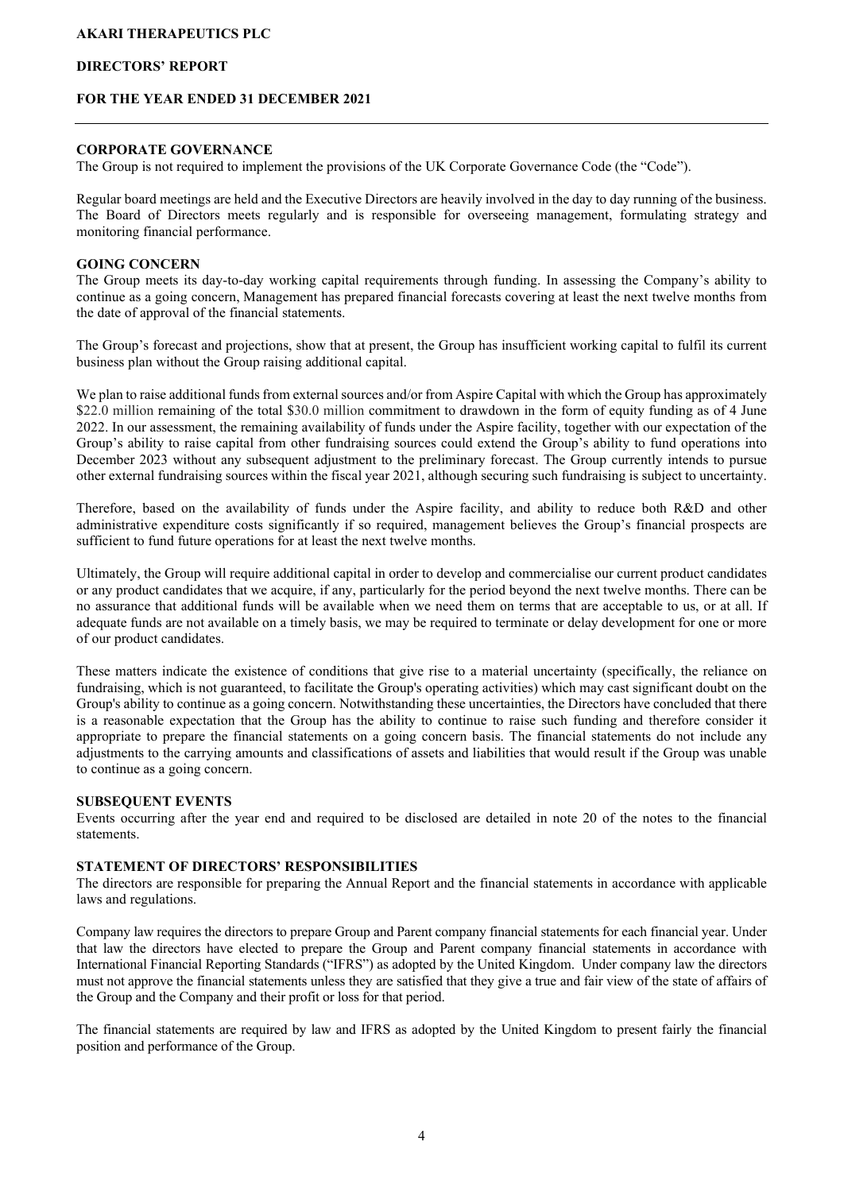## CORPORATE GOVERNANCE

The Group is not required to implement the provisions of the UK Corporate Governance Code (the "Code").

Regular board meetings are held and the Executive Directors are heavily involved in the day to day running of the business. The Board of Directors meets regularly and is responsible for overseeing management, formulating strategy and monitoring financial performance.

## GOING CONCERN

The Group meets its day-to-day working capital requirements through funding. In assessing the Company's ability to continue as a going concern, Management has prepared financial forecasts covering at least the next twelve months from the date of approval of the financial statements.

The Group's forecast and projections, show that at present, the Group has insufficient working capital to fulfil its current business plan without the Group raising additional capital.

We plan to raise additional funds from external sources and/or from Aspire Capital with which the Group has approximately $22.0 million remaining of the total $30.0 million commitment to drawdown in the form of equity funding as of 4 June 2022. In our assessment, the remaining availability of funds under the Aspire facility, together with our expectation of the Group's ability to raise capital from other fundraising sources could extend the Group's ability to fund operations into December 2023 without any subsequent adjustment to the preliminary forecast. The Group currently intends to pursue other external fundraising sources within the fiscal year 2021, although securing such fundraising is subject to uncertainty.

Therefore, based on the availability of funds under the Aspire facility, and ability to reduce both R&D and other administrative expenditure costs significantly if so required, management believes the Group's financial prospects are sufficient to fund future operations for at least the next twelve months.

Ultimately, the Group will require additional capital in order to develop and commercialise our current product candidates or any product candidates that we acquire, if any, particularly for the period beyond the next twelve months. There can be no assurance that additional funds will be available when we need them on terms that are acceptable to us, or at all. If adequate funds are not available on a timely basis, we may be required to terminate or delay development for one or more of our product candidates.

These matters indicate the existence of conditions that give rise to a material uncertainty (specifically, the reliance on fundraising, which is not guaranteed, to facilitate the Group's operating activities) which may cast significant doubt on the Group's ability to continue as a going concern. Notwithstanding these uncertainties, the Directors have concluded that there is a reasonable expectation that the Group has the ability to continue to raise such funding and therefore consider it appropriate to prepare the financial statements on a going concern basis. The financial statements do not include any adjustments to the carrying amounts and classifications of assets and liabilities that would result if the Group was unable to continue as a going concern.

## SUBSEQUENT EVENTS

Events occurring after the year end and required to be disclosed are detailed in note 20 of the notes to the financial statements.

## STATEMENT OF DIRECTORS' RESPONSIBILITIES

The directors are responsible for preparing the Annual Report and the financial statements in accordance with applicable laws and regulations.

Company law requires the directors to prepare Group and Parent company financial statements for each financial year. Under that law the directors have elected to prepare the Group and Parent company financial statements in accordance with International Financial Reporting Standards ("IFRS") as adopted by the United Kingdom. Under company law the directors must not approve the financial statements unless they are satisfied that they give a true and fair view of the state of affairs of the Group and the Company and their profit or loss for that period.

The financial statements are required by law and IFRS as adopted by the United Kingdom to present fairly the financial position and performance of the Group.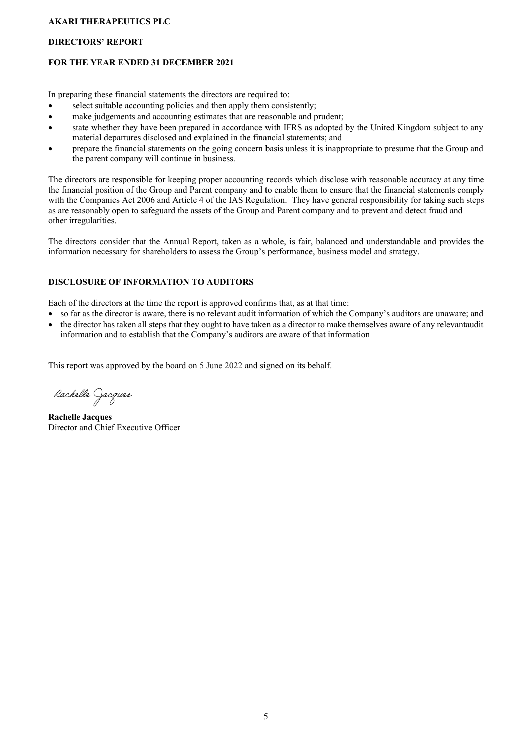In preparing these financial statements the directors are required to:

- select suitable accounting policies and then apply them consistently;
- make judgements and accounting estimates that are reasonable and prudent;
- state whether they have been prepared in accordance with IFRS as adopted by the United Kingdom subject to any material departures disclosed and explained in the financial statements; and
- prepare the financial statements on the going concern basis unless it is inappropriate to presume that the Group and the parent company will continue in business.

The directors are responsible for keeping proper accounting records which disclose with reasonable accuracy at any time the financial position of the Group and Parent company and to enable them to ensure that the financial statements comply with the Companies Act 2006 and Article 4 of the IAS Regulation. They have general responsibility for taking such steps as are reasonably open to safeguard the assets of the Group and Parent company and to prevent and detect fraud and other irregularities.

The directors consider that the Annual Report, taken as a whole, is fair, balanced and understandable and provides the information necessary for shareholders to assess the Group's performance, business model and strategy.

## DISCLOSURE OF INFORMATION TO AUDITORS

Each of the directors at the time the report is approved confirms that, as at that time:

- so far as the director is aware, there is no relevant audit information of which the Company's auditors are unaware; and
- the director has taken all steps that they ought to have taken as a director to make themselves aware of any relevantaudit information and to establish that the Company's auditors are aware of that information

This report was approved by the board on 5 June 2022 and signed on its behalf.

Rachelle Jacques

**Rachelle Jacques**
Director and Chief Executive Officer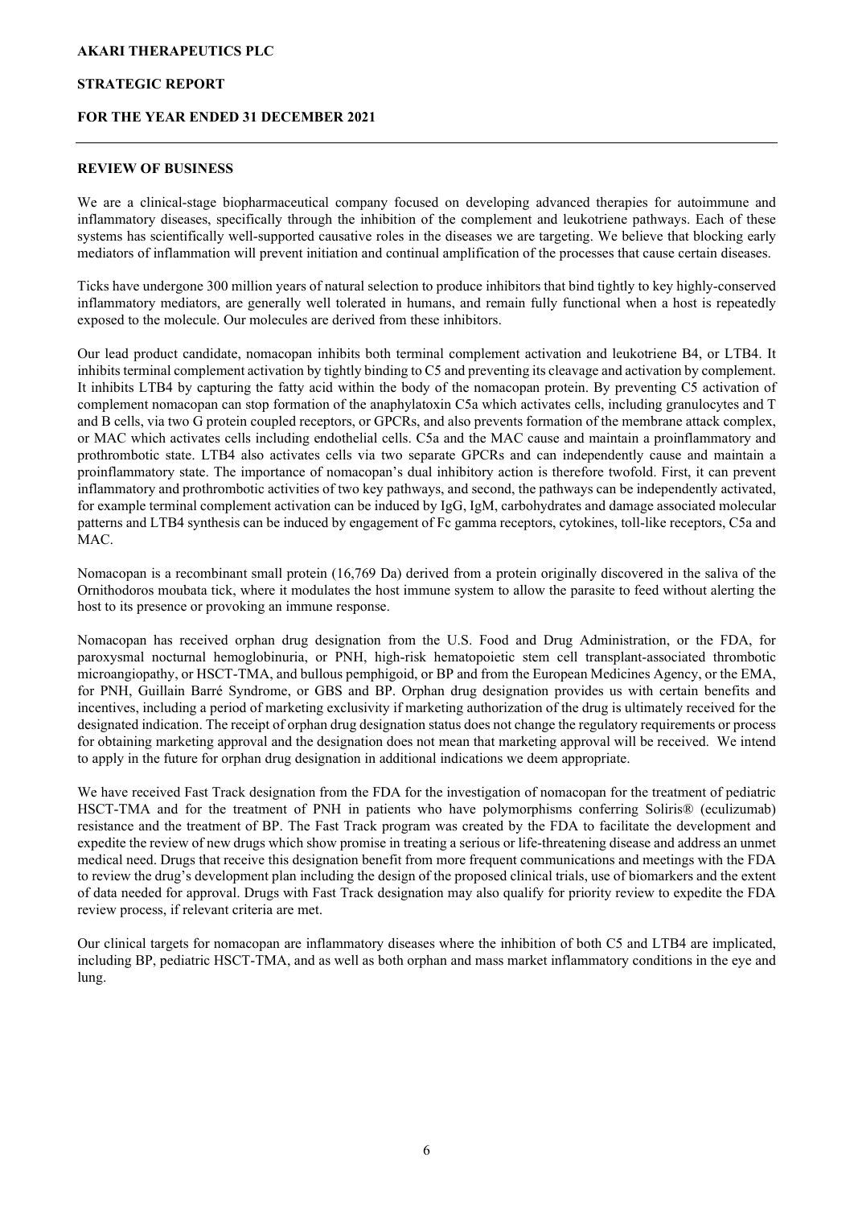## REVIEW OF BUSINESS

We are a clinical-stage biopharmaceutical company focused on developing advanced therapies for autoimmune and inflammatory diseases, specifically through the inhibition of the complement and leukotriene pathways. Each of these systems has scientifically well-supported causative roles in the diseases we are targeting. We believe that blocking early mediators of inflammation will prevent initiation and continual amplification of the processes that cause certain diseases.

Ticks have undergone 300 million years of natural selection to produce inhibitors that bind tightly to key highly-conserved inflammatory mediators, are generally well tolerated in humans, and remain fully functional when a host is repeatedly exposed to the molecule. Our molecules are derived from these inhibitors.

Our lead product candidate, nomacopan inhibits both terminal complement activation and leukotriene B4, or LTB4. It inhibits terminal complement activation by tightly binding to C5 and preventing its cleavage and activation by complement. It inhibits LTB4 by capturing the fatty acid within the body of the nomacopan protein. By preventing C5 activation of complement nomacopan can stop formation of the anaphylatoxin C5a which activates cells, including granulocytes and T and B cells, via two G protein coupled receptors, or GPCRs, and also prevents formation of the membrane attack complex, or MAC which activates cells including endothelial cells. C5a and the MAC cause and maintain a proinflammatory and prothrombotic state. LTB4 also activates cells via two separate GPCRs and can independently cause and maintain a proinflammatory state. The importance of nomacopan's dual inhibitory action is therefore twofold. First, it can prevent inflammatory and prothrombotic activities of two key pathways, and second, the pathways can be independently activated, for example terminal complement activation can be induced by IgG, IgM, carbohydrates and damage associated molecular patterns and LTB4 synthesis can be induced by engagement of Fc gamma receptors, cytokines, toll-like receptors, C5a and MAC.

Nomacopan is a recombinant small protein (16,769 Da) derived from a protein originally discovered in the saliva of the Ornithodoros moubata tick, where it modulates the host immune system to allow the parasite to feed without alerting the host to its presence or provoking an immune response.

Nomacopan has received orphan drug designation from the U.S. Food and Drug Administration, or the FDA, for paroxysmal nocturnal hemoglobinuria, or PNH, high-risk hematopoietic stem cell transplant-associated thrombotic microangiopathy, or HSCT-TMA, and bullous pemphigoid, or BP and from the European Medicines Agency, or the EMA, for PNH, Guillain Barré Syndrome, or GBS and BP. Orphan drug designation provides us with certain benefits and incentives, including a period of marketing exclusivity if marketing authorization of the drug is ultimately received for the designated indication. The receipt of orphan drug designation status does not change the regulatory requirements or process for obtaining marketing approval and the designation does not mean that marketing approval will be received. We intend to apply in the future for orphan drug designation in additional indications we deem appropriate.

We have received Fast Track designation from the FDA for the investigation of nomacopan for the treatment of pediatric HSCT-TMA and for the treatment of PNH in patients who have polymorphisms conferring Soliris® (eculizumab) resistance and the treatment of BP. The Fast Track program was created by the FDA to facilitate the development and expedite the review of new drugs which show promise in treating a serious or life-threatening disease and address an unmet medical need. Drugs that receive this designation benefit from more frequent communications and meetings with the FDA to review the drug's development plan including the design of the proposed clinical trials, use of biomarkers and the extent of data needed for approval. Drugs with Fast Track designation may also qualify for priority review to expedite the FDA review process, if relevant criteria are met.

Our clinical targets for nomacopan are inflammatory diseases where the inhibition of both C5 and LTB4 are implicated, including BP, pediatric HSCT-TMA, and as well as both orphan and mass market inflammatory conditions in the eye and lung.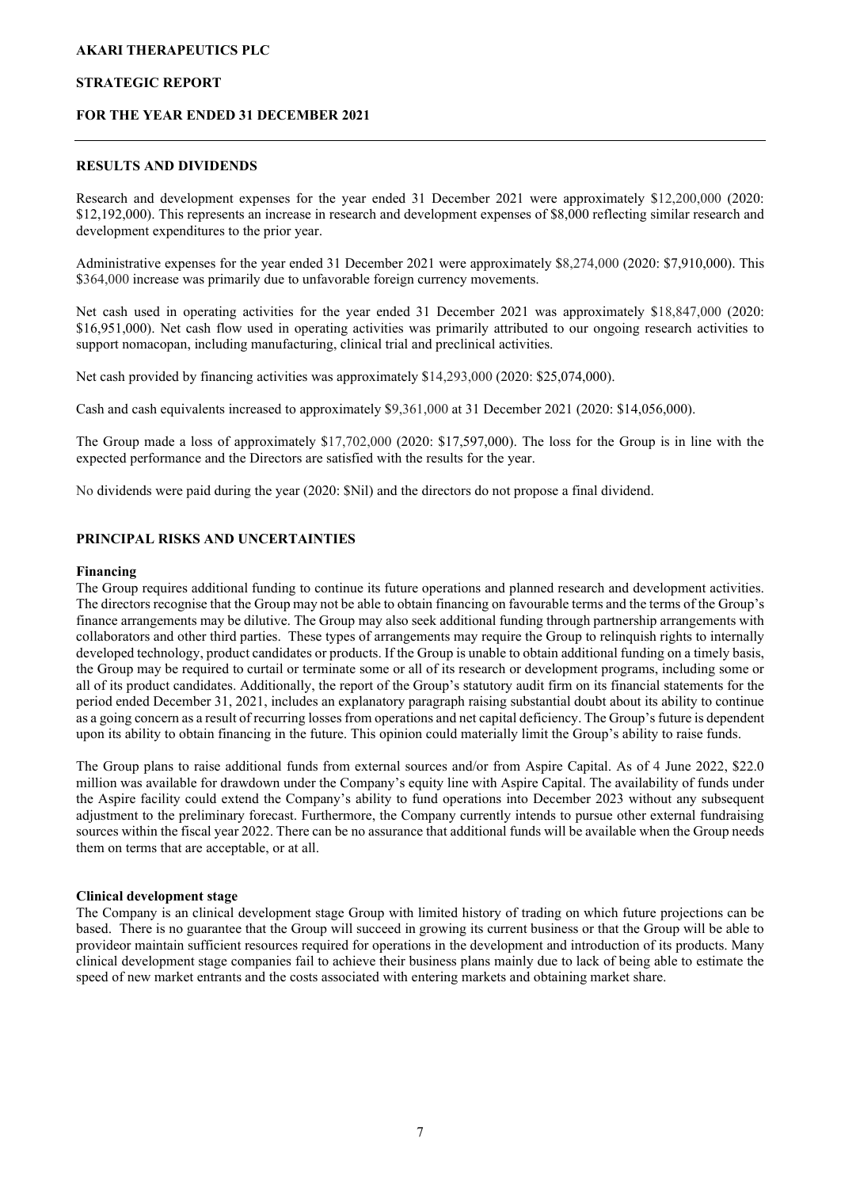## RESULTS AND DIVIDENDS

Research and development expenses for the year ended 31 December 2021 were approximately $12,200,000 (2020: $12,192,000). This represents an increase in research and development expenses of $8,000 reflecting similar research and development expenditures to the prior year.

Administrative expenses for the year ended 31 December 2021 were approximately $8,274,000 (2020: $7,910,000). This $364,000 increase was primarily due to unfavorable foreign currency movements.

Net cash used in operating activities for the year ended 31 December 2021 was approximately $18,847,000 (2020: $16,951,000). Net cash flow used in operating activities was primarily attributed to our ongoing research activities to support nomacopan, including manufacturing, clinical trial and preclinical activities.

Net cash provided by financing activities was approximately $14,293,000 (2020: $25,074,000).

Cash and cash equivalents increased to approximately $9,361,000 at 31 December 2021 (2020: $14,056,000).

The Group made a loss of approximately $17,702,000 (2020: $17,597,000). The loss for the Group is in line with the expected performance and the Directors are satisfied with the results for the year.

No dividends were paid during the year (2020: $Nil) and the directors do not propose a final dividend.

## PRINCIPAL RISKS AND UNCERTAINTIES

### Financing

The Group requires additional funding to continue its future operations and planned research and development activities. The directors recognise that the Group may not be able to obtain financing on favourable terms and the terms of the Group's finance arrangements may be dilutive. The Group may also seek additional funding through partnership arrangements with collaborators and other third parties. These types of arrangements may require the Group to relinquish rights to internally developed technology, product candidates or products. If the Group is unable to obtain additional funding on a timely basis, the Group may be required to curtail or terminate some or all of its research or development programs, including some or all of its product candidates. Additionally, the report of the Group's statutory audit firm on its financial statements for the period ended December 31, 2021, includes an explanatory paragraph raising substantial doubt about its ability to continue as a going concern as a result of recurring losses from operations and net capital deficiency. The Group's future is dependent upon its ability to obtain financing in the future. This opinion could materially limit the Group's ability to raise funds.

The Group plans to raise additional funds from external sources and/or from Aspire Capital. As of 4 June 2022, $22.0 million was available for drawdown under the Company's equity line with Aspire Capital. The availability of funds under the Aspire facility could extend the Company's ability to fund operations into December 2023 without any subsequent adjustment to the preliminary forecast. Furthermore, the Company currently intends to pursue other external fundraising sources within the fiscal year 2022. There can be no assurance that additional funds will be available when the Group needs them on terms that are acceptable, or at all.

### Clinical development stage

The Company is an clinical development stage Group with limited history of trading on which future projections can be based. There is no guarantee that the Group will succeed in growing its current business or that the Group will be able to provideor maintain sufficient resources required for operations in the development and introduction of its products. Many clinical development stage companies fail to achieve their business plans mainly due to lack of being able to estimate the speed of new market entrants and the costs associated with entering markets and obtaining market share.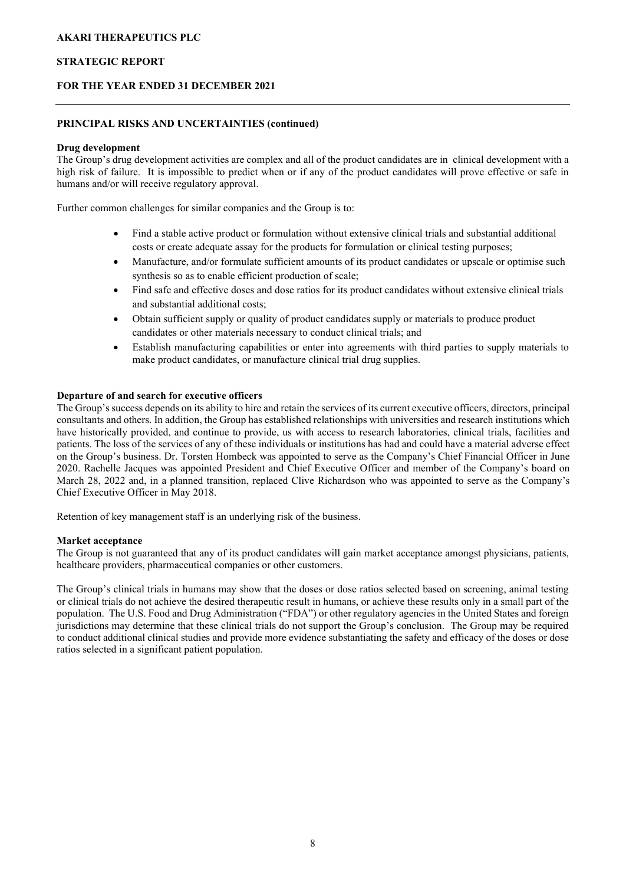## PRINCIPAL RISKS AND UNCERTAINTIES (continued)

**Drug development**

The Group's drug development activities are complex and all of the product candidates are in clinical development with a high risk of failure. It is impossible to predict when or if any of the product candidates will prove effective or safe in humans and/or will receive regulatory approval.

Further common challenges for similar companies and the Group is to:

- Find a stable active product or formulation without extensive clinical trials and substantial additional costs or create adequate assay for the products for formulation or clinical testing purposes;
- Manufacture, and/or formulate sufficient amounts of its product candidates or upscale or optimise such synthesis so as to enable efficient production of scale;
- Find safe and effective doses and dose ratios for its product candidates without extensive clinical trials and substantial additional costs;
- Obtain sufficient supply or quality of product candidates supply or materials to produce product candidates or other materials necessary to conduct clinical trials; and
- Establish manufacturing capabilities or enter into agreements with third parties to supply materials to make product candidates, or manufacture clinical trial drug supplies.

**Departure of and search for executive officers**

The Group's success depends on its ability to hire and retain the services of its current executive officers, directors, principal consultants and others. In addition, the Group has established relationships with universities and research institutions which have historically provided, and continue to provide, us with access to research laboratories, clinical trials, facilities and patients. The loss of the services of any of these individuals or institutions has had and could have a material adverse effect on the Group's business. Dr. Torsten Hombeck was appointed to serve as the Company's Chief Financial Officer in June 2020. Rachelle Jacques was appointed President and Chief Executive Officer and member of the Company's board on March 28, 2022 and, in a planned transition, replaced Clive Richardson who was appointed to serve as the Company's Chief Executive Officer in May 2018.

Retention of key management staff is an underlying risk of the business.

**Market acceptance**

The Group is not guaranteed that any of its product candidates will gain market acceptance amongst physicians, patients, healthcare providers, pharmaceutical companies or other customers.

The Group's clinical trials in humans may show that the doses or dose ratios selected based on screening, animal testing or clinical trials do not achieve the desired therapeutic result in humans, or achieve these results only in a small part of the population. The U.S. Food and Drug Administration ("FDA") or other regulatory agencies in the United States and foreign jurisdictions may determine that these clinical trials do not support the Group's conclusion. The Group may be required to conduct additional clinical studies and provide more evidence substantiating the safety and efficacy of the doses or dose ratios selected in a significant patient population.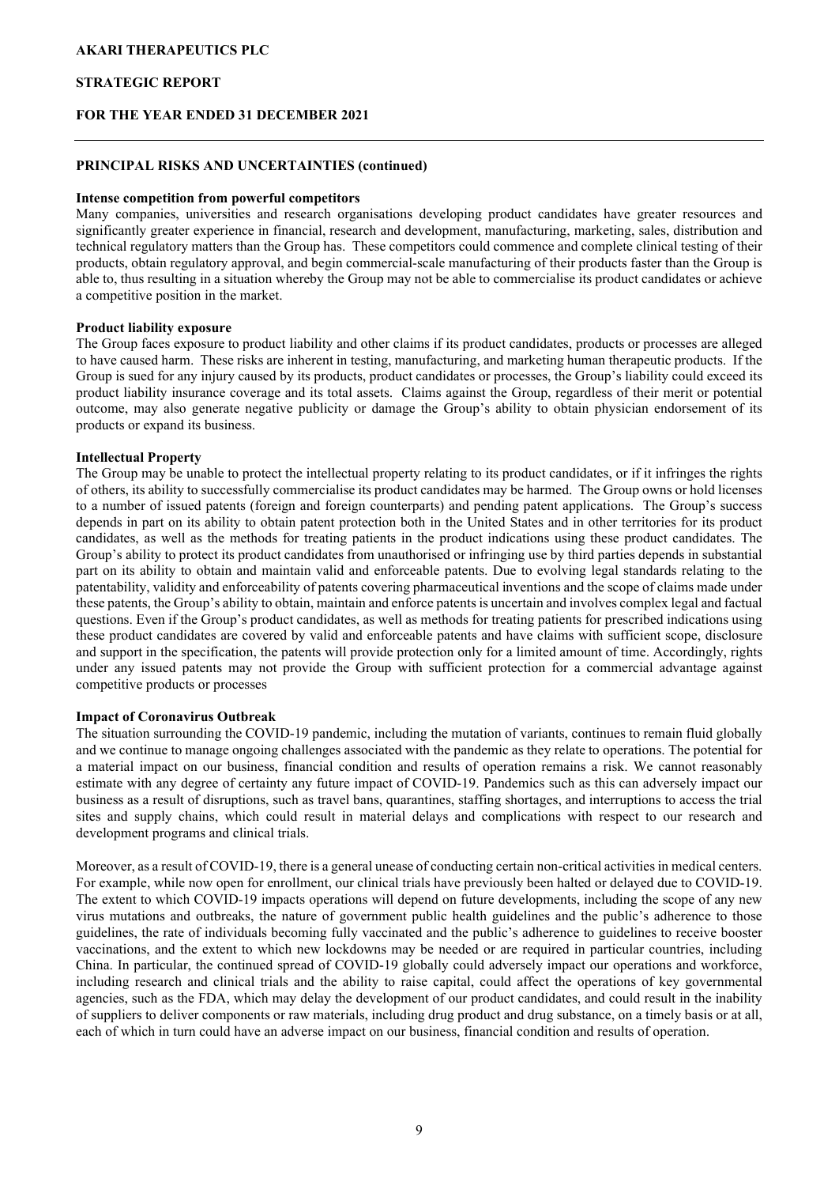## PRINCIPAL RISKS AND UNCERTAINTIES (continued)

**Intense competition from powerful competitors**

Many companies, universities and research organisations developing product candidates have greater resources and significantly greater experience in financial, research and development, manufacturing, marketing, sales, distribution and technical regulatory matters than the Group has. These competitors could commence and complete clinical testing of their products, obtain regulatory approval, and begin commercial-scale manufacturing of their products faster than the Group is able to, thus resulting in a situation whereby the Group may not be able to commercialise its product candidates or achieve a competitive position in the market.

**Product liability exposure**

The Group faces exposure to product liability and other claims if its product candidates, products or processes are alleged to have caused harm. These risks are inherent in testing, manufacturing, and marketing human therapeutic products. If the Group is sued for any injury caused by its products, product candidates or processes, the Group's liability could exceed its product liability insurance coverage and its total assets. Claims against the Group, regardless of their merit or potential outcome, may also generate negative publicity or damage the Group's ability to obtain physician endorsement of its products or expand its business.

**Intellectual Property**

The Group may be unable to protect the intellectual property relating to its product candidates, or if it infringes the rights of others, its ability to successfully commercialise its product candidates may be harmed. The Group owns or hold licenses to a number of issued patents (foreign and foreign counterparts) and pending patent applications. The Group's success depends in part on its ability to obtain patent protection both in the United States and in other territories for its product candidates, as well as the methods for treating patients in the product indications using these product candidates. The Group's ability to protect its product candidates from unauthorised or infringing use by third parties depends in substantial part on its ability to obtain and maintain valid and enforceable patents. Due to evolving legal standards relating to the patentability, validity and enforceability of patents covering pharmaceutical inventions and the scope of claims made under these patents, the Group's ability to obtain, maintain and enforce patents is uncertain and involves complex legal and factual questions. Even if the Group's product candidates, as well as methods for treating patients for prescribed indications using these product candidates are covered by valid and enforceable patents and have claims with sufficient scope, disclosure and support in the specification, the patents will provide protection only for a limited amount of time. Accordingly, rights under any issued patents may not provide the Group with sufficient protection for a commercial advantage against competitive products or processes

**Impact of Coronavirus Outbreak**

The situation surrounding the COVID-19 pandemic, including the mutation of variants, continues to remain fluid globally and we continue to manage ongoing challenges associated with the pandemic as they relate to operations. The potential for a material impact on our business, financial condition and results of operation remains a risk. We cannot reasonably estimate with any degree of certainty any future impact of COVID-19. Pandemics such as this can adversely impact our business as a result of disruptions, such as travel bans, quarantines, staffing shortages, and interruptions to access the trial sites and supply chains, which could result in material delays and complications with respect to our research and development programs and clinical trials.

Moreover, as a result of COVID-19, there is a general unease of conducting certain non-critical activities in medical centers. For example, while now open for enrollment, our clinical trials have previously been halted or delayed due to COVID-19. The extent to which COVID-19 impacts operations will depend on future developments, including the scope of any new virus mutations and outbreaks, the nature of government public health guidelines and the public's adherence to those guidelines, the rate of individuals becoming fully vaccinated and the public's adherence to guidelines to receive booster vaccinations, and the extent to which new lockdowns may be needed or are required in particular countries, including China. In particular, the continued spread of COVID-19 globally could adversely impact our operations and workforce, including research and clinical trials and the ability to raise capital, could affect the operations of key governmental agencies, such as the FDA, which may delay the development of our product candidates, and could result in the inability of suppliers to deliver components or raw materials, including drug product and drug substance, on a timely basis or at all, each of which in turn could have an adverse impact on our business, financial condition and results of operation.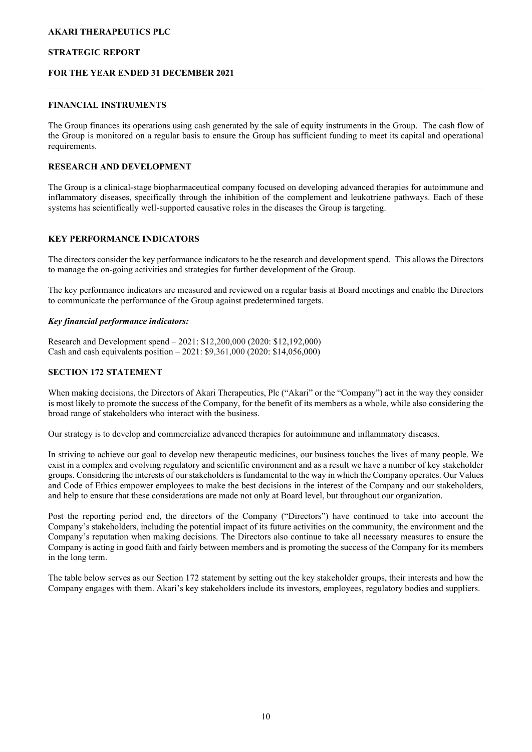## FINANCIAL INSTRUMENTS

The Group finances its operations using cash generated by the sale of equity instruments in the Group. The cash flow of the Group is monitored on a regular basis to ensure the Group has sufficient funding to meet its capital and operational requirements.

## RESEARCH AND DEVELOPMENT

The Group is a clinical-stage biopharmaceutical company focused on developing advanced therapies for autoimmune and inflammatory diseases, specifically through the inhibition of the complement and leukotriene pathways. Each of these systems has scientifically well-supported causative roles in the diseases the Group is targeting.

## KEY PERFORMANCE INDICATORS

The directors consider the key performance indicators to be the research and development spend. This allows the Directors to manage the on-going activities and strategies for further development of the Group.

The key performance indicators are measured and reviewed on a regular basis at Board meetings and enable the Directors to communicate the performance of the Group against predetermined targets.

***Key financial performance indicators:***

Research and Development spend – 2021: $12,200,000 (2020: $12,192,000)
Cash and cash equivalents position – 2021: $9,361,000 (2020: $14,056,000)

## SECTION 172 STATEMENT

When making decisions, the Directors of Akari Therapeutics, Plc ("Akari" or the "Company") act in the way they consider is most likely to promote the success of the Company, for the benefit of its members as a whole, while also considering the broad range of stakeholders who interact with the business.

Our strategy is to develop and commercialize advanced therapies for autoimmune and inflammatory diseases.

In striving to achieve our goal to develop new therapeutic medicines, our business touches the lives of many people. We exist in a complex and evolving regulatory and scientific environment and as a result we have a number of key stakeholder groups. Considering the interests of our stakeholders is fundamental to the way in which the Company operates. Our Values and Code of Ethics empower employees to make the best decisions in the interest of the Company and our stakeholders, and help to ensure that these considerations are made not only at Board level, but throughout our organization.

Post the reporting period end, the directors of the Company ("Directors") have continued to take into account the Company's stakeholders, including the potential impact of its future activities on the community, the environment and the Company's reputation when making decisions. The Directors also continue to take all necessary measures to ensure the Company is acting in good faith and fairly between members and is promoting the success of the Company for its members in the long term.

The table below serves as our Section 172 statement by setting out the key stakeholder groups, their interests and how the Company engages with them. Akari's key stakeholders include its investors, employees, regulatory bodies and suppliers.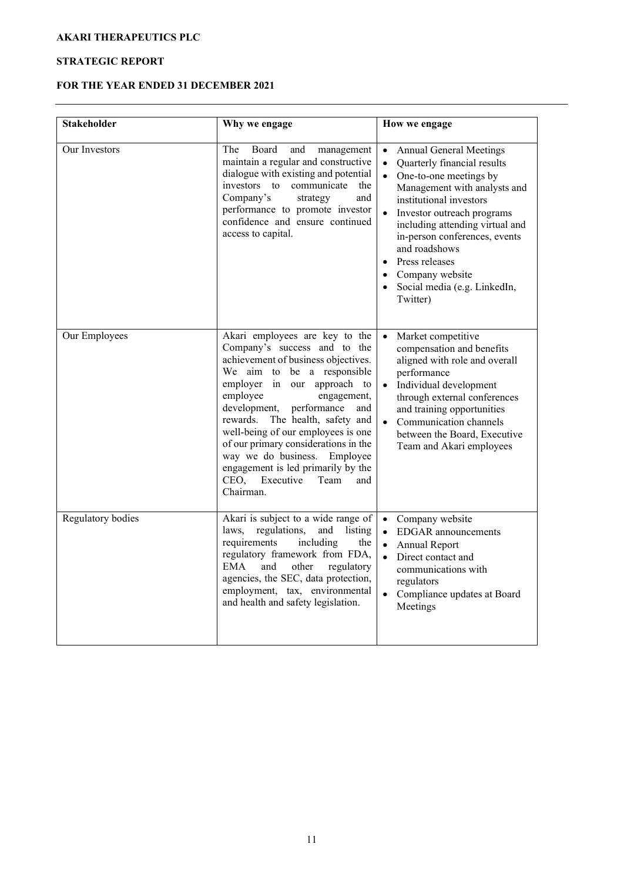**AKARI THERAPEUTICS PLC**

**STRATEGIC REPORT**

**FOR THE YEAR ENDED 31 DECEMBER 2021**

| **Stakeholder** | **Why we engage** | **How we engage** |
|---|---|---|
| Our Investors | The Board and management maintain a regular and constructive dialogue with existing and potential investors to communicate the Company's strategy and performance to promote investor confidence and ensure continued access to capital. | • Annual General Meetings<br>• Quarterly financial results<br>• One-to-one meetings by Management with analysts and institutional investors<br>• Investor outreach programs including attending virtual and in-person conferences, events and roadshows<br>• Press releases<br>• Company website<br>• Social media (e.g. LinkedIn, Twitter) |
| Our Employees | Akari employees are key to the Company's success and to the achievement of business objectives. We aim to be a responsible employer in our approach to employee engagement, development, performance and rewards. The health, safety and well-being of our employees is one of our primary considerations in the way we do business. Employee engagement is led primarily by the CEO, Executive Team and Chairman. | • Market competitive compensation and benefits aligned with role and overall performance<br>• Individual development through external conferences and training opportunities<br>• Communication channels between the Board, Executive Team and Akari employees |
| Regulatory bodies | Akari is subject to a wide range of laws, regulations, and listing requirements including the regulatory framework from FDA, EMA and other regulatory agencies, the SEC, data protection, employment, tax, environmental and health and safety legislation. | • Company website<br>• EDGAR announcements<br>• Annual Report<br>• Direct contact and communications with regulators<br>• Compliance updates at Board Meetings |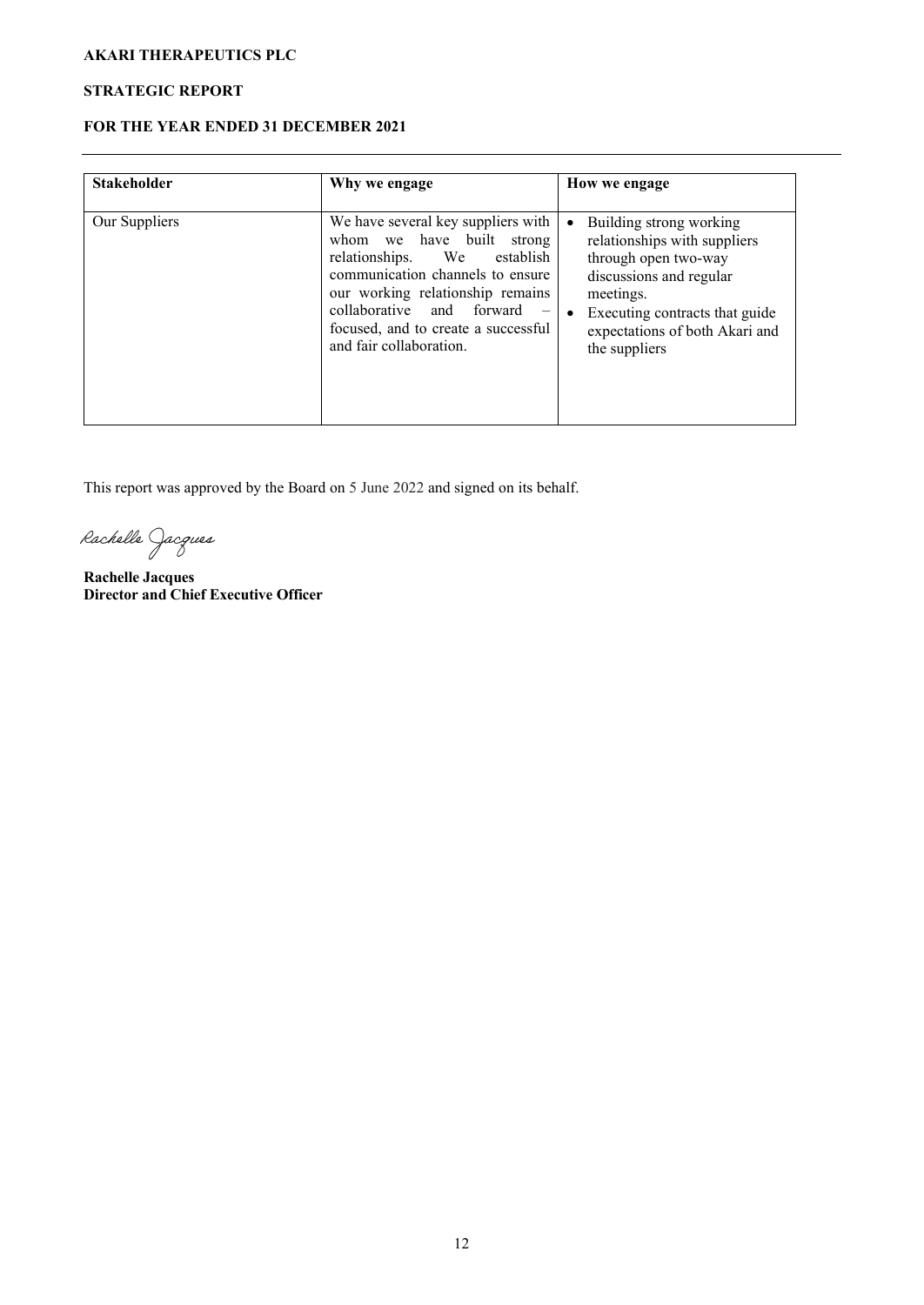| Stakeholder | Why we engage | How we engage |
| --- | --- | --- |
| Our Suppliers | We have several key suppliers with whom we have built strong relationships. We establish communication channels to ensure our working relationship remains collaborative and forward – focused, and to create a successful and fair collaboration. | • Building strong working relationships with suppliers through open two-way discussions and regular meetings.<br>• Executing contracts that guide expectations of both Akari and the suppliers |

This report was approved by the Board on 5 June 2022 and signed on its behalf.

Rachelle Jacques

**Rachelle Jacques**
**Director and Chief Executive Officer**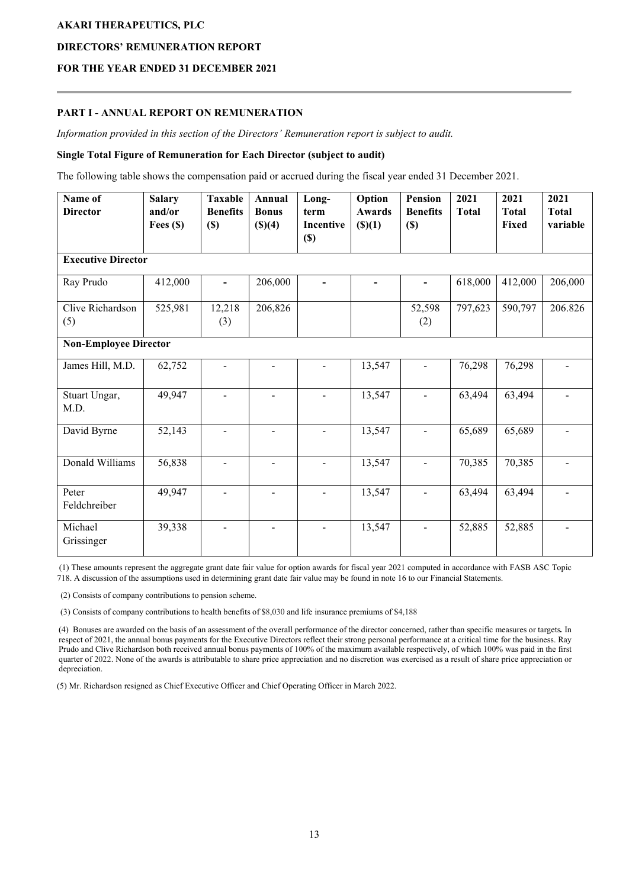**AKARI THERAPEUTICS, PLC**

**DIRECTORS' REMUNERATION REPORT**

**FOR THE YEAR ENDED 31 DECEMBER 2021**

## PART I - ANNUAL REPORT ON REMUNERATION

*Information provided in this section of the Directors' Remuneration report is subject to audit.*

### Single Total Figure of Remuneration for Each Director (subject to audit)

The following table shows the compensation paid or accrued during the fiscal year ended 31 December 2021.

| Name of Director | Salary and/or Fees ($) | Taxable Benefits ($) | Annual Bonus ($)(4) | Long-term Incentive ($) | Option Awards ($)(1) | Pension Benefits ($) | 2021 Total | 2021 Total Fixed | 2021 Total variable |
|---|---|---|---|---|---|---|---|---|---|
| **Executive Director** | | | | | | | | | |
| Ray Prudo | 412,000 | - | 206,000 | - | - | - | 618,000 | 412,000 | 206,000 |
| Clive Richardson (5) | 525,981 | 12,218 (3) | 206,826 | | | 52,598 (2) | 797,623 | 590,797 | 206.826 |
| **Non-Employee Director** | | | | | | | | | |
| James Hill, M.D. | 62,752 | - | - | - | 13,547 | - | 76,298 | 76,298 | - |
| Stuart Ungar, M.D. | 49,947 | - | - | - | 13,547 | - | 63,494 | 63,494 | - |
| David Byrne | 52,143 | - | - | - | 13,547 | - | 65,689 | 65,689 | - |
| Donald Williams | 56,838 | - | - | - | 13,547 | - | 70,385 | 70,385 | - |
| Peter Feldchreiber | 49,947 | - | - | - | 13,547 | - | 63,494 | 63,494 | - |
| Michael Grissinger | 39,338 | - | - | - | 13,547 | - | 52,885 | 52,885 | - |

(1) These amounts represent the aggregate grant date fair value for option awards for fiscal year 2021 computed in accordance with FASB ASC Topic 718. A discussion of the assumptions used in determining grant date fair value may be found in note 16 to our Financial Statements.

(2) Consists of company contributions to pension scheme.

(3) Consists of company contributions to health benefits of $8,030 and life insurance premiums of $4,188

(4) Bonuses are awarded on the basis of an assessment of the overall performance of the director concerned, rather than specific measures or targets**.** In respect of 2021, the annual bonus payments for the Executive Directors reflect their strong personal performance at a critical time for the business. Ray Prudo and Clive Richardson both received annual bonus payments of 100% of the maximum available respectively, of which 100% was paid in the first quarter of 2022. None of the awards is attributable to share price appreciation and no discretion was exercised as a result of share price appreciation or depreciation.

(5) Mr. Richardson resigned as Chief Executive Officer and Chief Operating Officer in March 2022.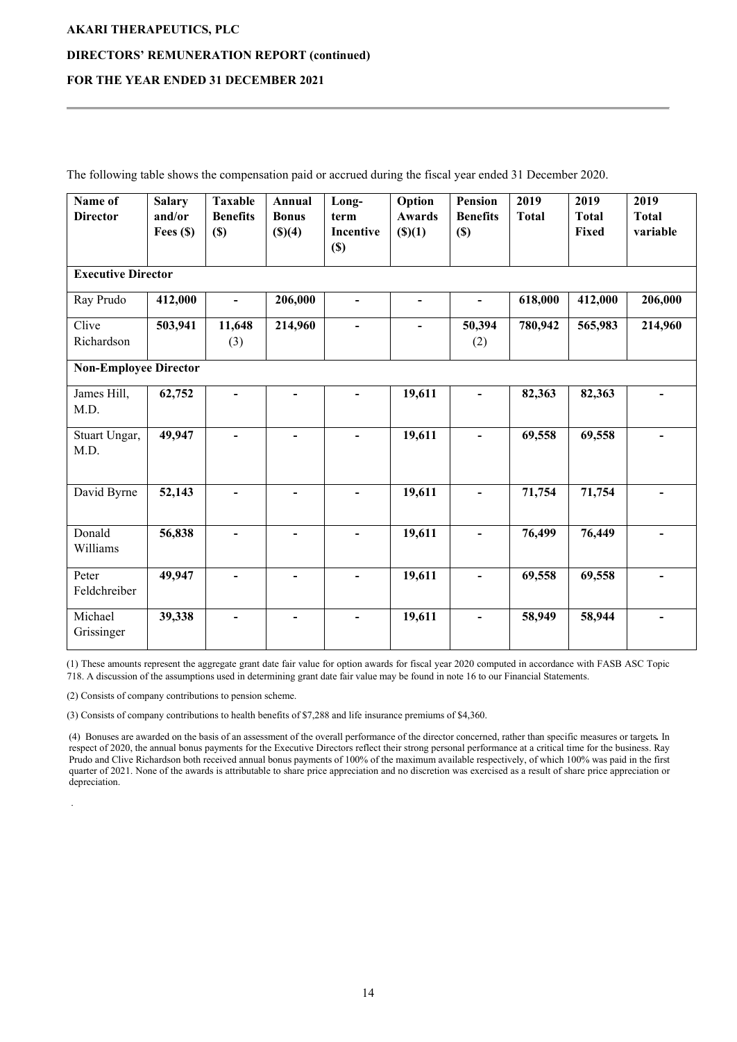# AKARI THERAPEUTICS, PLC

## DIRECTORS' REMUNERATION REPORT (continued)

## FOR THE YEAR ENDED 31 DECEMBER 2021

The following table shows the compensation paid or accrued during the fiscal year ended 31 December 2020.

| Name of Director | Salary and/or Fees ($) | Taxable Benefits ($) | Annual Bonus ($)(4) | Long-term Incentive ($) | Option Awards ($)(1) | Pension Benefits ($) | 2019 Total | 2019 Total Fixed | 2019 Total variable |
|---|---|---|---|---|---|---|---|---|---|
| **Executive Director** | | | | | | | | | |
| Ray Prudo | **412,000** | **-** | **206,000** | **-** | **-** | **-** | **618,000** | **412,000** | **206,000** |
| Clive Richardson | **503,941** | **11,648** (3) | **214,960** | **-** | **-** | **50,394** (2) | **780,942** | **565,983** | **214,960** |
| **Non-Employee Director** | | | | | | | | | |
| James Hill, M.D. | **62,752** | **-** | **-** | **-** | **19,611** | **-** | **82,363** | **82,363** | **-** |
| Stuart Ungar, M.D. | **49,947** | **-** | **-** | **-** | **19,611** | **-** | **69,558** | **69,558** | **-** |
| David Byrne | **52,143** | **-** | **-** | **-** | **19,611** | **-** | **71,754** | **71,754** | **-** |
| Donald Williams | **56,838** | **-** | **-** | **-** | **19,611** | **-** | **76,499** | **76,449** | **-** |
| Peter Feldchreiber | **49,947** | **-** | **-** | **-** | **19,611** | **-** | **69,558** | **69,558** | **-** |
| Michael Grissinger | **39,338** | **-** | **-** | **-** | **19,611** | **-** | **58,949** | **58,944** | **-** |

(1) These amounts represent the aggregate grant date fair value for option awards for fiscal year 2020 computed in accordance with FASB ASC Topic 718. A discussion of the assumptions used in determining grant date fair value may be found in note 16 to our Financial Statements.

(2) Consists of company contributions to pension scheme.

(3) Consists of company contributions to health benefits of $7,288 and life insurance premiums of $4,360.

(4) Bonuses are awarded on the basis of an assessment of the overall performance of the director concerned, rather than specific measures or targets**.** In respect of 2020, the annual bonus payments for the Executive Directors reflect their strong personal performance at a critical time for the business. Ray Prudo and Clive Richardson both received annual bonus payments of 100% of the maximum available respectively, of which 100% was paid in the first quarter of 2021. None of the awards is attributable to share price appreciation and no discretion was exercised as a result of share price appreciation or depreciation.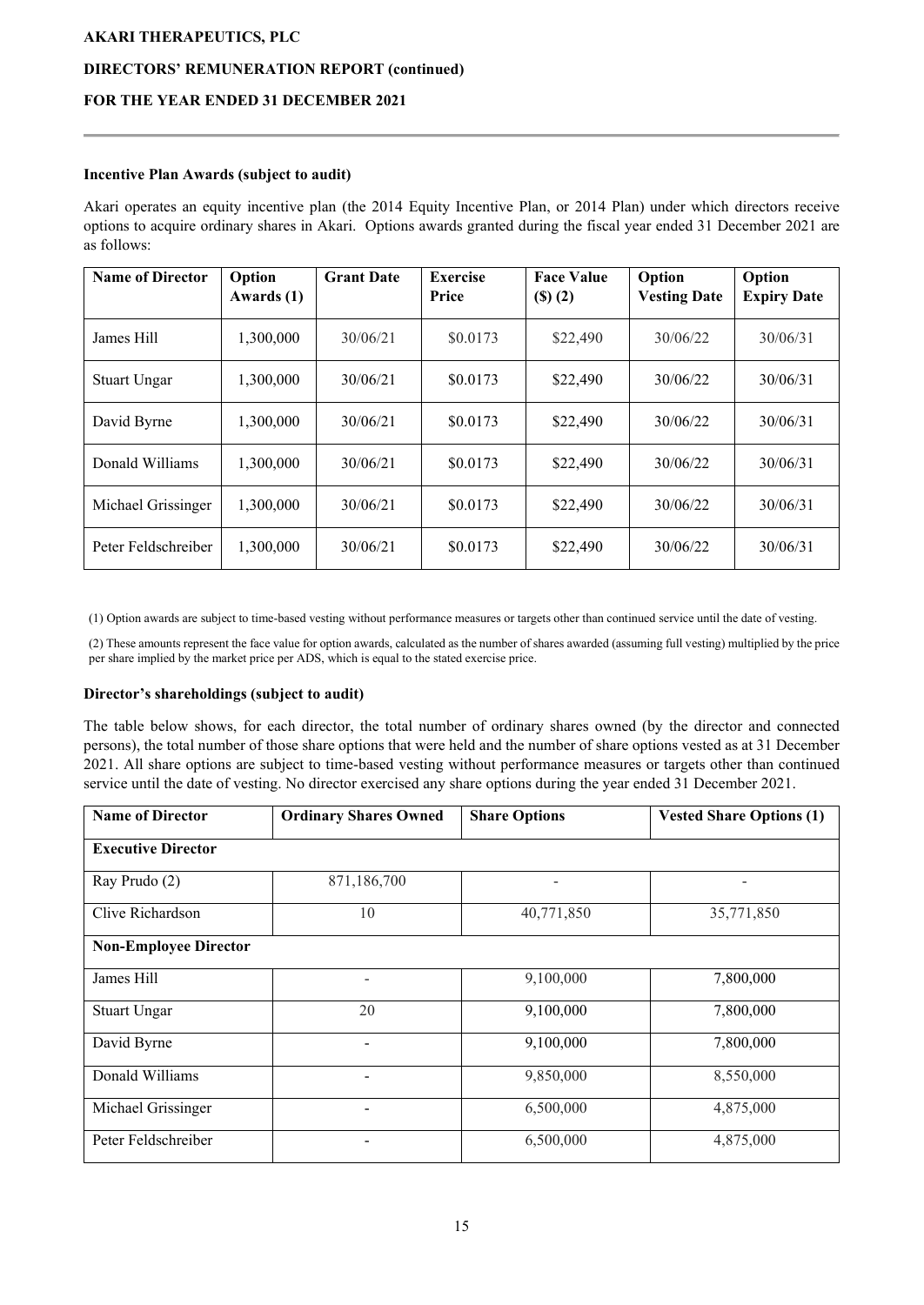### Incentive Plan Awards (subject to audit)

Akari operates an equity incentive plan (the 2014 Equity Incentive Plan, or 2014 Plan) under which directors receive options to acquire ordinary shares in Akari. Options awards granted during the fiscal year ended 31 December 2021 are as follows:

| Name of Director | Option Awards (1) | Grant Date | Exercise Price | Face Value ($) (2) | Option Vesting Date | Option Expiry Date |
|---|---|---|---|---|---|---|
| James Hill | 1,300,000 | 30/06/21 | $0.0173 | $22,490 | 30/06/22 | 30/06/31 |
| Stuart Ungar | 1,300,000 | 30/06/21 | $0.0173 | $22,490 | 30/06/22 | 30/06/31 |
| David Byrne | 1,300,000 | 30/06/21 | $0.0173 | $22,490 | 30/06/22 | 30/06/31 |
| Donald Williams | 1,300,000 | 30/06/21 | $0.0173 | $22,490 | 30/06/22 | 30/06/31 |
| Michael Grissinger | 1,300,000 | 30/06/21 | $0.0173 | $22,490 | 30/06/22 | 30/06/31 |
| Peter Feldschreiber | 1,300,000 | 30/06/21 | $0.0173 | $22,490 | 30/06/22 | 30/06/31 |

(1) Option awards are subject to time-based vesting without performance measures or targets other than continued service until the date of vesting.

(2) These amounts represent the face value for option awards, calculated as the number of shares awarded (assuming full vesting) multiplied by the price per share implied by the market price per ADS, which is equal to the stated exercise price.

### Director's shareholdings (subject to audit)

The table below shows, for each director, the total number of ordinary shares owned (by the director and connected persons), the total number of those share options that were held and the number of share options vested as at 31 December 2021. All share options are subject to time-based vesting without performance measures or targets other than continued service until the date of vesting. No director exercised any share options during the year ended 31 December 2021.

| Name of Director | Ordinary Shares Owned | Share Options | Vested Share Options (1) |
|---|---|---|---|
| **Executive Director** | | | |
| Ray Prudo (2) | 871,186,700 | - | - |
| Clive Richardson | 10 | 40,771,850 | 35,771,850 |
| **Non-Employee Director** | | | |
| James Hill | - | 9,100,000 | 7,800,000 |
| Stuart Ungar | 20 | 9,100,000 | 7,800,000 |
| David Byrne | - | 9,100,000 | 7,800,000 |
| Donald Williams | - | 9,850,000 | 8,550,000 |
| Michael Grissinger | - | 6,500,000 | 4,875,000 |
| Peter Feldschreiber | - | 6,500,000 | 4,875,000 |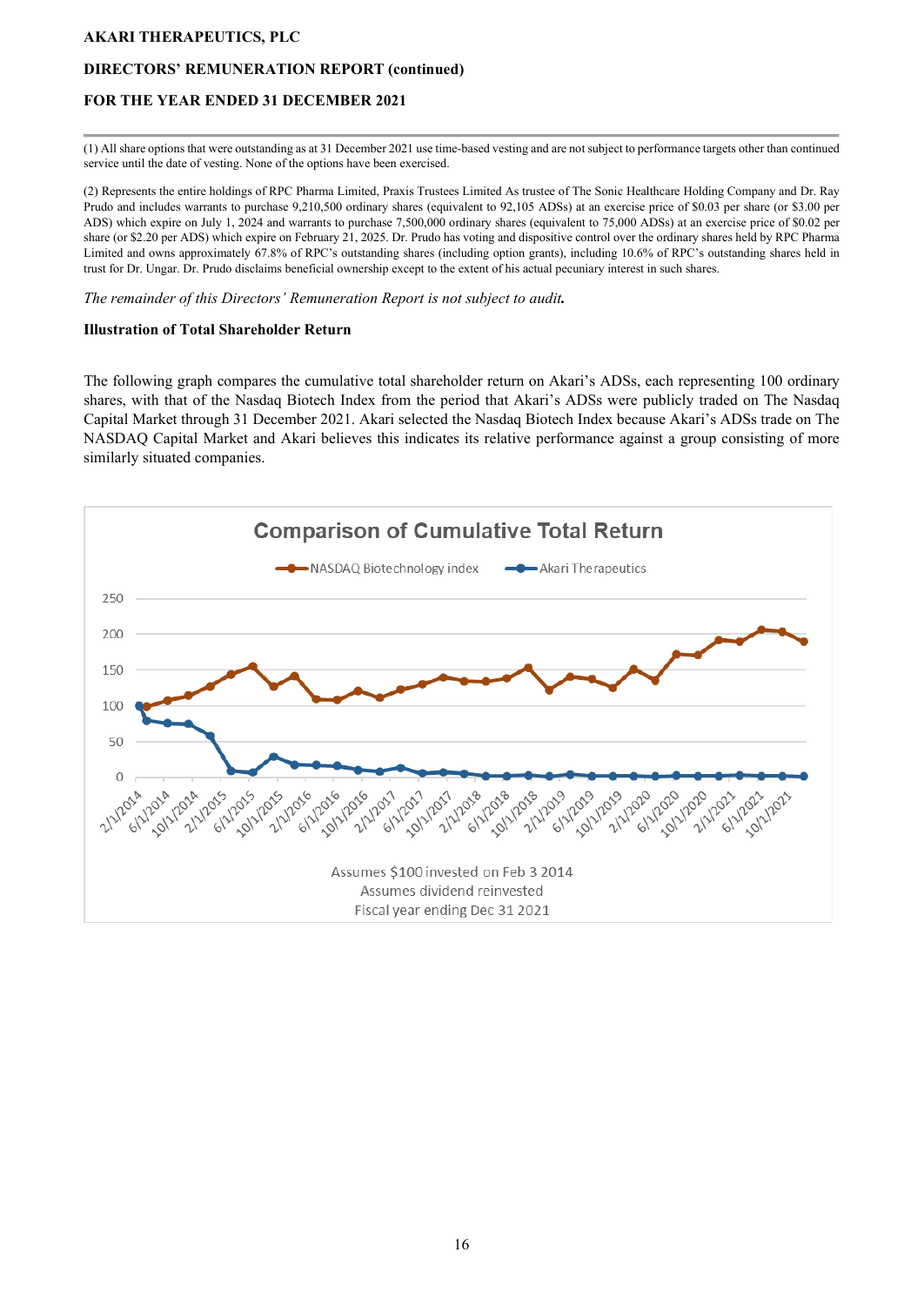**AKARI THERAPEUTICS, PLC**

**DIRECTORS' REMUNERATION REPORT (continued)**

**FOR THE YEAR ENDED 31 DECEMBER 2021**

(1) All share options that were outstanding as at 31 December 2021 use time-based vesting and are not subject to performance targets other than continued service until the date of vesting. None of the options have been exercised.

(2) Represents the entire holdings of RPC Pharma Limited, Praxis Trustees Limited As trustee of The Sonic Healthcare Holding Company and Dr. Ray Prudo and includes warrants to purchase 9,210,500 ordinary shares (equivalent to 92,105 ADSs) at an exercise price of $0.03 per share (or $3.00 per ADS) which expire on July 1, 2024 and warrants to purchase 7,500,000 ordinary shares (equivalent to 75,000 ADSs) at an exercise price of $0.02 per share (or $2.20 per ADS) which expire on February 21, 2025. Dr. Prudo has voting and dispositive control over the ordinary shares held by RPC Pharma Limited and owns approximately 67.8% of RPC's outstanding shares (including option grants), including 10.6% of RPC's outstanding shares held in trust for Dr. Ungar. Dr. Prudo disclaims beneficial ownership except to the extent of his actual pecuniary interest in such shares.

*The remainder of this Directors' Remuneration Report is not subject to audit.*

**Illustration of Total Shareholder Return**

The following graph compares the cumulative total shareholder return on Akari's ADSs, each representing 100 ordinary shares, with that of the Nasdaq Biotech Index from the period that Akari's ADSs were publicly traded on The Nasdaq Capital Market through 31 December 2021. Akari selected the Nasdaq Biotech Index because Akari's ADSs trade on The NASDAQ Capital Market and Akari believes this indicates its relative performance against a group consisting of more similarly situated companies.

Comparison of Cumulative Total Return

Legend: NASDAQ Biotechnology index; Akari Therapeutics

Assumes $100 invested on Feb 3 2014
Assumes dividend reinvested
Fiscal year ending Dec 31 2021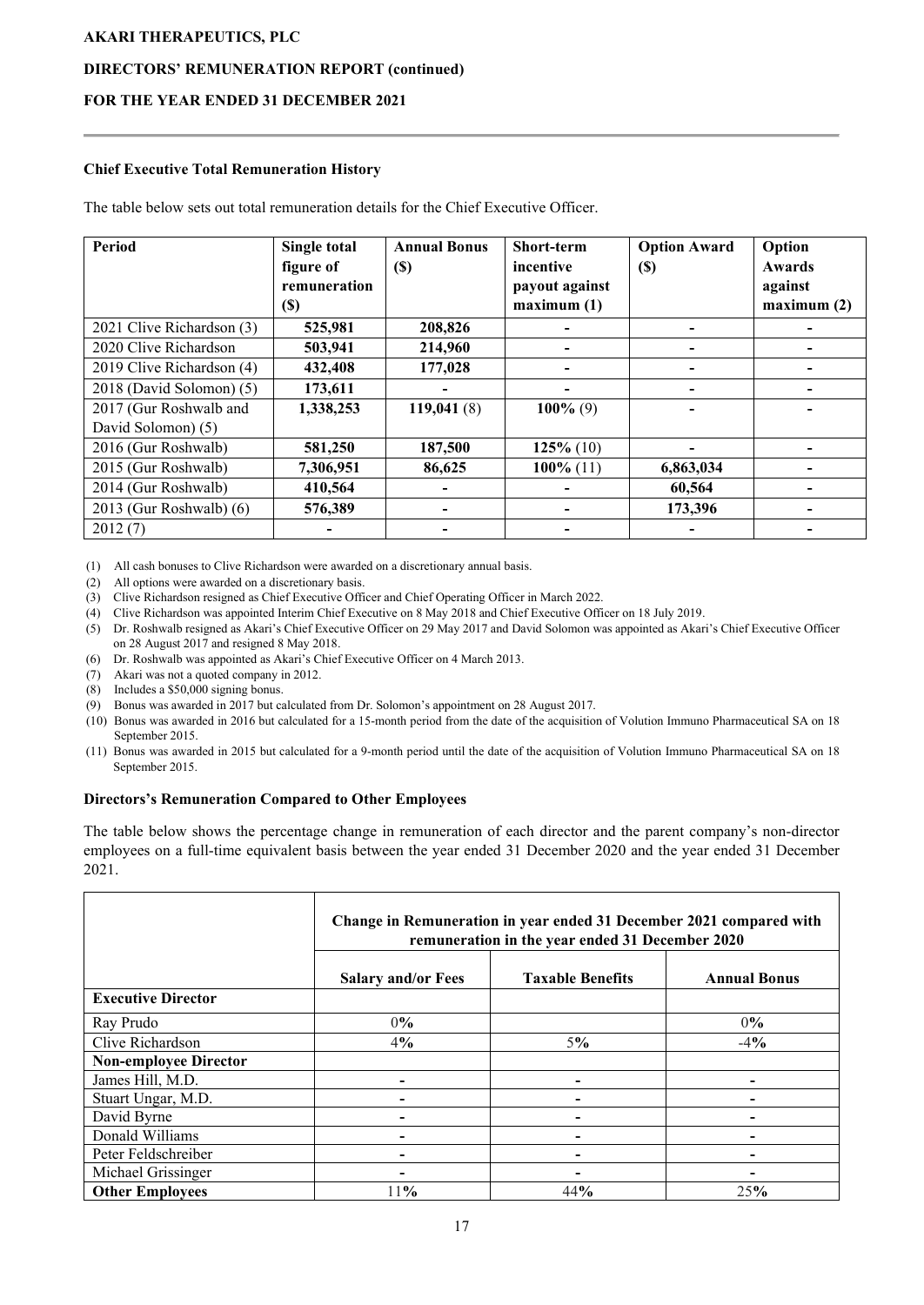**Chief Executive Total Remuneration History**

The table below sets out total remuneration details for the Chief Executive Officer.

| Period | Single total figure of remuneration ($) | Annual Bonus ($) | Short-term incentive payout against maximum (1) | Option Award ($) | Option Awards against maximum (2) |
|---|---|---|---|---|---|
| 2021 Clive Richardson (3) | **525,981** | **208,826** | **-** | **-** | **-** |
| 2020 Clive Richardson | **503,941** | **214,960** | **-** | **-** | **-** |
| 2019 Clive Richardson (4) | **432,408** | **177,028** | **-** | **-** | **-** |
| 2018 (David Solomon) (5) | **173,611** | **-** | **-** | **-** | **-** |
| 2017 (Gur Roshwalb and David Solomon) (5) | **1,338,253** | **119,041** (8) | **100%** (9) | **-** | **-** |
| 2016 (Gur Roshwalb) | **581,250** | **187,500** | **125%** (10) | **-** | **-** |
| 2015 (Gur Roshwalb) | **7,306,951** | **86,625** | **100%** (11) | **6,863,034** | **-** |
| 2014 (Gur Roshwalb) | **410,564** | **-** | **-** | **60,564** | **-** |
| 2013 (Gur Roshwalb) (6) | **576,389** | **-** | **-** | **173,396** | **-** |
| 2012 (7) | **-** | **-** | **-** | **-** | **-** |

(1) All cash bonuses to Clive Richardson were awarded on a discretionary annual basis.
(2) All options were awarded on a discretionary basis.
(3) Clive Richardson resigned as Chief Executive Officer and Chief Operating Officer in March 2022.
(4) Clive Richardson was appointed Interim Chief Executive on 8 May 2018 and Chief Executive Officer on 18 July 2019.
(5) Dr. Roshwalb resigned as Akari's Chief Executive Officer on 29 May 2017 and David Solomon was appointed as Akari's Chief Executive Officer on 28 August 2017 and resigned 8 May 2018.
(6) Dr. Roshwalb was appointed as Akari's Chief Executive Officer on 4 March 2013.
(7) Akari was not a quoted company in 2012.
(8) Includes a $50,000 signing bonus.
(9) Bonus was awarded in 2017 but calculated from Dr. Solomon's appointment on 28 August 2017.
(10) Bonus was awarded in 2016 but calculated for a 15-month period from the date of the acquisition of Volution Immuno Pharmaceutical SA on 18 September 2015.
(11) Bonus was awarded in 2015 but calculated for a 9-month period until the date of the acquisition of Volution Immuno Pharmaceutical SA on 18 September 2015.

**Directors's Remuneration Compared to Other Employees**

The table below shows the percentage change in remuneration of each director and the parent company's non-director employees on a full-time equivalent basis between the year ended 31 December 2020 and the year ended 31 December 2021.

| | **Change in Remuneration in year ended 31 December 2021 compared with remuneration in the year ended 31 December 2020** | | |
|---|---|---|---|
| | **Salary and/or Fees** | **Taxable Benefits** | **Annual Bonus** |
| **Executive Director** | | | |
| Ray Prudo | 0% | | 0% |
| Clive Richardson | 4% | 5% | -4% |
| **Non-employee Director** | | | |
| James Hill, M.D. | - | - | - |
| Stuart Ungar, M.D. | - | - | - |
| David Byrne | - | - | - |
| Donald Williams | - | - | - |
| Peter Feldschreiber | - | - | - |
| Michael Grissinger | - | - | - |
| **Other Employees** | 11% | 44% | 25% |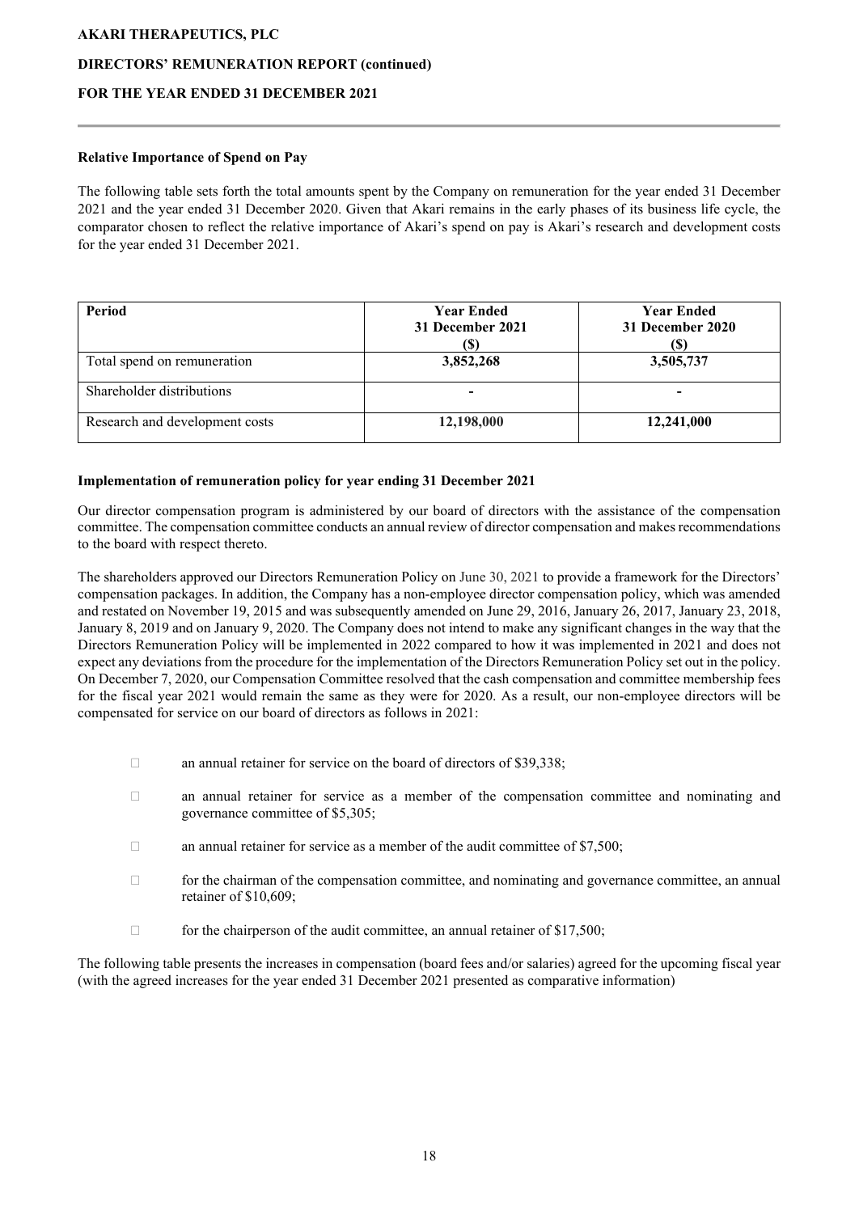**Relative Importance of Spend on Pay**

The following table sets forth the total amounts spent by the Company on remuneration for the year ended 31 December 2021 and the year ended 31 December 2020. Given that Akari remains in the early phases of its business life cycle, the comparator chosen to reflect the relative importance of Akari's spend on pay is Akari's research and development costs for the year ended 31 December 2021.

| Period | Year Ended 31 December 2021 ($) | Year Ended 31 December 2020 ($) |
|---|---|---|
| Total spend on remuneration | **3,852,268** | **3,505,737** |
| Shareholder distributions | **-** | **-** |
| Research and development costs | **12,198,000** | **12,241,000** |

**Implementation of remuneration policy for year ending 31 December 2021**

Our director compensation program is administered by our board of directors with the assistance of the compensation committee. The compensation committee conducts an annual review of director compensation and makes recommendations to the board with respect thereto.

The shareholders approved our Directors Remuneration Policy on June 30, 2021 to provide a framework for the Directors' compensation packages. In addition, the Company has a non-employee director compensation policy, which was amended and restated on November 19, 2015 and was subsequently amended on June 29, 2016, January 26, 2017, January 23, 2018, January 8, 2019 and on January 9, 2020. The Company does not intend to make any significant changes in the way that the Directors Remuneration Policy will be implemented in 2022 compared to how it was implemented in 2021 and does not expect any deviations from the procedure for the implementation of the Directors Remuneration Policy set out in the policy. On December 7, 2020, our Compensation Committee resolved that the cash compensation and committee membership fees for the fiscal year 2021 would remain the same as they were for 2020. As a result, our non-employee directors will be compensated for service on our board of directors as follows in 2021:

- an annual retainer for service on the board of directors of $39,338;
- an annual retainer for service as a member of the compensation committee and nominating and governance committee of $5,305;
- an annual retainer for service as a member of the audit committee of $7,500;
- for the chairman of the compensation committee, and nominating and governance committee, an annual retainer of $10,609;
- for the chairperson of the audit committee, an annual retainer of $17,500;

The following table presents the increases in compensation (board fees and/or salaries) agreed for the upcoming fiscal year (with the agreed increases for the year ended 31 December 2021 presented as comparative information)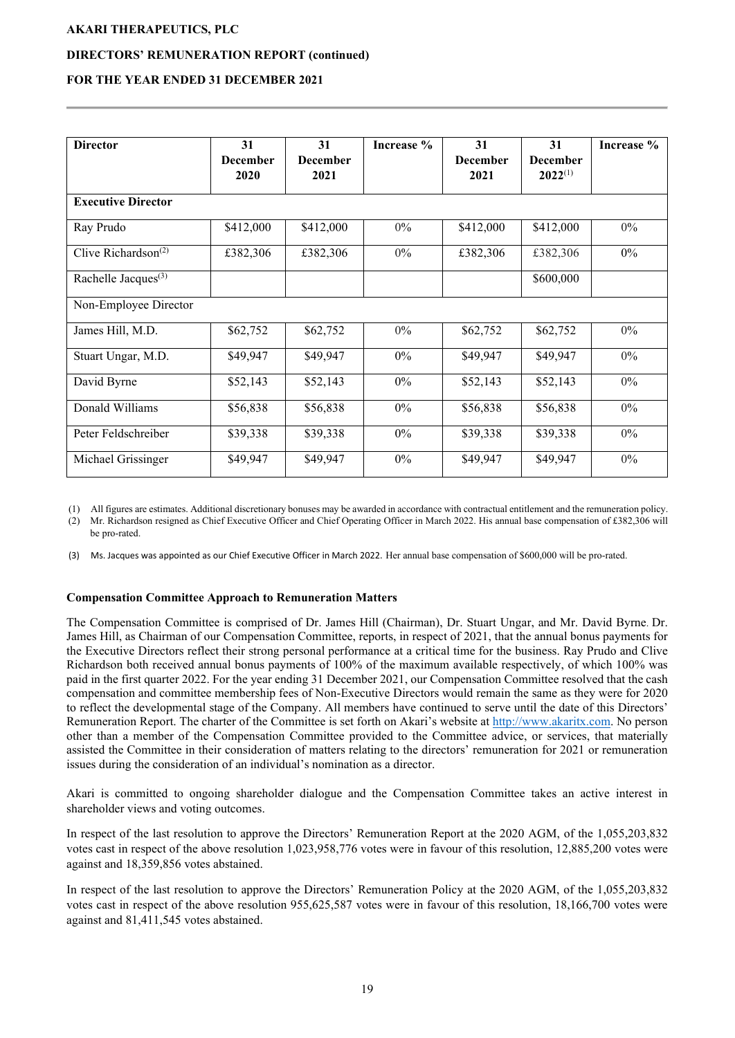| Director | 31 December 2020 | 31 December 2021 | Increase % | 31 December 2021 | 31 December 2022[(1)] | Increase % |
|---|---|---|---|---|---|---|
| **Executive Director** | | | | | | |
| Ray Prudo | $412,000 | $412,000 | 0% | $412,000 | $412,000 | 0% |
| Clive Richardson[(2)] | £382,306 | £382,306 | 0% | £382,306 | £382,306 | 0% |
| Rachelle Jacques[(3)] | | | | | $600,000 | |
| Non-Employee Director | | | | | | |
| James Hill, M.D. | $62,752 | $62,752 | 0% | $62,752 | $62,752 | 0% |
| Stuart Ungar, M.D. | $49,947 | $49,947 | 0% | $49,947 | $49,947 | 0% |
| David Byrne | $52,143 | $52,143 | 0% | $52,143 | $52,143 | 0% |
| Donald Williams | $56,838 | $56,838 | 0% | $56,838 | $56,838 | 0% |
| Peter Feldschreiber | $39,338 | $39,338 | 0% | $39,338 | $39,338 | 0% |
| Michael Grissinger | $49,947 | $49,947 | 0% | $49,947 | $49,947 | 0% |

(1) All figures are estimates. Additional discretionary bonuses may be awarded in accordance with contractual entitlement and the remuneration policy.

(2) Mr. Richardson resigned as Chief Executive Officer and Chief Operating Officer in March 2022. His annual base compensation of £382,306 will be pro-rated.

(3) Ms. Jacques was appointed as our Chief Executive Officer in March 2022. Her annual base compensation of $600,000 will be pro-rated.

### Compensation Committee Approach to Remuneration Matters

The Compensation Committee is comprised of Dr. James Hill (Chairman), Dr. Stuart Ungar, and Mr. David Byrne. Dr. James Hill, as Chairman of our Compensation Committee, reports, in respect of 2021, that the annual bonus payments for the Executive Directors reflect their strong personal performance at a critical time for the business. Ray Prudo and Clive Richardson both received annual bonus payments of 100% of the maximum available respectively, of which 100% was paid in the first quarter 2022. For the year ending 31 December 2021, our Compensation Committee resolved that the cash compensation and committee membership fees of Non-Executive Directors would remain the same as they were for 2020 to reflect the developmental stage of the Company. All members have continued to serve until the date of this Directors' Remuneration Report. The charter of the Committee is set forth on Akari's website at http://www.akaritx.com. No person other than a member of the Compensation Committee provided to the Committee advice, or services, that materially assisted the Committee in their consideration of matters relating to the directors' remuneration for 2021 or remuneration issues during the consideration of an individual's nomination as a director.

Akari is committed to ongoing shareholder dialogue and the Compensation Committee takes an active interest in shareholder views and voting outcomes.

In respect of the last resolution to approve the Directors' Remuneration Report at the 2020 AGM, of the 1,055,203,832 votes cast in respect of the above resolution 1,023,958,776 votes were in favour of this resolution, 12,885,200 votes were against and 18,359,856 votes abstained.

In respect of the last resolution to approve the Directors' Remuneration Policy at the 2020 AGM, of the 1,055,203,832 votes cast in respect of the above resolution 955,625,587 votes were in favour of this resolution, 18,166,700 votes were against and 81,411,545 votes abstained.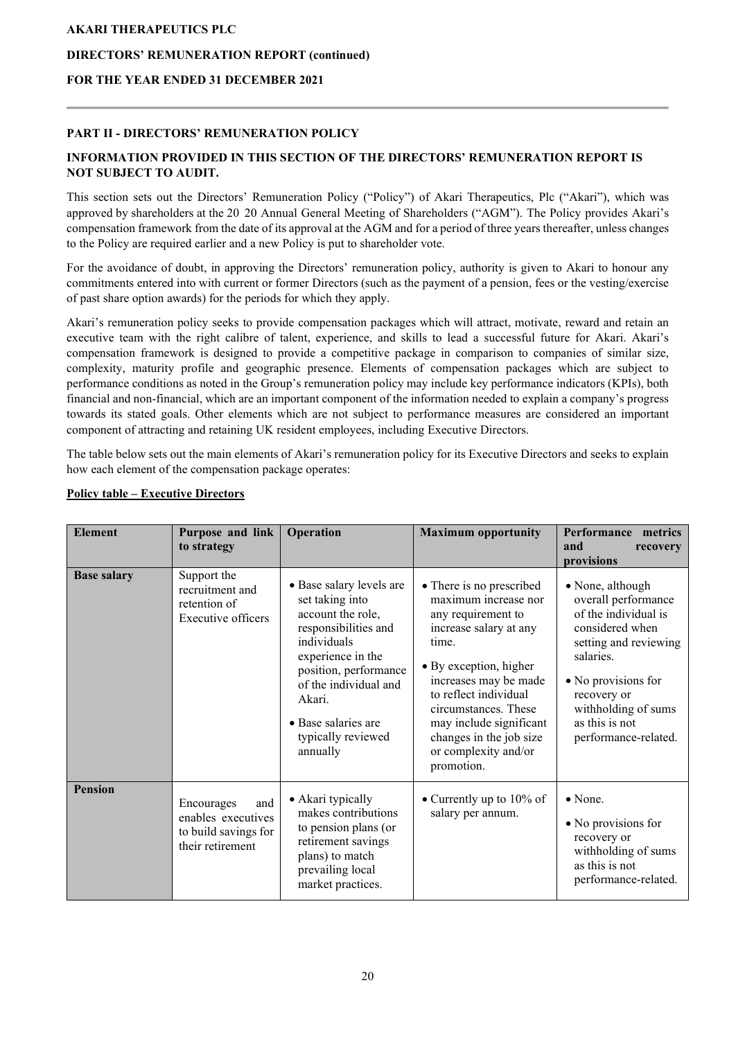## PART II - DIRECTORS' REMUNERATION POLICY

### INFORMATION PROVIDED IN THIS SECTION OF THE DIRECTORS' REMUNERATION REPORT IS NOT SUBJECT TO AUDIT.

This section sets out the Directors' Remuneration Policy ("Policy") of Akari Therapeutics, Plc ("Akari"), which was approved by shareholders at the 2020 Annual General Meeting of Shareholders ("AGM"). The Policy provides Akari's compensation framework from the date of its approval at the AGM and for a period of three years thereafter, unless changes to the Policy are required earlier and a new Policy is put to shareholder vote.

For the avoidance of doubt, in approving the Directors' remuneration policy, authority is given to Akari to honour any commitments entered into with current or former Directors (such as the payment of a pension, fees or the vesting/exercise of past share option awards) for the periods for which they apply.

Akari's remuneration policy seeks to provide compensation packages which will attract, motivate, reward and retain an executive team with the right calibre of talent, experience, and skills to lead a successful future for Akari. Akari's compensation framework is designed to provide a competitive package in comparison to companies of similar size, complexity, maturity profile and geographic presence. Elements of compensation packages which are subject to performance conditions as noted in the Group's remuneration policy may include key performance indicators (KPIs), both financial and non-financial, which are an important component of the information needed to explain a company's progress towards its stated goals. Other elements which are not subject to performance measures are considered an important component of attracting and retaining UK resident employees, including Executive Directors.

The table below sets out the main elements of Akari's remuneration policy for its Executive Directors and seeks to explain how each element of the compensation package operates:

**Policy table – Executive Directors**

| Element | Purpose and link to strategy | Operation | Maximum opportunity | Performance metrics and recovery provisions |
|---|---|---|---|---|
| **Base salary** | Support the recruitment and retention of Executive officers | • Base salary levels are set taking into account the role, responsibilities and individuals experience in the position, performance of the individual and Akari.<br>• Base salaries are typically reviewed annually | • There is no prescribed maximum increase nor any requirement to increase salary at any time.<br>• By exception, higher increases may be made to reflect individual circumstances. These may include significant changes in the job size or complexity and/or promotion. | • None, although overall performance of the individual is considered when setting and reviewing salaries.<br>• No provisions for recovery or withholding of sums as this is not performance-related. |
| **Pension** | Encourages and enables executives to build savings for their retirement | • Akari typically makes contributions to pension plans (or retirement savings plans) to match prevailing local market practices. | • Currently up to 10% of salary per annum. | • None.<br>• No provisions for recovery or withholding of sums as this is not performance-related. |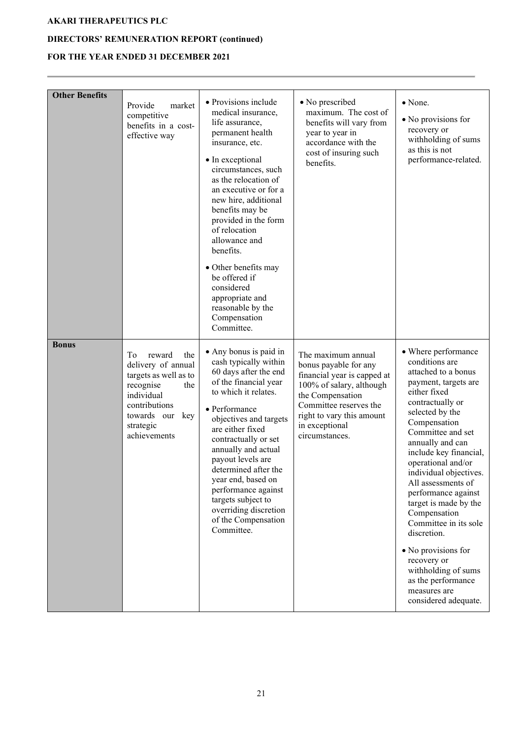**AKARI THERAPEUTICS PLC**

**DIRECTORS' REMUNERATION REPORT (continued)**

**FOR THE YEAR ENDED 31 DECEMBER 2021**

| | | | | |
|---|---|---|---|---|
| **Other Benefits** | Provide market competitive benefits in a cost-effective way | • Provisions include medical insurance, life assurance, permanent health insurance, etc.<br>• In exceptional circumstances, such as the relocation of an executive or for a new hire, additional benefits may be provided in the form of relocation allowance and benefits.<br>• Other benefits may be offered if considered appropriate and reasonable by the Compensation Committee. | • No prescribed maximum. The cost of benefits will vary from year to year in accordance with the cost of insuring such benefits. | • None.<br>• No provisions for recovery or withholding of sums as this is not performance-related. |
| **Bonus** | To reward the delivery of annual targets as well as to recognise the individual contributions towards our key strategic achievements | • Any bonus is paid in cash typically within 60 days after the end of the financial year to which it relates.<br>• Performance objectives and targets are either fixed contractually or set annually and actual payout levels are determined after the year end, based on performance against targets subject to overriding discretion of the Compensation Committee. | The maximum annual bonus payable for any financial year is capped at 100% of salary, although the Compensation Committee reserves the right to vary this amount in exceptional circumstances. | • Where performance conditions are attached to a bonus payment, targets are either fixed contractually or selected by the Compensation Committee and set annually and can include key financial, operational and/or individual objectives. All assessments of performance against target is made by the Compensation Committee in its sole discretion.<br>• No provisions for recovery or withholding of sums as the performance measures are considered adequate. |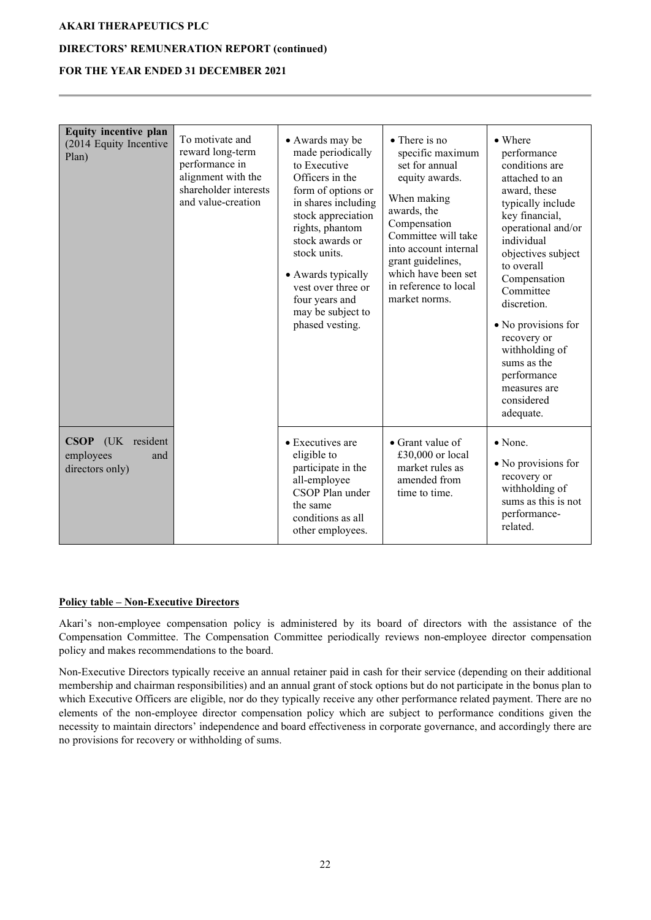| | | | | |
|---|---|---|---|---|
| **Equity incentive plan** (2014 Equity Incentive Plan) | To motivate and reward long-term performance in alignment with the shareholder interests and value-creation | • Awards may be made periodically to Executive Officers in the form of options or in shares including stock appreciation rights, phantom stock awards or stock units.<br>• Awards typically vest over three or four years and may be subject to phased vesting. | • There is no specific maximum set for annual equity awards.<br>When making awards, the Compensation Committee will take into account internal grant guidelines, which have been set in reference to local market norms. | • Where performance conditions are attached to an award, these typically include key financial, operational and/or individual objectives subject to overall Compensation Committee discretion.<br>• No provisions for recovery or withholding of sums as the performance measures are considered adequate. |
| **CSOP** (UK resident employees and directors only) | | • Executives are eligible to participate in the all-employee CSOP Plan under the same conditions as all other employees. | • Grant value of £30,000 or local market rules as amended from time to time. | • None.<br>• No provisions for recovery or withholding of sums as this is not performance-related. |

**Policy table – Non-Executive Directors**

Akari's non-employee compensation policy is administered by its board of directors with the assistance of the Compensation Committee. The Compensation Committee periodically reviews non-employee director compensation policy and makes recommendations to the board.

Non-Executive Directors typically receive an annual retainer paid in cash for their service (depending on their additional membership and chairman responsibilities) and an annual grant of stock options but do not participate in the bonus plan to which Executive Officers are eligible, nor do they typically receive any other performance related payment. There are no elements of the non-employee director compensation policy which are subject to performance conditions given the necessity to maintain directors' independence and board effectiveness in corporate governance, and accordingly there are no provisions for recovery or withholding of sums.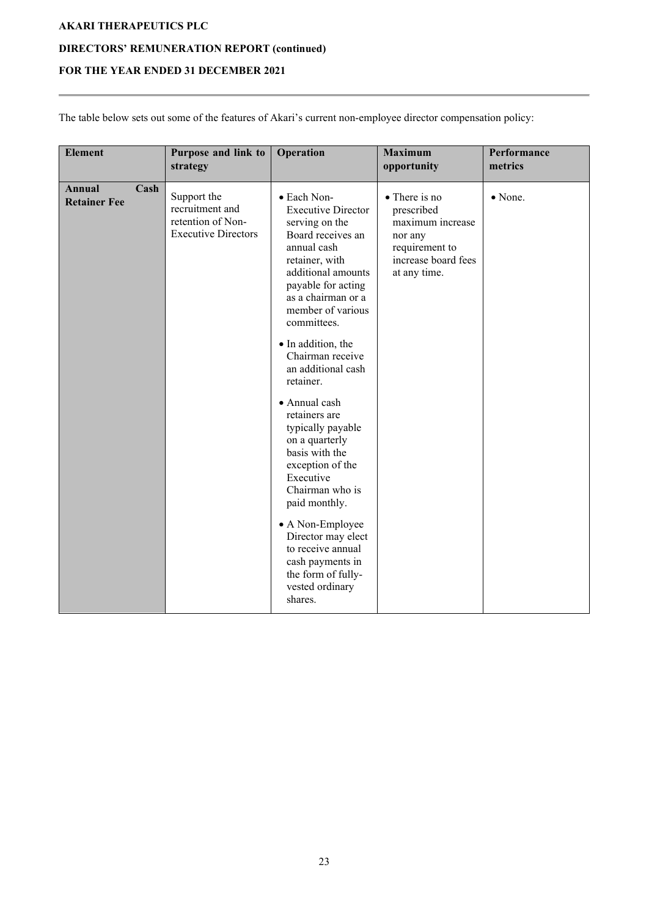The table below sets out some of the features of Akari's current non-employee director compensation policy:

| Element | Purpose and link to strategy | Operation | Maximum opportunity | Performance metrics |
|---|---|---|---|---|
| **Annual Cash Retainer Fee** | Support the recruitment and retention of Non-Executive Directors | • Each Non-Executive Director serving on the Board receives an annual cash retainer, with additional amounts payable for acting as a chairman or a member of various committees.<br>• In addition, the Chairman receive an additional cash retainer.<br>• Annual cash retainers are typically payable on a quarterly basis with the exception of the Executive Chairman who is paid monthly.<br>• A Non-Employee Director may elect to receive annual cash payments in the form of fully-vested ordinary shares. | • There is no prescribed maximum increase nor any requirement to increase board fees at any time. | • None. |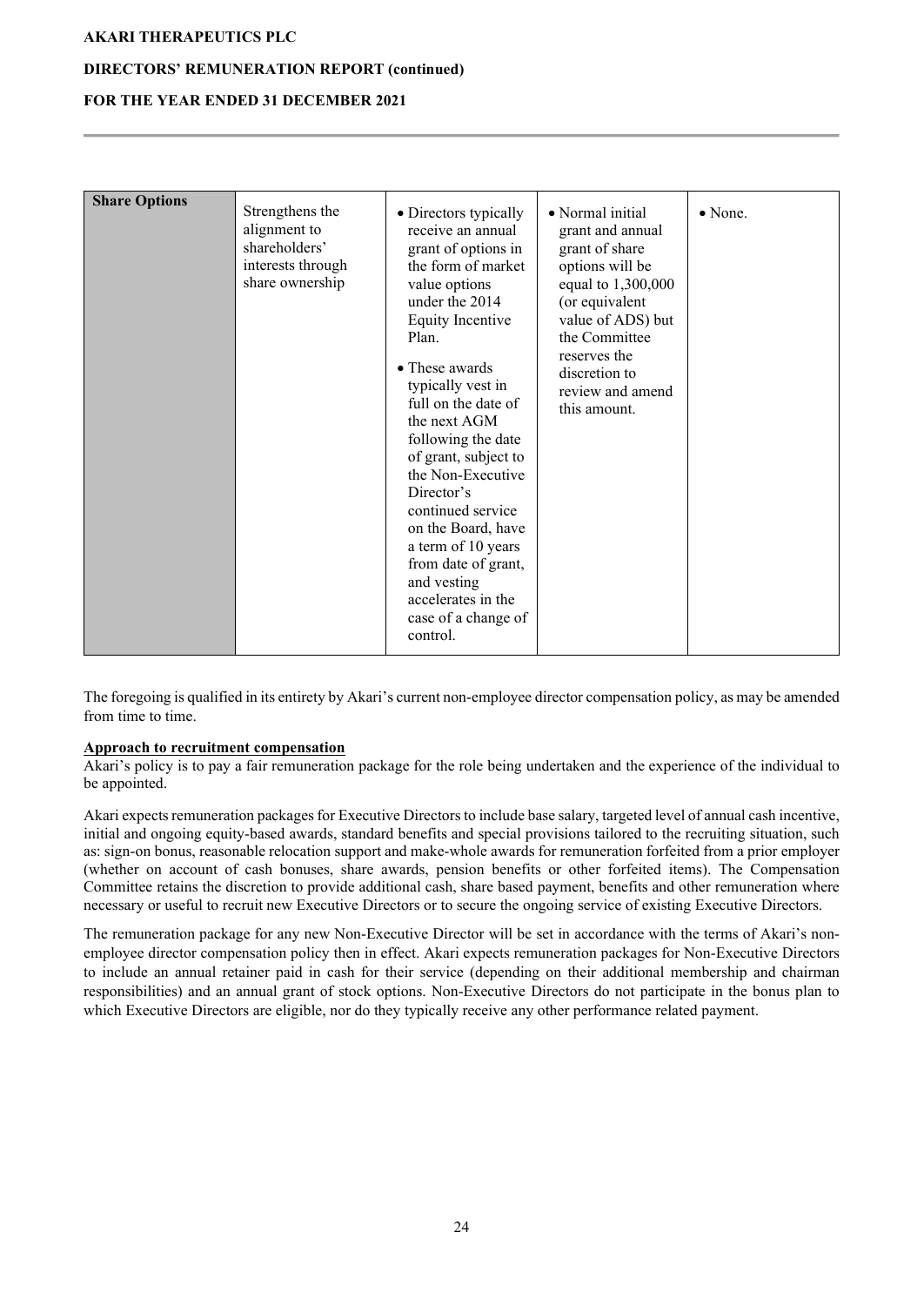| Share Options | Strengthens the alignment to shareholders' interests through share ownership | • Directors typically receive an annual grant of options in the form of market value options under the 2014 Equity Incentive Plan.<br><br>• These awards typically vest in full on the date of the next AGM following the date of grant, subject to the Non-Executive Director's continued service on the Board, have a term of 10 years from date of grant, and vesting accelerates in the case of a change of control. | • Normal initial grant and annual grant of share options will be equal to 1,300,000 (or equivalent value of ADS) but the Committee reserves the discretion to review and amend this amount. | • None. |
|---|---|---|---|---|

The foregoing is qualified in its entirety by Akari's current non-employee director compensation policy, as may be amended from time to time.

**Approach to recruitment compensation**

Akari's policy is to pay a fair remuneration package for the role being undertaken and the experience of the individual to be appointed.

Akari expects remuneration packages for Executive Directors to include base salary, targeted level of annual cash incentive, initial and ongoing equity-based awards, standard benefits and special provisions tailored to the recruiting situation, such as: sign-on bonus, reasonable relocation support and make-whole awards for remuneration forfeited from a prior employer (whether on account of cash bonuses, share awards, pension benefits or other forfeited items). The Compensation Committee retains the discretion to provide additional cash, share based payment, benefits and other remuneration where necessary or useful to recruit new Executive Directors or to secure the ongoing service of existing Executive Directors.

The remuneration package for any new Non-Executive Director will be set in accordance with the terms of Akari's non-employee director compensation policy then in effect. Akari expects remuneration packages for Non-Executive Directors to include an annual retainer paid in cash for their service (depending on their additional membership and chairman responsibilities) and an annual grant of stock options. Non-Executive Directors do not participate in the bonus plan to which Executive Directors are eligible, nor do they typically receive any other performance related payment.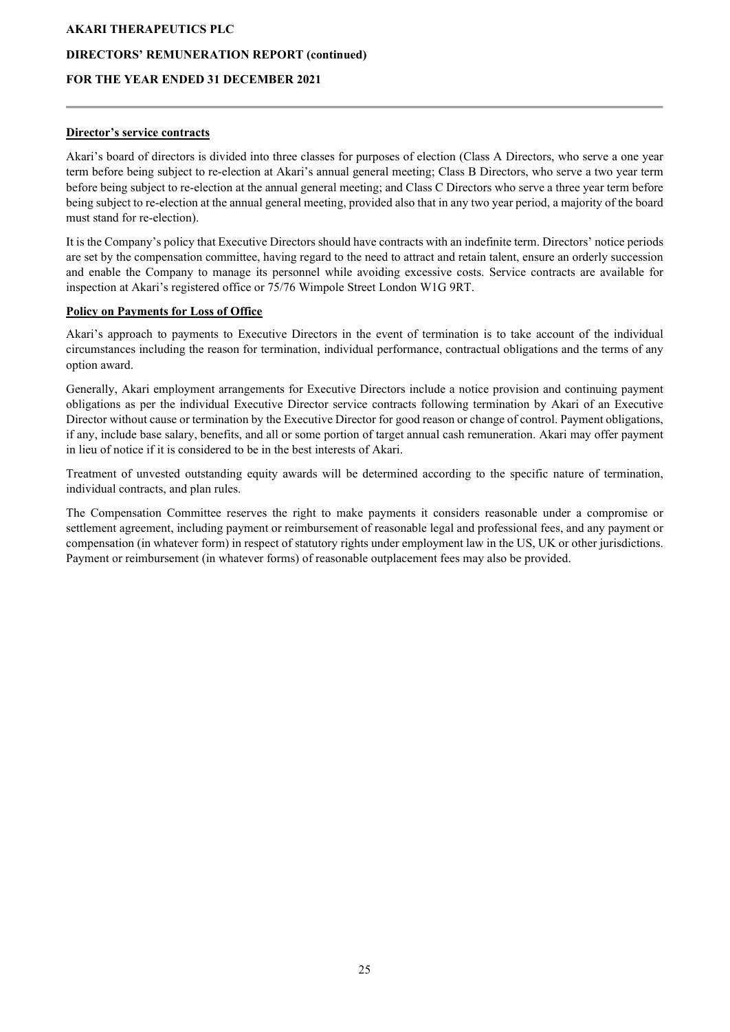**Director's service contracts**

Akari's board of directors is divided into three classes for purposes of election (Class A Directors, who serve a one year term before being subject to re-election at Akari's annual general meeting; Class B Directors, who serve a two year term before being subject to re-election at the annual general meeting; and Class C Directors who serve a three year term before being subject to re-election at the annual general meeting, provided also that in any two year period, a majority of the board must stand for re-election).

It is the Company's policy that Executive Directors should have contracts with an indefinite term. Directors' notice periods are set by the compensation committee, having regard to the need to attract and retain talent, ensure an orderly succession and enable the Company to manage its personnel while avoiding excessive costs. Service contracts are available for inspection at Akari's registered office or 75/76 Wimpole Street London W1G 9RT.

**Policy on Payments for Loss of Office**

Akari's approach to payments to Executive Directors in the event of termination is to take account of the individual circumstances including the reason for termination, individual performance, contractual obligations and the terms of any option award.

Generally, Akari employment arrangements for Executive Directors include a notice provision and continuing payment obligations as per the individual Executive Director service contracts following termination by Akari of an Executive Director without cause or termination by the Executive Director for good reason or change of control. Payment obligations, if any, include base salary, benefits, and all or some portion of target annual cash remuneration. Akari may offer payment in lieu of notice if it is considered to be in the best interests of Akari.

Treatment of unvested outstanding equity awards will be determined according to the specific nature of termination, individual contracts, and plan rules.

The Compensation Committee reserves the right to make payments it considers reasonable under a compromise or settlement agreement, including payment or reimbursement of reasonable legal and professional fees, and any payment or compensation (in whatever form) in respect of statutory rights under employment law in the US, UK or other jurisdictions. Payment or reimbursement (in whatever forms) of reasonable outplacement fees may also be provided.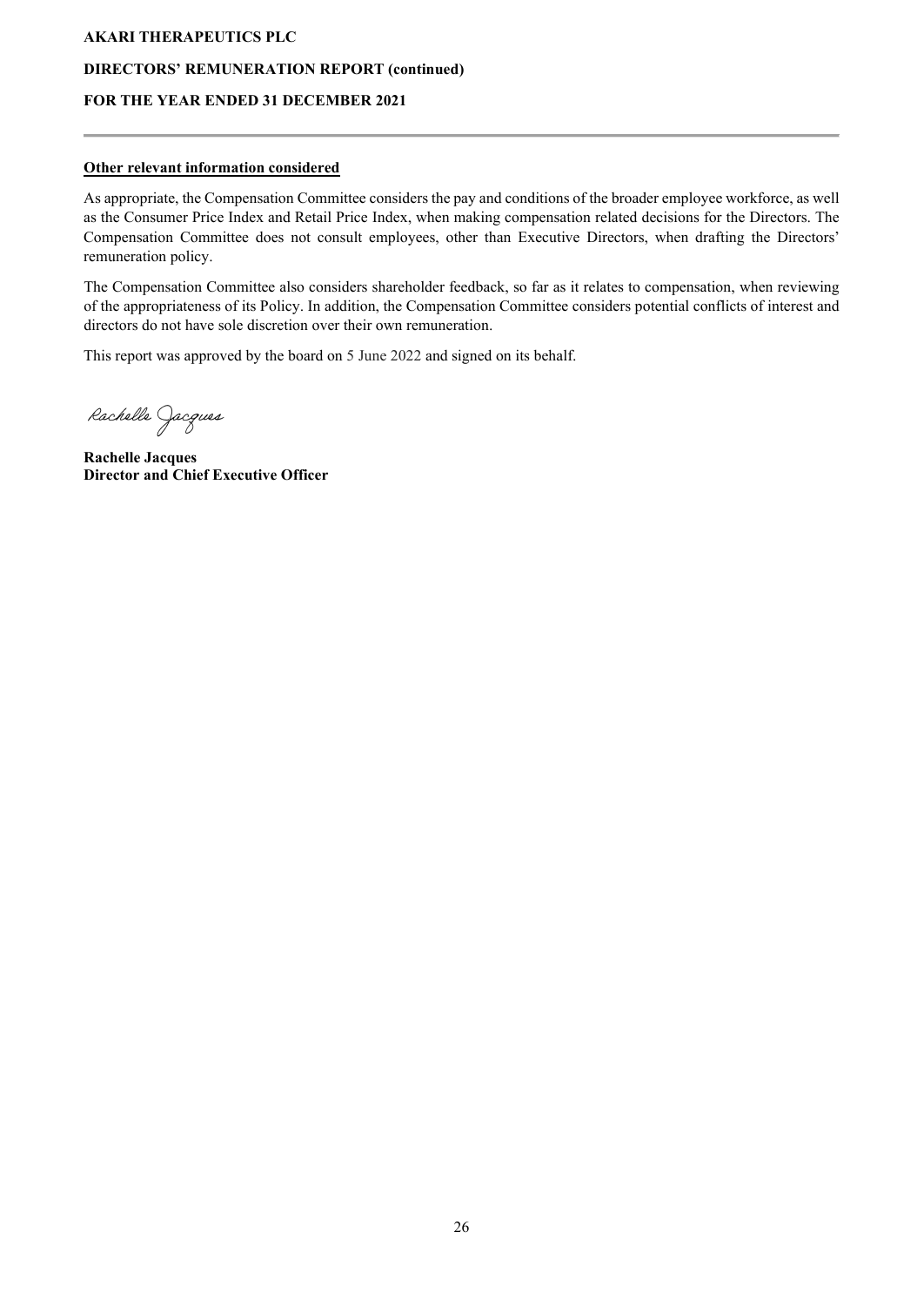**Other relevant information considered**

As appropriate, the Compensation Committee considers the pay and conditions of the broader employee workforce, as well as the Consumer Price Index and Retail Price Index, when making compensation related decisions for the Directors. The Compensation Committee does not consult employees, other than Executive Directors, when drafting the Directors' remuneration policy.

The Compensation Committee also considers shareholder feedback, so far as it relates to compensation, when reviewing of the appropriateness of its Policy. In addition, the Compensation Committee considers potential conflicts of interest and directors do not have sole discretion over their own remuneration.

This report was approved by the board on 5 June 2022 and signed on its behalf.

Rachelle Jacques

**Rachelle Jacques**
**Director and Chief Executive Officer**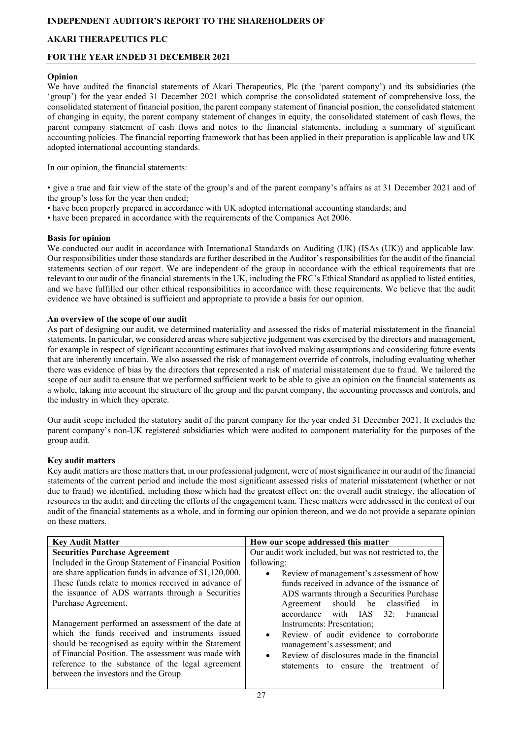# INDEPENDENT AUDITOR'S REPORT TO THE SHAREHOLDERS OF

# AKARI THERAPEUTICS PLC

# FOR THE YEAR ENDED 31 DECEMBER 2021

**Opinion**

We have audited the financial statements of Akari Therapeutics, Plc (the 'parent company') and its subsidiaries (the 'group') for the year ended 31 December 2021 which comprise the consolidated statement of comprehensive loss, the consolidated statement of financial position, the parent company statement of financial position, the consolidated statement of changing in equity, the parent company statement of changes in equity, the consolidated statement of cash flows, the parent company statement of cash flows and notes to the financial statements, including a summary of significant accounting policies. The financial reporting framework that has been applied in their preparation is applicable law and UK adopted international accounting standards.

In our opinion, the financial statements:

• give a true and fair view of the state of the group's and of the parent company's affairs as at 31 December 2021 and of the group's loss for the year then ended;

• have been properly prepared in accordance with UK adopted international accounting standards; and

• have been prepared in accordance with the requirements of the Companies Act 2006.

**Basis for opinion**

We conducted our audit in accordance with International Standards on Auditing (UK) (ISAs (UK)) and applicable law. Our responsibilities under those standards are further described in the Auditor's responsibilities for the audit of the financial statements section of our report. We are independent of the group in accordance with the ethical requirements that are relevant to our audit of the financial statements in the UK, including the FRC's Ethical Standard as applied to listed entities, and we have fulfilled our other ethical responsibilities in accordance with these requirements. We believe that the audit evidence we have obtained is sufficient and appropriate to provide a basis for our opinion.

**An overview of the scope of our audit**

As part of designing our audit, we determined materiality and assessed the risks of material misstatement in the financial statements. In particular, we considered areas where subjective judgement was exercised by the directors and management, for example in respect of significant accounting estimates that involved making assumptions and considering future events that are inherently uncertain. We also assessed the risk of management override of controls, including evaluating whether there was evidence of bias by the directors that represented a risk of material misstatement due to fraud. We tailored the scope of our audit to ensure that we performed sufficient work to be able to give an opinion on the financial statements as a whole, taking into account the structure of the group and the parent company, the accounting processes and controls, and the industry in which they operate.

Our audit scope included the statutory audit of the parent company for the year ended 31 December 2021. It excludes the parent company's non-UK registered subsidiaries which were audited to component materiality for the purposes of the group audit.

**Key audit matters**

Key audit matters are those matters that, in our professional judgment, were of most significance in our audit of the financial statements of the current period and include the most significant assessed risks of material misstatement (whether or not due to fraud) we identified, including those which had the greatest effect on: the overall audit strategy, the allocation of resources in the audit; and directing the efforts of the engagement team. These matters were addressed in the context of our audit of the financial statements as a whole, and in forming our opinion thereon, and we do not provide a separate opinion on these matters.

| Key Audit Matter | How our scope addressed this matter |
|---|---|
| **Securities Purchase Agreement**<br>Included in the Group Statement of Financial Position are share application funds in advance of $1,120,000. These funds relate to monies received in advance of the issuance of ADS warrants through a Securities Purchase Agreement.<br><br>Management performed an assessment of the date at which the funds received and instruments issued should be recognised as equity within the Statement of Financial Position. The assessment was made with reference to the substance of the legal agreement between the investors and the Group. | Our audit work included, but was not restricted to, the following:<br>• Review of management's assessment of how funds received in advance of the issuance of ADS warrants through a Securities Purchase Agreement should be classified in accordance with IAS 32: Financial Instruments: Presentation;<br>• Review of audit evidence to corroborate management's assessment; and<br>• Review of disclosures made in the financial statements to ensure the treatment of |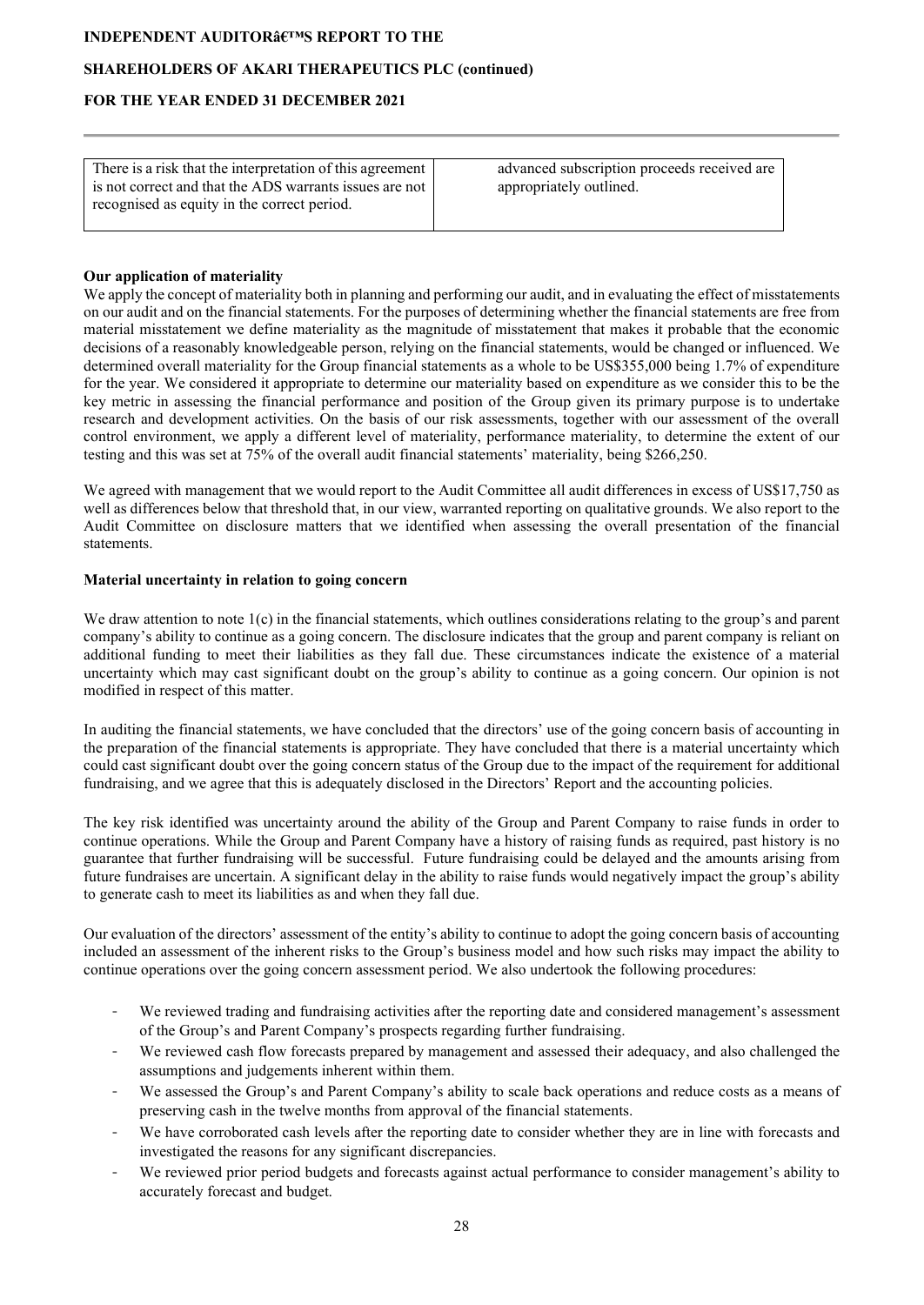| There is a risk that the interpretation of this agreement is not correct and that the ADS warrants issues are not recognised as equity in the correct period. | advanced subscription proceeds received are appropriately outlined. |
| --- | --- |

**Our application of materiality**

We apply the concept of materiality both in planning and performing our audit, and in evaluating the effect of misstatements on our audit and on the financial statements. For the purposes of determining whether the financial statements are free from material misstatement we define materiality as the magnitude of misstatement that makes it probable that the economic decisions of a reasonably knowledgeable person, relying on the financial statements, would be changed or influenced. We determined overall materiality for the Group financial statements as a whole to be US$355,000 being 1.7% of expenditure for the year. We considered it appropriate to determine our materiality based on expenditure as we consider this to be the key metric in assessing the financial performance and position of the Group given its primary purpose is to undertake research and development activities. On the basis of our risk assessments, together with our assessment of the overall control environment, we apply a different level of materiality, performance materiality, to determine the extent of our testing and this was set at 75% of the overall audit financial statements' materiality, being $266,250.

We agreed with management that we would report to the Audit Committee all audit differences in excess of US$17,750 as well as differences below that threshold that, in our view, warranted reporting on qualitative grounds. We also report to the Audit Committee on disclosure matters that we identified when assessing the overall presentation of the financial statements.

**Material uncertainty in relation to going concern**

We draw attention to note 1(c) in the financial statements, which outlines considerations relating to the group's and parent company's ability to continue as a going concern. The disclosure indicates that the group and parent company is reliant on additional funding to meet their liabilities as they fall due. These circumstances indicate the existence of a material uncertainty which may cast significant doubt on the group's ability to continue as a going concern. Our opinion is not modified in respect of this matter.

In auditing the financial statements, we have concluded that the directors' use of the going concern basis of accounting in the preparation of the financial statements is appropriate. They have concluded that there is a material uncertainty which could cast significant doubt over the going concern status of the Group due to the impact of the requirement for additional fundraising, and we agree that this is adequately disclosed in the Directors' Report and the accounting policies.

The key risk identified was uncertainty around the ability of the Group and Parent Company to raise funds in order to continue operations. While the Group and Parent Company have a history of raising funds as required, past history is no guarantee that further fundraising will be successful. Future fundraising could be delayed and the amounts arising from future fundraises are uncertain. A significant delay in the ability to raise funds would negatively impact the group's ability to generate cash to meet its liabilities as and when they fall due.

Our evaluation of the directors' assessment of the entity's ability to continue to adopt the going concern basis of accounting included an assessment of the inherent risks to the Group's business model and how such risks may impact the ability to continue operations over the going concern assessment period. We also undertook the following procedures:

- We reviewed trading and fundraising activities after the reporting date and considered management's assessment of the Group's and Parent Company's prospects regarding further fundraising.
- We reviewed cash flow forecasts prepared by management and assessed their adequacy, and also challenged the assumptions and judgements inherent within them.
- We assessed the Group's and Parent Company's ability to scale back operations and reduce costs as a means of preserving cash in the twelve months from approval of the financial statements.
- We have corroborated cash levels after the reporting date to consider whether they are in line with forecasts and investigated the reasons for any significant discrepancies.
- We reviewed prior period budgets and forecasts against actual performance to consider management's ability to accurately forecast and budget.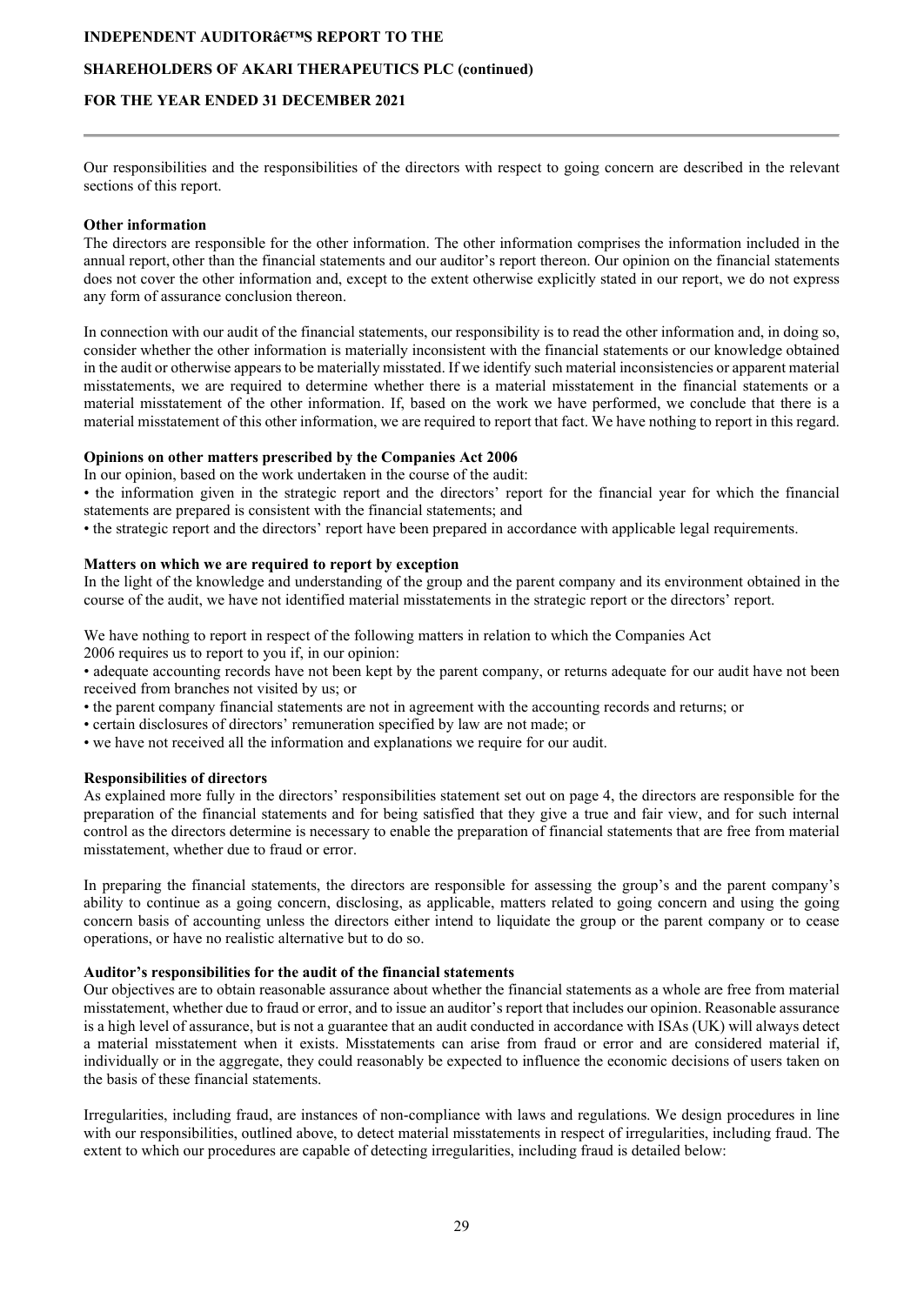Our responsibilities and the responsibilities of the directors with respect to going concern are described in the relevant sections of this report.

**Other information**

The directors are responsible for the other information. The other information comprises the information included in the annual report, other than the financial statements and our auditor's report thereon. Our opinion on the financial statements does not cover the other information and, except to the extent otherwise explicitly stated in our report, we do not express any form of assurance conclusion thereon.

In connection with our audit of the financial statements, our responsibility is to read the other information and, in doing so, consider whether the other information is materially inconsistent with the financial statements or our knowledge obtained in the audit or otherwise appears to be materially misstated. If we identify such material inconsistencies or apparent material misstatements, we are required to determine whether there is a material misstatement in the financial statements or a material misstatement of the other information. If, based on the work we have performed, we conclude that there is a material misstatement of this other information, we are required to report that fact. We have nothing to report in this regard.

**Opinions on other matters prescribed by the Companies Act 2006**

In our opinion, based on the work undertaken in the course of the audit:

- the information given in the strategic report and the directors' report for the financial year for which the financial statements are prepared is consistent with the financial statements; and
- the strategic report and the directors' report have been prepared in accordance with applicable legal requirements.

**Matters on which we are required to report by exception**

In the light of the knowledge and understanding of the group and the parent company and its environment obtained in the course of the audit, we have not identified material misstatements in the strategic report or the directors' report.

We have nothing to report in respect of the following matters in relation to which the Companies Act 2006 requires us to report to you if, in our opinion:

- adequate accounting records have not been kept by the parent company, or returns adequate for our audit have not been received from branches not visited by us; or
- the parent company financial statements are not in agreement with the accounting records and returns; or
- certain disclosures of directors' remuneration specified by law are not made; or
- we have not received all the information and explanations we require for our audit.

**Responsibilities of directors**

As explained more fully in the directors' responsibilities statement set out on page 4, the directors are responsible for the preparation of the financial statements and for being satisfied that they give a true and fair view, and for such internal control as the directors determine is necessary to enable the preparation of financial statements that are free from material misstatement, whether due to fraud or error.

In preparing the financial statements, the directors are responsible for assessing the group's and the parent company's ability to continue as a going concern, disclosing, as applicable, matters related to going concern and using the going concern basis of accounting unless the directors either intend to liquidate the group or the parent company or to cease operations, or have no realistic alternative but to do so.

**Auditor's responsibilities for the audit of the financial statements**

Our objectives are to obtain reasonable assurance about whether the financial statements as a whole are free from material misstatement, whether due to fraud or error, and to issue an auditor's report that includes our opinion. Reasonable assurance is a high level of assurance, but is not a guarantee that an audit conducted in accordance with ISAs (UK) will always detect a material misstatement when it exists. Misstatements can arise from fraud or error and are considered material if, individually or in the aggregate, they could reasonably be expected to influence the economic decisions of users taken on the basis of these financial statements.

Irregularities, including fraud, are instances of non-compliance with laws and regulations. We design procedures in line with our responsibilities, outlined above, to detect material misstatements in respect of irregularities, including fraud. The extent to which our procedures are capable of detecting irregularities, including fraud is detailed below: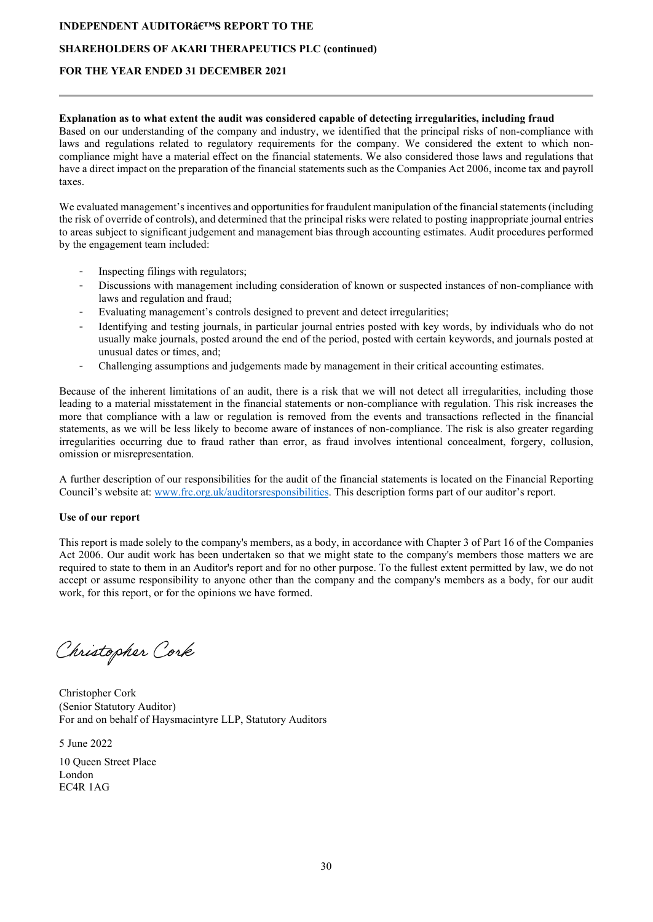**Explanation as to what extent the audit was considered capable of detecting irregularities, including fraud**

Based on our understanding of the company and industry, we identified that the principal risks of non-compliance with laws and regulations related to regulatory requirements for the company. We considered the extent to which non-compliance might have a material effect on the financial statements. We also considered those laws and regulations that have a direct impact on the preparation of the financial statements such as the Companies Act 2006, income tax and payroll taxes.

We evaluated management's incentives and opportunities for fraudulent manipulation of the financial statements (including the risk of override of controls), and determined that the principal risks were related to posting inappropriate journal entries to areas subject to significant judgement and management bias through accounting estimates. Audit procedures performed by the engagement team included:

- Inspecting filings with regulators;
- Discussions with management including consideration of known or suspected instances of non-compliance with laws and regulation and fraud;
- Evaluating management's controls designed to prevent and detect irregularities;
- Identifying and testing journals, in particular journal entries posted with key words, by individuals who do not usually make journals, posted around the end of the period, posted with certain keywords, and journals posted at unusual dates or times, and;
- Challenging assumptions and judgements made by management in their critical accounting estimates.

Because of the inherent limitations of an audit, there is a risk that we will not detect all irregularities, including those leading to a material misstatement in the financial statements or non-compliance with regulation. This risk increases the more that compliance with a law or regulation is removed from the events and transactions reflected in the financial statements, as we will be less likely to become aware of instances of non-compliance. The risk is also greater regarding irregularities occurring due to fraud rather than error, as fraud involves intentional concealment, forgery, collusion, omission or misrepresentation.

A further description of our responsibilities for the audit of the financial statements is located on the Financial Reporting Council's website at: www.frc.org.uk/auditorsresponsibilities. This description forms part of our auditor's report.

**Use of our report**

This report is made solely to the company's members, as a body, in accordance with Chapter 3 of Part 16 of the Companies Act 2006. Our audit work has been undertaken so that we might state to the company's members those matters we are required to state to them in an Auditor's report and for no other purpose. To the fullest extent permitted by law, we do not accept or assume responsibility to anyone other than the company and the company's members as a body, for our audit work, for this report, or for the opinions we have formed.

*Christopher Cork*

Christopher Cork
(Senior Statutory Auditor)
For and on behalf of Haysmacintyre LLP, Statutory Auditors

5 June 2022

10 Queen Street Place
London
EC4R 1AG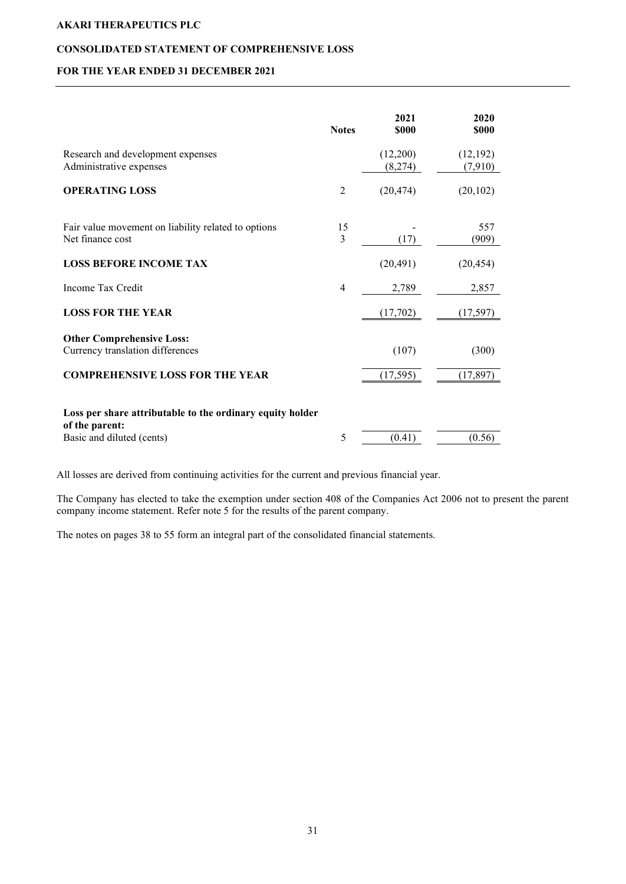**AKARI THERAPEUTICS PLC**

**CONSOLIDATED STATEMENT OF COMPREHENSIVE LOSS**

**FOR THE YEAR ENDED 31 DECEMBER 2021**

| | Notes | 2021 $000 | 2020 $000 |
|---|---|---|---|
| Research and development expenses | | (12,200) | (12,192) |
| Administrative expenses | | (8,274) | (7,910) |
| **OPERATING LOSS** | 2 | (20,474) | (20,102) |
| Fair value movement on liability related to options | 15 | - | 557 |
| Net finance cost | 3 | (17) | (909) |
| **LOSS BEFORE INCOME TAX** | | (20,491) | (20,454) |
| Income Tax Credit | 4 | 2,789 | 2,857 |
| **LOSS FOR THE YEAR** | | (17,702) | (17,597) |
| **Other Comprehensive Loss:** | | | |
| Currency translation differences | | (107) | (300) |
| **COMPREHENSIVE LOSS FOR THE YEAR** | | (17,595) | (17,897) |
| **Loss per share attributable to the ordinary equity holder of the parent:** | | | |
| Basic and diluted (cents) | 5 | (0.41) | (0.56) |

All losses are derived from continuing activities for the current and previous financial year.

The Company has elected to take the exemption under section 408 of the Companies Act 2006 not to present the parent company income statement. Refer note 5 for the results of the parent company.

The notes on pages 38 to 55 form an integral part of the consolidated financial statements.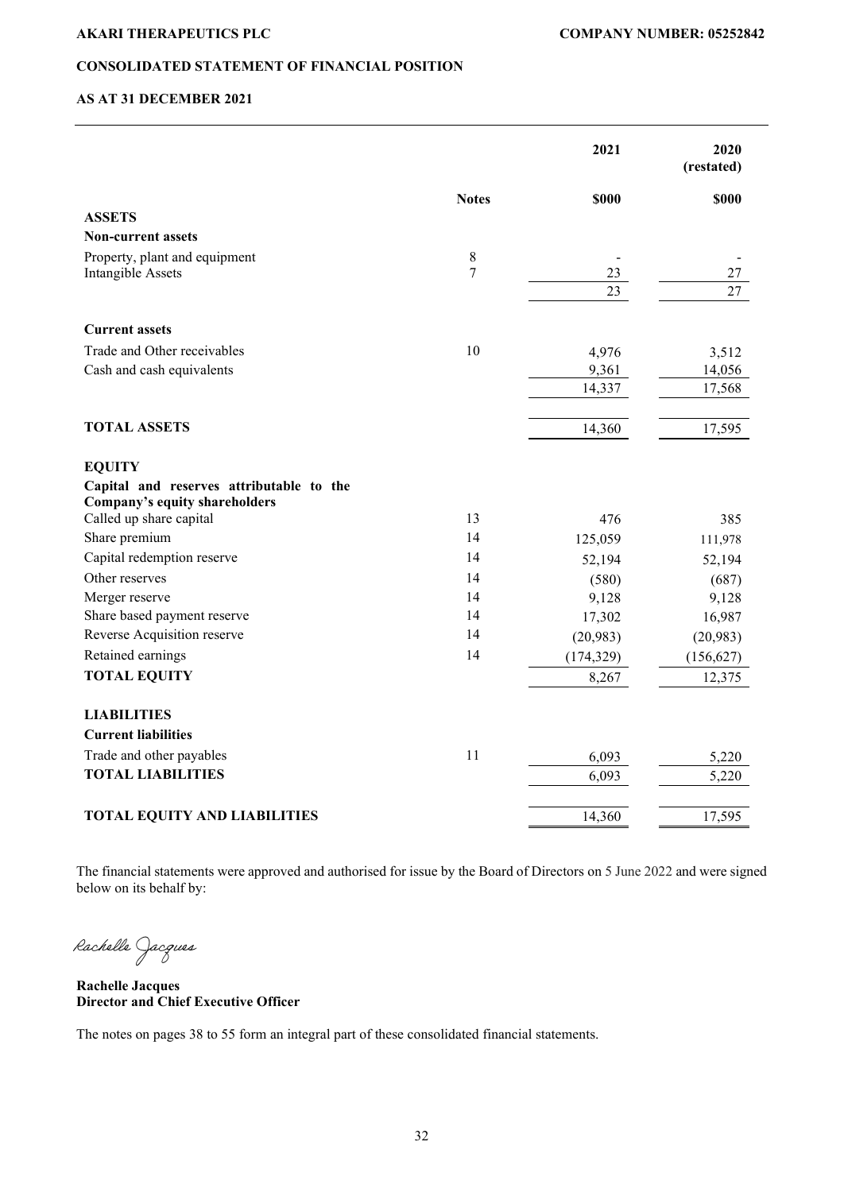**AKARI THERAPEUTICS PLC** **COMPANY NUMBER: 05252842**

## CONSOLIDATED STATEMENT OF FINANCIAL POSITION

### AS AT 31 DECEMBER 2021

| | Notes | 2021 | 2020 (restated) |
|---|---|---|---|
| | | **$000** | **$000** |
| **ASSETS** | | | |
| **Non-current assets** | | | |
| Property, plant and equipment | 8 | - | - |
| Intangible Assets | 7 | 23 | 27 |
| | | 23 | 27 |
| **Current assets** | | | |
| Trade and Other receivables | 10 | 4,976 | 3,512 |
| Cash and cash equivalents | | 9,361 | 14,056 |
| | | 14,337 | 17,568 |
| **TOTAL ASSETS** | | 14,360 | 17,595 |
| **EQUITY** | | | |
| **Capital and reserves attributable to the Company's equity shareholders** | | | |
| Called up share capital | 13 | 476 | 385 |
| Share premium | 14 | 125,059 | 111,978 |
| Capital redemption reserve | 14 | 52,194 | 52,194 |
| Other reserves | 14 | (580) | (687) |
| Merger reserve | 14 | 9,128 | 9,128 |
| Share based payment reserve | 14 | 17,302 | 16,987 |
| Reverse Acquisition reserve | 14 | (20,983) | (20,983) |
| Retained earnings | 14 | (174,329) | (156,627) |
| **TOTAL EQUITY** | | 8,267 | 12,375 |
| **LIABILITIES** | | | |
| **Current liabilities** | | | |
| Trade and other payables | 11 | 6,093 | 5,220 |
| **TOTAL LIABILITIES** | | 6,093 | 5,220 |
| **TOTAL EQUITY AND LIABILITIES** | | 14,360 | 17,595 |

The financial statements were approved and authorised for issue by the Board of Directors on 5 June 2022 and were signed below on its behalf by:

Rachelle Jacques

**Rachelle Jacques**
**Director and Chief Executive Officer**

The notes on pages 38 to 55 form an integral part of these consolidated financial statements.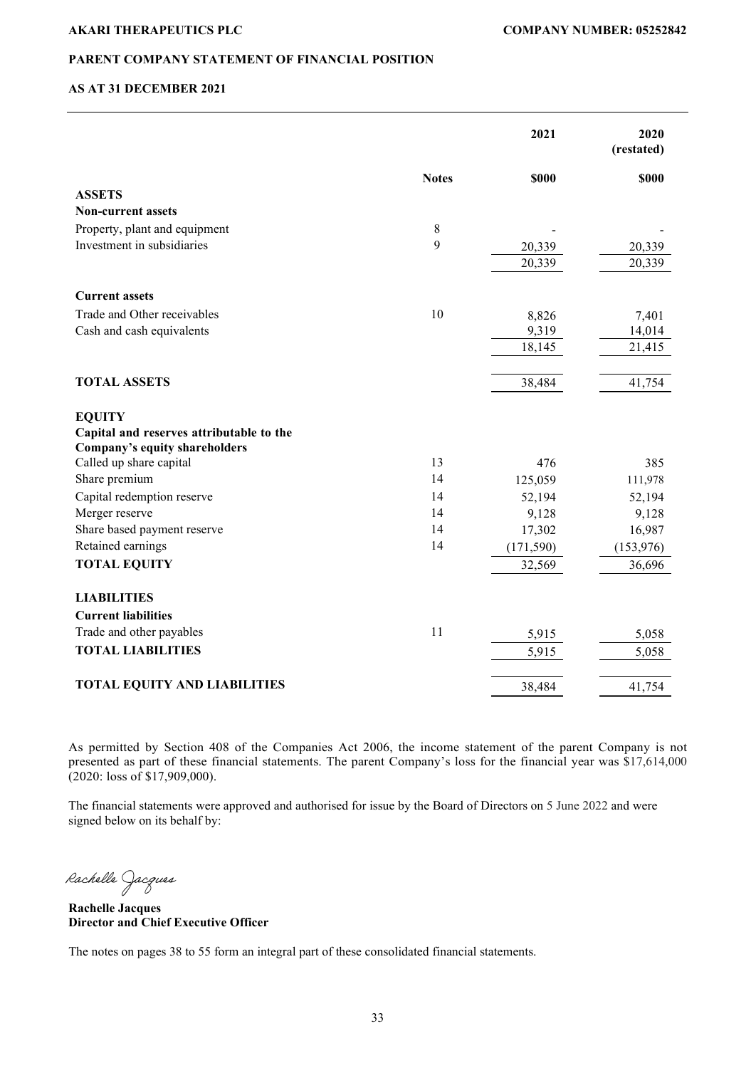**AKARI THERAPEUTICS PLC** **COMPANY NUMBER: 05252842**

## PARENT COMPANY STATEMENT OF FINANCIAL POSITION

### AS AT 31 DECEMBER 2021

| | Notes | 2021 | 2020 (restated) |
|---|---|---|---|
| | | $000 | $000 |
| **ASSETS** | | | |
| **Non-current assets** | | | |
| Property, plant and equipment | 8 | - | - |
| Investment in subsidiaries | 9 | 20,339 | 20,339 |
| | | 20,339 | 20,339 |
| **Current assets** | | | |
| Trade and Other receivables | 10 | 8,826 | 7,401 |
| Cash and cash equivalents | | 9,319 | 14,014 |
| | | 18,145 | 21,415 |
| **TOTAL ASSETS** | | 38,484 | 41,754 |
| **EQUITY** | | | |
| **Capital and reserves attributable to the Company's equity shareholders** | | | |
| Called up share capital | 13 | 476 | 385 |
| Share premium | 14 | 125,059 | 111,978 |
| Capital redemption reserve | 14 | 52,194 | 52,194 |
| Merger reserve | 14 | 9,128 | 9,128 |
| Share based payment reserve | 14 | 17,302 | 16,987 |
| Retained earnings | 14 | (171,590) | (153,976) |
| **TOTAL EQUITY** | | 32,569 | 36,696 |
| **LIABILITIES** | | | |
| **Current liabilities** | | | |
| Trade and other payables | 11 | 5,915 | 5,058 |
| **TOTAL LIABILITIES** | | 5,915 | 5,058 |
| **TOTAL EQUITY AND LIABILITIES** | | 38,484 | 41,754 |

As permitted by Section 408 of the Companies Act 2006, the income statement of the parent Company is not presented as part of these financial statements. The parent Company's loss for the financial year was $17,614,000 (2020: loss of $17,909,000).

The financial statements were approved and authorised for issue by the Board of Directors on 5 June 2022 and were signed below on its behalf by:

Rachelle Jacques

**Rachelle Jacques**
**Director and Chief Executive Officer**

The notes on pages 38 to 55 form an integral part of these consolidated financial statements.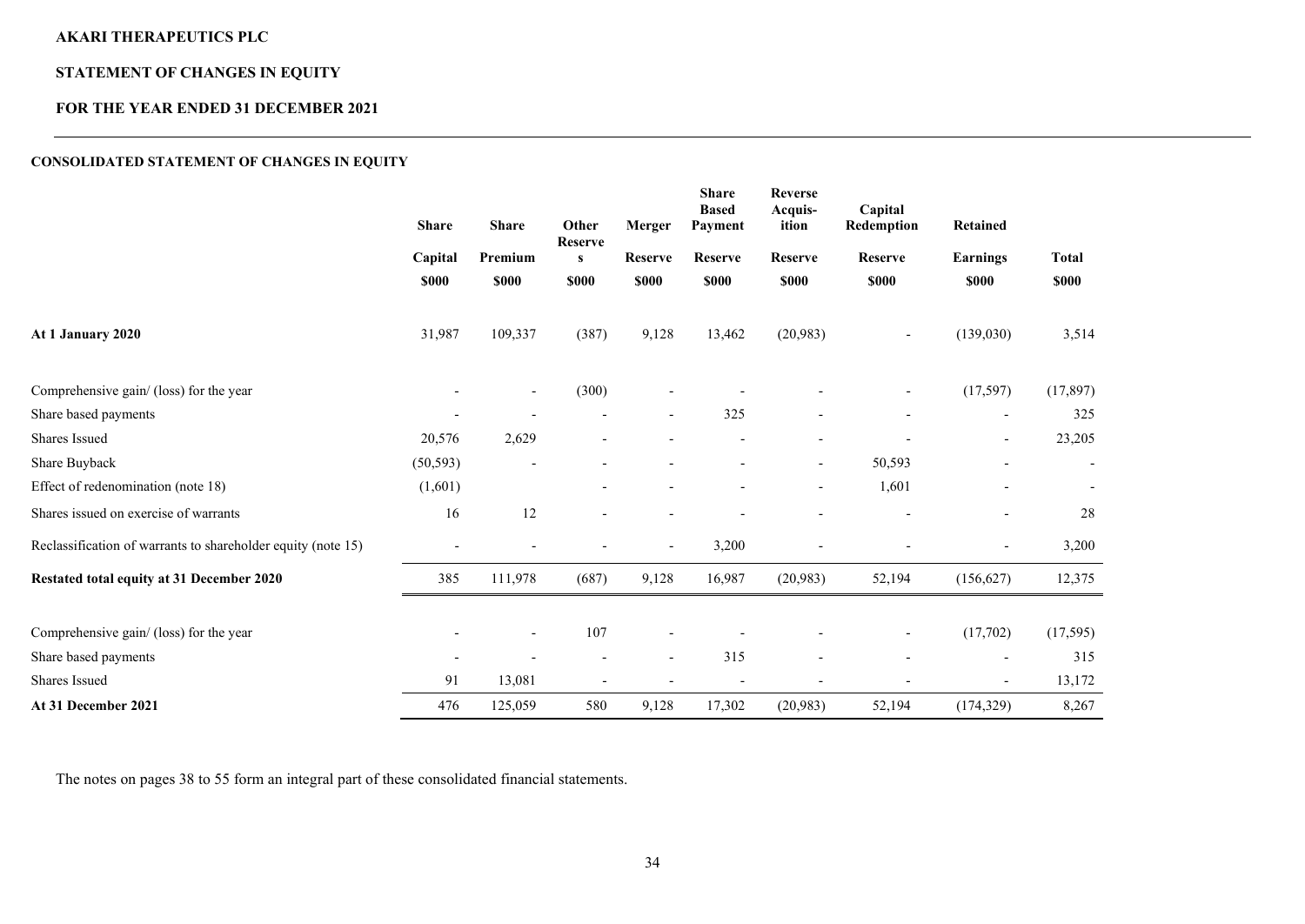**AKARI THERAPEUTICS PLC**

**STATEMENT OF CHANGES IN EQUITY**

**FOR THE YEAR ENDED 31 DECEMBER 2021**

**CONSOLIDATED STATEMENT OF CHANGES IN EQUITY**

| | Share Capital $000 | Share Premium $000 | Other Reserves $000 | Merger Reserve $000 | Share Based Payment Reserve $000 | Reverse Acquisition Reserve $000 | Capital Redemption Reserve $000 | Retained Earnings $000 | Total $000 |
|---|---|---|---|---|---|---|---|---|---|
| **At 1 January 2020** | 31,987 | 109,337 | (387) | 9,128 | 13,462 | (20,983) | - | (139,030) | 3,514 |
| Comprehensive gain/ (loss) for the year | - | - | (300) | - | - | - | - | (17,597) | (17,897) |
| Share based payments | - | - | - | - | 325 | - | - | - | 325 |
| Shares Issued | 20,576 | 2,629 | - | - | - | - | - | - | 23,205 |
| Share Buyback | (50,593) | - | - | - | - | - | 50,593 | - | - |
| Effect of redenomination (note 18) | (1,601) | | - | - | - | - | 1,601 | - | - |
| Shares issued on exercise of warrants | 16 | 12 | - | - | - | - | - | - | 28 |
| Reclassification of warrants to shareholder equity (note 15) | - | - | - | - | 3,200 | - | - | - | 3,200 |
| **Restated total equity at 31 December 2020** | 385 | 111,978 | (687) | 9,128 | 16,987 | (20,983) | 52,194 | (156,627) | 12,375 |
| Comprehensive gain/ (loss) for the year | - | - | 107 | - | - | - | - | (17,702) | (17,595) |
| Share based payments | - | - | - | - | 315 | - | - | - | 315 |
| Shares Issued | 91 | 13,081 | - | - | - | - | - | - | 13,172 |
| **At 31 December 2021** | 476 | 125,059 | 580 | 9,128 | 17,302 | (20,983) | 52,194 | (174,329) | 8,267 |

The notes on pages 38 to 55 form an integral part of these consolidated financial statements.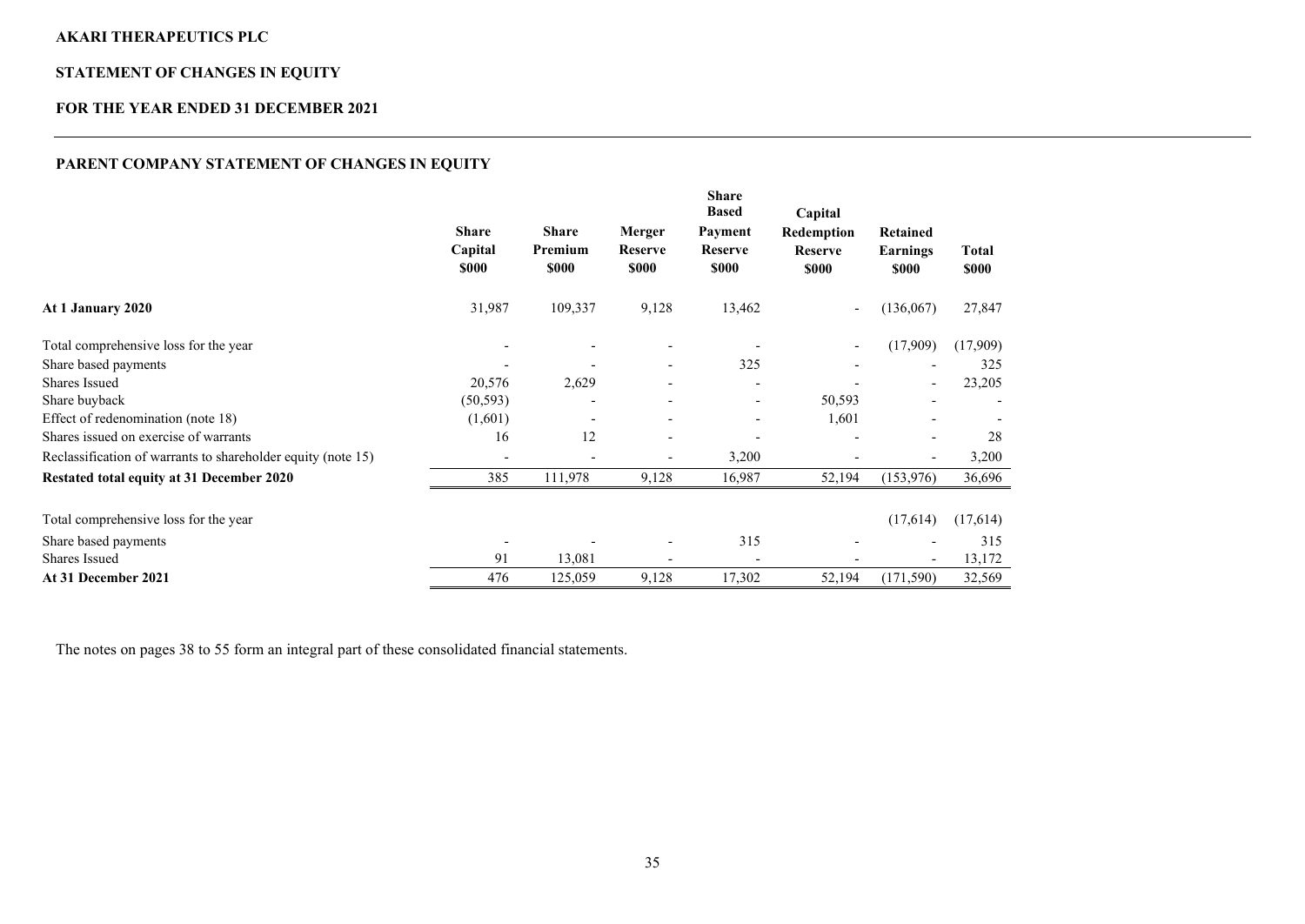**AKARI THERAPEUTICS PLC**

**STATEMENT OF CHANGES IN EQUITY**

**FOR THE YEAR ENDED 31 DECEMBER 2021**

## PARENT COMPANY STATEMENT OF CHANGES IN EQUITY

| | Share Capital $000 | Share Premium $000 | Merger Reserve $000 | Share Based Payment Reserve $000 | Capital Redemption Reserve $000 | Retained Earnings $000 | Total $000 |
|---|---|---|---|---|---|---|---|
| **At 1 January 2020** | 31,987 | 109,337 | 9,128 | 13,462 | - | (136,067) | 27,847 |
| Total comprehensive loss for the year | - | - | - | - | - | (17,909) | (17,909) |
| Share based payments | - | - | - | 325 | - | - | 325 |
| Shares Issued | 20,576 | 2,629 | - | - | - | - | 23,205 |
| Share buyback | (50,593) | - | - | - | 50,593 | - | - |
| Effect of redenomination (note 18) | (1,601) | - | - | - | 1,601 | - | - |
| Shares issued on exercise of warrants | 16 | 12 | - | - | - | - | 28 |
| Reclassification of warrants to shareholder equity (note 15) | - | - | - | 3,200 | - | - | 3,200 |
| **Restated total equity at 31 December 2020** | 385 | 111,978 | 9,128 | 16,987 | 52,194 | (153,976) | 36,696 |
| Total comprehensive loss for the year | | | | | | (17,614) | (17,614) |
| Share based payments | - | - | - | 315 | - | - | 315 |
| Shares Issued | 91 | 13,081 | - | - | - | - | 13,172 |
| **At 31 December 2021** | 476 | 125,059 | 9,128 | 17,302 | 52,194 | (171,590) | 32,569 |

The notes on pages 38 to 55 form an integral part of these consolidated financial statements.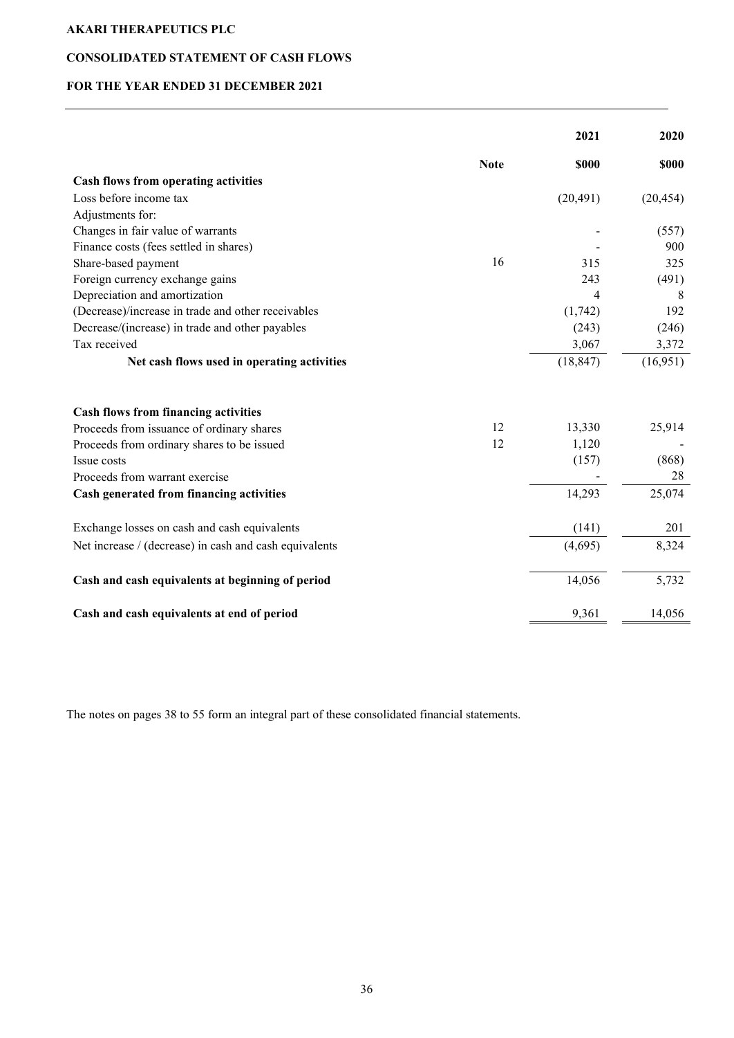**AKARI THERAPEUTICS PLC**

**CONSOLIDATED STATEMENT OF CASH FLOWS**

**FOR THE YEAR ENDED 31 DECEMBER 2021**

| | Note | 2021 | 2020 |
|---|---|---|---|
| | | **\$000** | **\$000** |
| **Cash flows from operating activities** | | | |
| Loss before income tax | | (20,491) | (20,454) |
| Adjustments for: | | | |
| Changes in fair value of warrants | | - | (557) |
| Finance costs (fees settled in shares) | | - | 900 |
| Share-based payment | 16 | 315 | 325 |
| Foreign currency exchange gains | | 243 | (491) |
| Depreciation and amortization | | 4 | 8 |
| (Decrease)/increase in trade and other receivables | | (1,742) | 192 |
| Decrease/(increase) in trade and other payables | | (243) | (246) |
| Tax received | | 3,067 | 3,372 |
| **Net cash flows used in operating activities** | | (18,847) | (16,951) |
| | | | |
| **Cash flows from financing activities** | | | |
| Proceeds from issuance of ordinary shares | 12 | 13,330 | 25,914 |
| Proceeds from ordinary shares to be issued | 12 | 1,120 | - |
| Issue costs | | (157) | (868) |
| Proceeds from warrant exercise | | - | 28 |
| **Cash generated from financing activities** | | 14,293 | 25,074 |
| | | | |
| Exchange losses on cash and cash equivalents | | (141) | 201 |
| Net increase / (decrease) in cash and cash equivalents | | (4,695) | 8,324 |
| | | | |
| **Cash and cash equivalents at beginning of period** | | 14,056 | 5,732 |
| | | | |
| **Cash and cash equivalents at end of period** | | 9,361 | 14,056 |

The notes on pages 38 to 55 form an integral part of these consolidated financial statements.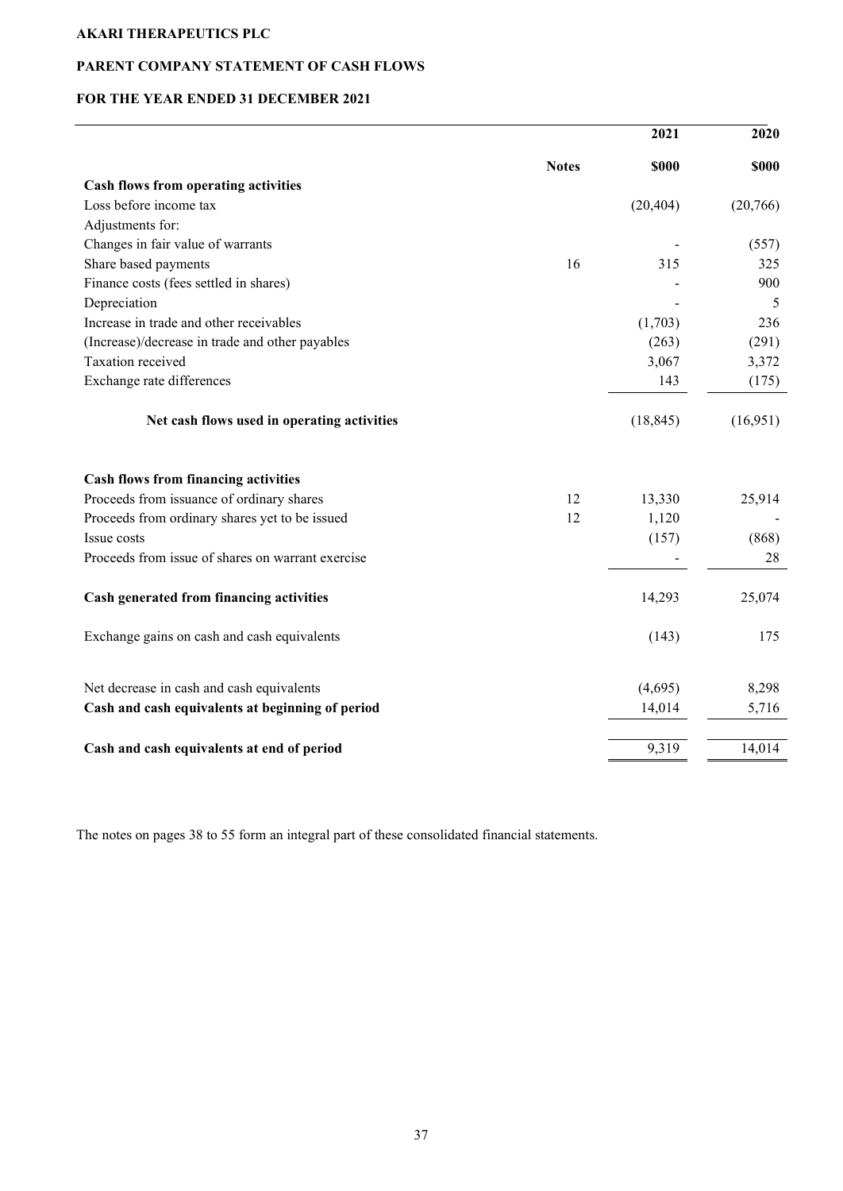**AKARI THERAPEUTICS PLC**

**PARENT COMPANY STATEMENT OF CASH FLOWS**

**FOR THE YEAR ENDED 31 DECEMBER 2021**

| | | 2021 | 2020 |
|---|---|---|---|
| | **Notes** | **$000** | **$000** |
| **Cash flows from operating activities** | | | |
| Loss before income tax | | (20,404) | (20,766) |
| Adjustments for: | | | |
| Changes in fair value of warrants | | - | (557) |
| Share based payments | 16 | 315 | 325 |
| Finance costs (fees settled in shares) | | - | 900 |
| Depreciation | | - | 5 |
| Increase in trade and other receivables | | (1,703) | 236 |
| (Increase)/decrease in trade and other payables | | (263) | (291) |
| Taxation received | | 3,067 | 3,372 |
| Exchange rate differences | | 143 | (175) |
| **Net cash flows used in operating activities** | | (18,845) | (16,951) |
| **Cash flows from financing activities** | | | |
| Proceeds from issuance of ordinary shares | 12 | 13,330 | 25,914 |
| Proceeds from ordinary shares yet to be issued | 12 | 1,120 | - |
| Issue costs | | (157) | (868) |
| Proceeds from issue of shares on warrant exercise | | - | 28 |
| **Cash generated from financing activities** | | 14,293 | 25,074 |
| Exchange gains on cash and cash equivalents | | (143) | 175 |
| Net decrease in cash and cash equivalents | | (4,695) | 8,298 |
| **Cash and cash equivalents at beginning of period** | | 14,014 | 5,716 |
| **Cash and cash equivalents at end of period** | | 9,319 | 14,014 |

The notes on pages 38 to 55 form an integral part of these consolidated financial statements.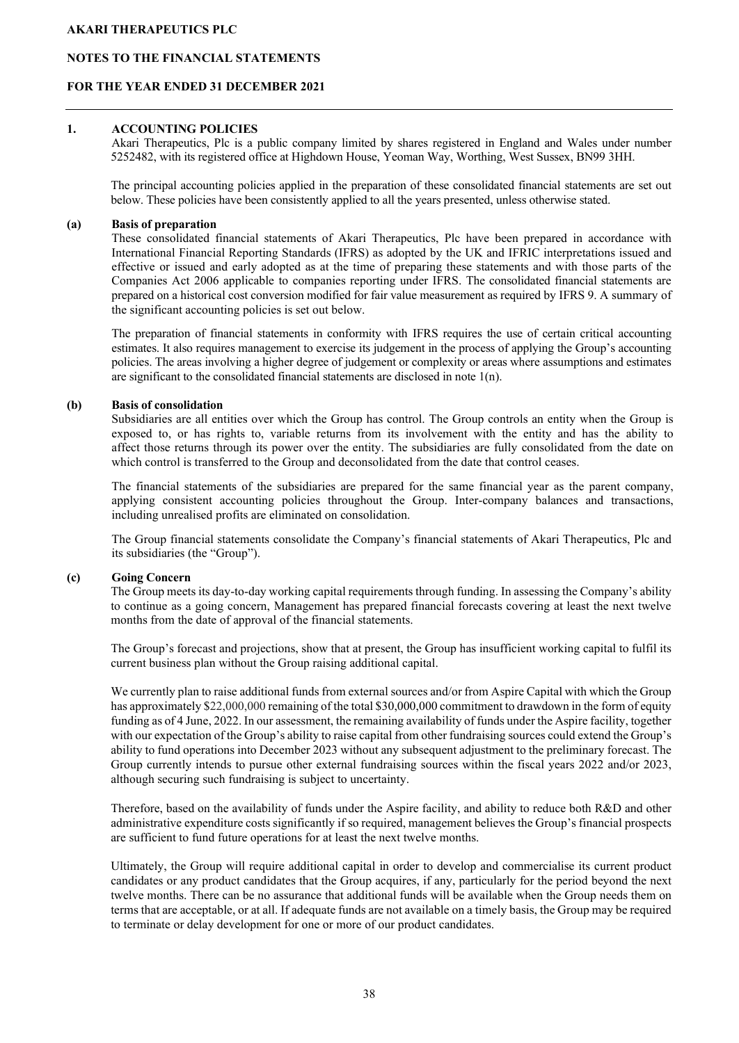## 1. ACCOUNTING POLICIES

Akari Therapeutics, Plc is a public company limited by shares registered in England and Wales under number 5252482, with its registered office at Highdown House, Yeoman Way, Worthing, West Sussex, BN99 3HH.

The principal accounting policies applied in the preparation of these consolidated financial statements are set out below. These policies have been consistently applied to all the years presented, unless otherwise stated.

### (a) Basis of preparation

These consolidated financial statements of Akari Therapeutics, Plc have been prepared in accordance with International Financial Reporting Standards (IFRS) as adopted by the UK and IFRIC interpretations issued and effective or issued and early adopted as at the time of preparing these statements and with those parts of the Companies Act 2006 applicable to companies reporting under IFRS. The consolidated financial statements are prepared on a historical cost conversion modified for fair value measurement as required by IFRS 9. A summary of the significant accounting policies is set out below.

The preparation of financial statements in conformity with IFRS requires the use of certain critical accounting estimates. It also requires management to exercise its judgement in the process of applying the Group's accounting policies. The areas involving a higher degree of judgement or complexity or areas where assumptions and estimates are significant to the consolidated financial statements are disclosed in note 1(n).

### (b) Basis of consolidation

Subsidiaries are all entities over which the Group has control. The Group controls an entity when the Group is exposed to, or has rights to, variable returns from its involvement with the entity and has the ability to affect those returns through its power over the entity. The subsidiaries are fully consolidated from the date on which control is transferred to the Group and deconsolidated from the date that control ceases.

The financial statements of the subsidiaries are prepared for the same financial year as the parent company, applying consistent accounting policies throughout the Group. Inter-company balances and transactions, including unrealised profits are eliminated on consolidation.

The Group financial statements consolidate the Company's financial statements of Akari Therapeutics, Plc and its subsidiaries (the "Group").

### (c) Going Concern

The Group meets its day-to-day working capital requirements through funding. In assessing the Company's ability to continue as a going concern, Management has prepared financial forecasts covering at least the next twelve months from the date of approval of the financial statements.

The Group's forecast and projections, show that at present, the Group has insufficient working capital to fulfil its current business plan without the Group raising additional capital.

We currently plan to raise additional funds from external sources and/or from Aspire Capital with which the Group has approximately $22,000,000 remaining of the total $30,000,000 commitment to drawdown in the form of equity funding as of 4 June, 2022. In our assessment, the remaining availability of funds under the Aspire facility, together with our expectation of the Group's ability to raise capital from other fundraising sources could extend the Group's ability to fund operations into December 2023 without any subsequent adjustment to the preliminary forecast. The Group currently intends to pursue other external fundraising sources within the fiscal years 2022 and/or 2023, although securing such fundraising is subject to uncertainty.

Therefore, based on the availability of funds under the Aspire facility, and ability to reduce both R&D and other administrative expenditure costs significantly if so required, management believes the Group's financial prospects are sufficient to fund future operations for at least the next twelve months.

Ultimately, the Group will require additional capital in order to develop and commercialise its current product candidates or any product candidates that the Group acquires, if any, particularly for the period beyond the next twelve months. There can be no assurance that additional funds will be available when the Group needs them on terms that are acceptable, or at all. If adequate funds are not available on a timely basis, the Group may be required to terminate or delay development for one or more of our product candidates.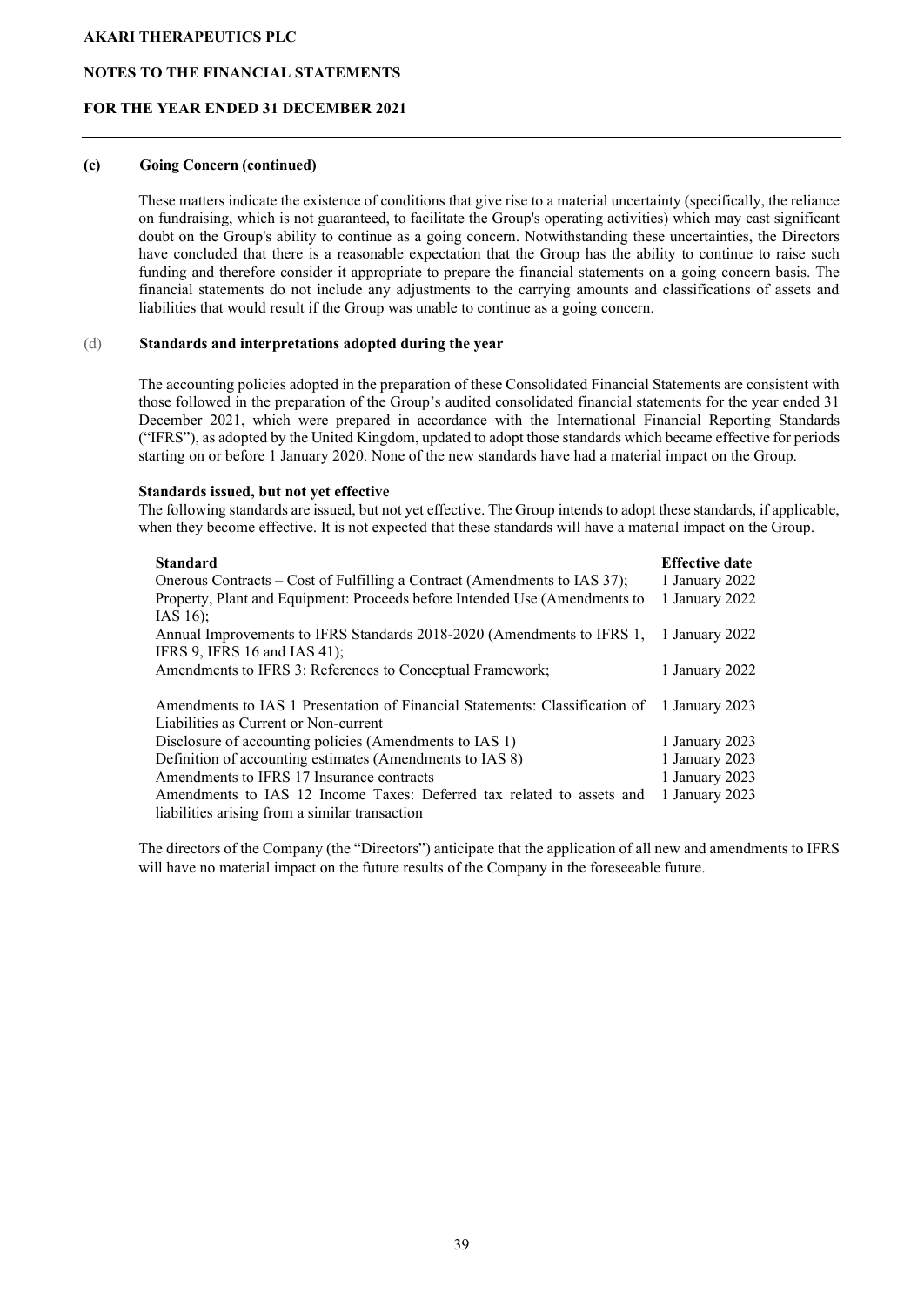#### (c) Going Concern (continued)

These matters indicate the existence of conditions that give rise to a material uncertainty (specifically, the reliance on fundraising, which is not guaranteed, to facilitate the Group's operating activities) which may cast significant doubt on the Group's ability to continue as a going concern. Notwithstanding these uncertainties, the Directors have concluded that there is a reasonable expectation that the Group has the ability to continue to raise such funding and therefore consider it appropriate to prepare the financial statements on a going concern basis. The financial statements do not include any adjustments to the carrying amounts and classifications of assets and liabilities that would result if the Group was unable to continue as a going concern.

#### (d) Standards and interpretations adopted during the year

The accounting policies adopted in the preparation of these Consolidated Financial Statements are consistent with those followed in the preparation of the Group's audited consolidated financial statements for the year ended 31 December 2021, which were prepared in accordance with the International Financial Reporting Standards ("IFRS"), as adopted by the United Kingdom, updated to adopt those standards which became effective for periods starting on or before 1 January 2020. None of the new standards have had a material impact on the Group.

**Standards issued, but not yet effective**

The following standards are issued, but not yet effective. The Group intends to adopt these standards, if applicable, when they become effective. It is not expected that these standards will have a material impact on the Group.

| Standard | Effective date |
|---|---|
| Onerous Contracts – Cost of Fulfilling a Contract (Amendments to IAS 37); | 1 January 2022 |
| Property, Plant and Equipment: Proceeds before Intended Use (Amendments to IAS 16); | 1 January 2022 |
| Annual Improvements to IFRS Standards 2018-2020 (Amendments to IFRS 1, IFRS 9, IFRS 16 and IAS 41); | 1 January 2022 |
| Amendments to IFRS 3: References to Conceptual Framework; | 1 January 2022 |
| Amendments to IAS 1 Presentation of Financial Statements: Classification of Liabilities as Current or Non-current | 1 January 2023 |
| Disclosure of accounting policies (Amendments to IAS 1) | 1 January 2023 |
| Definition of accounting estimates (Amendments to IAS 8) | 1 January 2023 |
| Amendments to IFRS 17 Insurance contracts | 1 January 2023 |
| Amendments to IAS 12 Income Taxes: Deferred tax related to assets and liabilities arising from a similar transaction | 1 January 2023 |

The directors of the Company (the "Directors") anticipate that the application of all new and amendments to IFRS will have no material impact on the future results of the Company in the foreseeable future.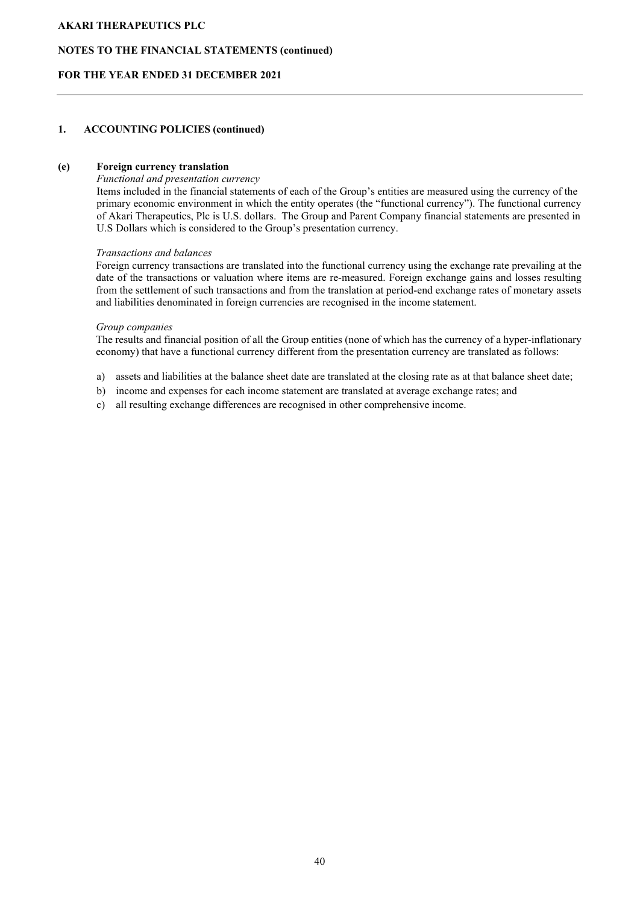## 1. ACCOUNTING POLICIES (continued)

### (e) Foreign currency translation

*Functional and presentation currency*

Items included in the financial statements of each of the Group's entities are measured using the currency of the primary economic environment in which the entity operates (the "functional currency"). The functional currency of Akari Therapeutics, Plc is U.S. dollars. The Group and Parent Company financial statements are presented in U.S Dollars which is considered to the Group's presentation currency.

*Transactions and balances*

Foreign currency transactions are translated into the functional currency using the exchange rate prevailing at the date of the transactions or valuation where items are re-measured. Foreign exchange gains and losses resulting from the settlement of such transactions and from the translation at period-end exchange rates of monetary assets and liabilities denominated in foreign currencies are recognised in the income statement.

*Group companies*

The results and financial position of all the Group entities (none of which has the currency of a hyper-inflationary economy) that have a functional currency different from the presentation currency are translated as follows:

a) assets and liabilities at the balance sheet date are translated at the closing rate as at that balance sheet date;
b) income and expenses for each income statement are translated at average exchange rates; and
c) all resulting exchange differences are recognised in other comprehensive income.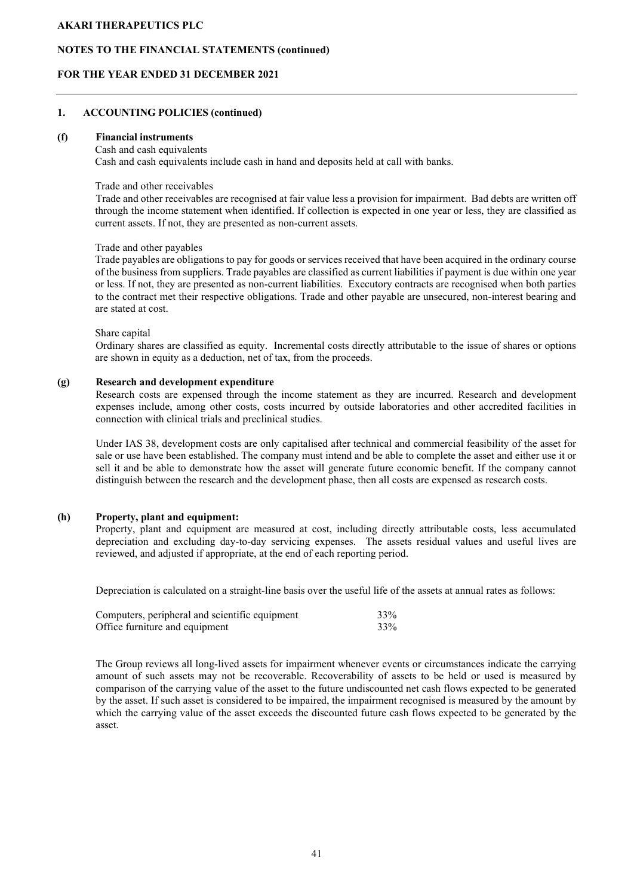## 1. ACCOUNTING POLICIES (continued)

### (f) Financial instruments

Cash and cash equivalents

Cash and cash equivalents include cash in hand and deposits held at call with banks.

Trade and other receivables

Trade and other receivables are recognised at fair value less a provision for impairment. Bad debts are written off through the income statement when identified. If collection is expected in one year or less, they are classified as current assets. If not, they are presented as non-current assets.

Trade and other payables

Trade payables are obligations to pay for goods or services received that have been acquired in the ordinary course of the business from suppliers. Trade payables are classified as current liabilities if payment is due within one year or less. If not, they are presented as non-current liabilities. Executory contracts are recognised when both parties to the contract met their respective obligations. Trade and other payable are unsecured, non-interest bearing and are stated at cost.

Share capital

Ordinary shares are classified as equity. Incremental costs directly attributable to the issue of shares or options are shown in equity as a deduction, net of tax, from the proceeds.

### (g) Research and development expenditure

Research costs are expensed through the income statement as they are incurred. Research and development expenses include, among other costs, costs incurred by outside laboratories and other accredited facilities in connection with clinical trials and preclinical studies.

Under IAS 38, development costs are only capitalised after technical and commercial feasibility of the asset for sale or use have been established. The company must intend and be able to complete the asset and either use it or sell it and be able to demonstrate how the asset will generate future economic benefit. If the company cannot distinguish between the research and the development phase, then all costs are expensed as research costs.

### (h) Property, plant and equipment:

Property, plant and equipment are measured at cost, including directly attributable costs, less accumulated depreciation and excluding day-to-day servicing expenses. The assets residual values and useful lives are reviewed, and adjusted if appropriate, at the end of each reporting period.

Depreciation is calculated on a straight-line basis over the useful life of the assets at annual rates as follows:

| | |
|---|---|
| Computers, peripheral and scientific equipment | 33% |
| Office furniture and equipment | 33% |

The Group reviews all long-lived assets for impairment whenever events or circumstances indicate the carrying amount of such assets may not be recoverable. Recoverability of assets to be held or used is measured by comparison of the carrying value of the asset to the future undiscounted net cash flows expected to be generated by the asset. If such asset is considered to be impaired, the impairment recognised is measured by the amount by which the carrying value of the asset exceeds the discounted future cash flows expected to be generated by the asset.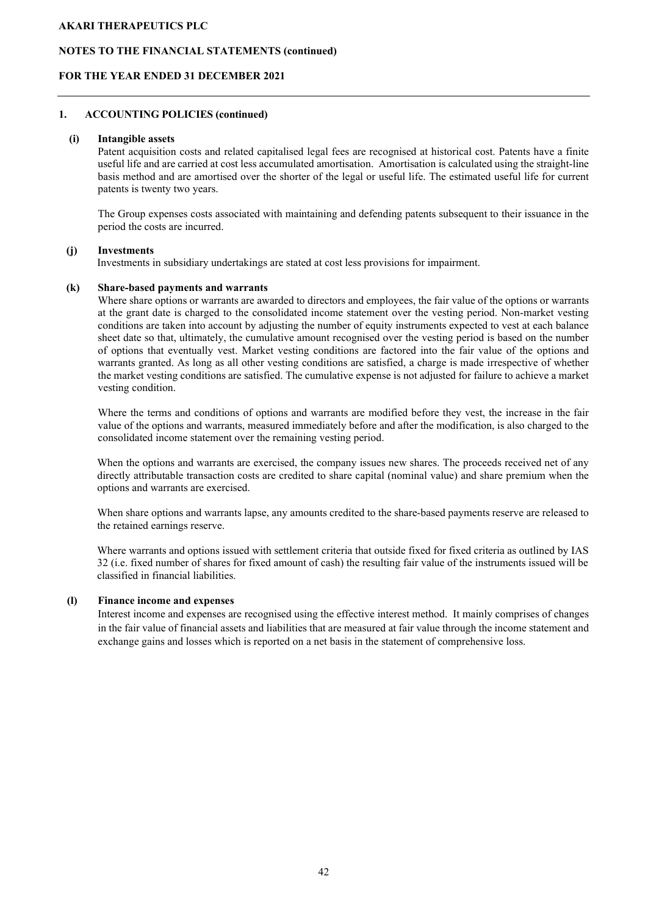## 1. ACCOUNTING POLICIES (continued)

### (i) Intangible assets

Patent acquisition costs and related capitalised legal fees are recognised at historical cost. Patents have a finite useful life and are carried at cost less accumulated amortisation. Amortisation is calculated using the straight-line basis method and are amortised over the shorter of the legal or useful life. The estimated useful life for current patents is twenty two years.

The Group expenses costs associated with maintaining and defending patents subsequent to their issuance in the period the costs are incurred.

### (j) Investments

Investments in subsidiary undertakings are stated at cost less provisions for impairment.

### (k) Share-based payments and warrants

Where share options or warrants are awarded to directors and employees, the fair value of the options or warrants at the grant date is charged to the consolidated income statement over the vesting period. Non-market vesting conditions are taken into account by adjusting the number of equity instruments expected to vest at each balance sheet date so that, ultimately, the cumulative amount recognised over the vesting period is based on the number of options that eventually vest. Market vesting conditions are factored into the fair value of the options and warrants granted. As long as all other vesting conditions are satisfied, a charge is made irrespective of whether the market vesting conditions are satisfied. The cumulative expense is not adjusted for failure to achieve a market vesting condition.

Where the terms and conditions of options and warrants are modified before they vest, the increase in the fair value of the options and warrants, measured immediately before and after the modification, is also charged to the consolidated income statement over the remaining vesting period.

When the options and warrants are exercised, the company issues new shares. The proceeds received net of any directly attributable transaction costs are credited to share capital (nominal value) and share premium when the options and warrants are exercised.

When share options and warrants lapse, any amounts credited to the share-based payments reserve are released to the retained earnings reserve.

Where warrants and options issued with settlement criteria that outside fixed for fixed criteria as outlined by IAS 32 (i.e. fixed number of shares for fixed amount of cash) the resulting fair value of the instruments issued will be classified in financial liabilities.

### (l) Finance income and expenses

Interest income and expenses are recognised using the effective interest method. It mainly comprises of changes in the fair value of financial assets and liabilities that are measured at fair value through the income statement and exchange gains and losses which is reported on a net basis in the statement of comprehensive loss.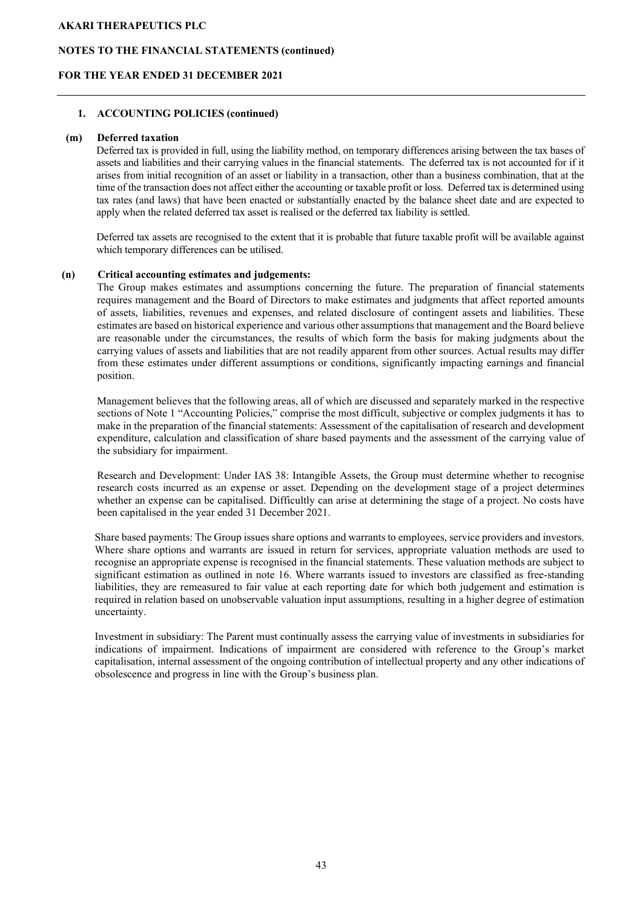## 1. ACCOUNTING POLICIES (continued)

### (m) Deferred taxation

Deferred tax is provided in full, using the liability method, on temporary differences arising between the tax bases of assets and liabilities and their carrying values in the financial statements. The deferred tax is not accounted for if it arises from initial recognition of an asset or liability in a transaction, other than a business combination, that at the time of the transaction does not affect either the accounting or taxable profit or loss. Deferred tax is determined using tax rates (and laws) that have been enacted or substantially enacted by the balance sheet date and are expected to apply when the related deferred tax asset is realised or the deferred tax liability is settled.

Deferred tax assets are recognised to the extent that it is probable that future taxable profit will be available against which temporary differences can be utilised.

### (n) Critical accounting estimates and judgements:

The Group makes estimates and assumptions concerning the future. The preparation of financial statements requires management and the Board of Directors to make estimates and judgments that affect reported amounts of assets, liabilities, revenues and expenses, and related disclosure of contingent assets and liabilities. These estimates are based on historical experience and various other assumptions that management and the Board believe are reasonable under the circumstances, the results of which form the basis for making judgments about the carrying values of assets and liabilities that are not readily apparent from other sources. Actual results may differ from these estimates under different assumptions or conditions, significantly impacting earnings and financial position.

Management believes that the following areas, all of which are discussed and separately marked in the respective sections of Note 1 "Accounting Policies," comprise the most difficult, subjective or complex judgments it has to make in the preparation of the financial statements: Assessment of the capitalisation of research and development expenditure, calculation and classification of share based payments and the assessment of the carrying value of the subsidiary for impairment.

Research and Development: Under IAS 38: Intangible Assets, the Group must determine whether to recognise research costs incurred as an expense or asset. Depending on the development stage of a project determines whether an expense can be capitalised. Difficultly can arise at determining the stage of a project. No costs have been capitalised in the year ended 31 December 2021.

Share based payments: The Group issues share options and warrants to employees, service providers and investors. Where share options and warrants are issued in return for services, appropriate valuation methods are used to recognise an appropriate expense is recognised in the financial statements. These valuation methods are subject to significant estimation as outlined in note 16. Where warrants issued to investors are classified as free-standing liabilities, they are remeasured to fair value at each reporting date for which both judgement and estimation is required in relation based on unobservable valuation input assumptions, resulting in a higher degree of estimation uncertainty.

Investment in subsidiary: The Parent must continually assess the carrying value of investments in subsidiaries for indications of impairment. Indications of impairment are considered with reference to the Group's market capitalisation, internal assessment of the ongoing contribution of intellectual property and any other indications of obsolescence and progress in line with the Group's business plan.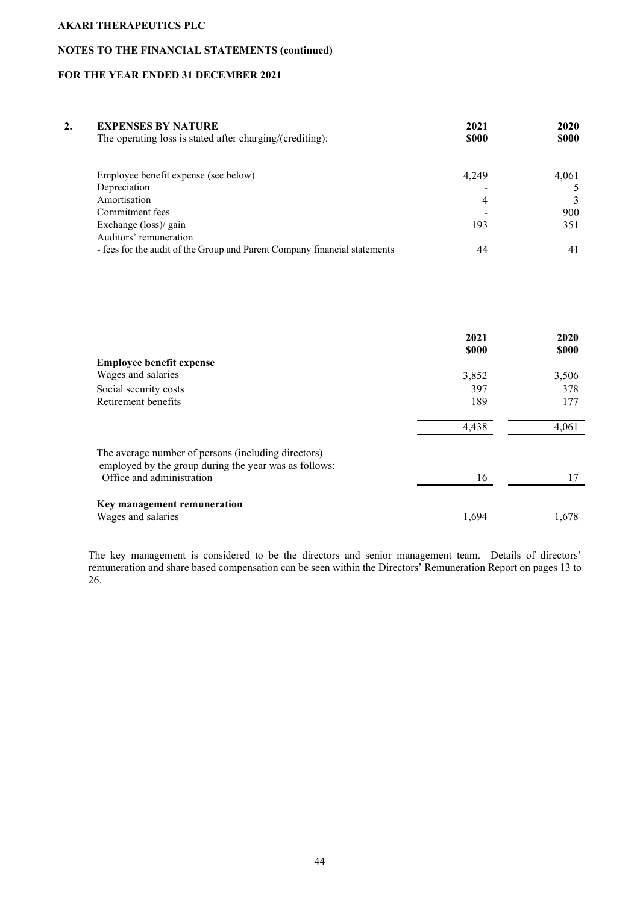**AKARI THERAPEUTICS PLC**

**NOTES TO THE FINANCIAL STATEMENTS (continued)**

**FOR THE YEAR ENDED 31 DECEMBER 2021**

## 2. EXPENSES BY NATURE

| The operating loss is stated after charging/(crediting): | 2021 $000 | 2020 $000 |
|---|---|---|
| Employee benefit expense (see below) | 4,249 | 4,061 |
| Depreciation | - | 5 |
| Amortisation | 4 | 3 |
| Commitment fees | - | 900 |
| Exchange (loss)/ gain | 193 | 351 |
| Auditors' remuneration | | |
| - fees for the audit of the Group and Parent Company financial statements | 44 | 41 |

| | 2021 $000 | 2020 $000 |
|---|---|---|
| **Employee benefit expense** | | |
| Wages and salaries | 3,852 | 3,506 |
| Social security costs | 397 | 378 |
| Retirement benefits | 189 | 177 |
| | 4,438 | 4,061 |
| The average number of persons (including directors) employed by the group during the year was as follows: | | |
| Office and administration | 16 | 17 |
| **Key management remuneration** | | |
| Wages and salaries | 1,694 | 1,678 |

The key management is considered to be the directors and senior management team. Details of directors' remuneration and share based compensation can be seen within the Directors' Remuneration Report on pages 13 to 26.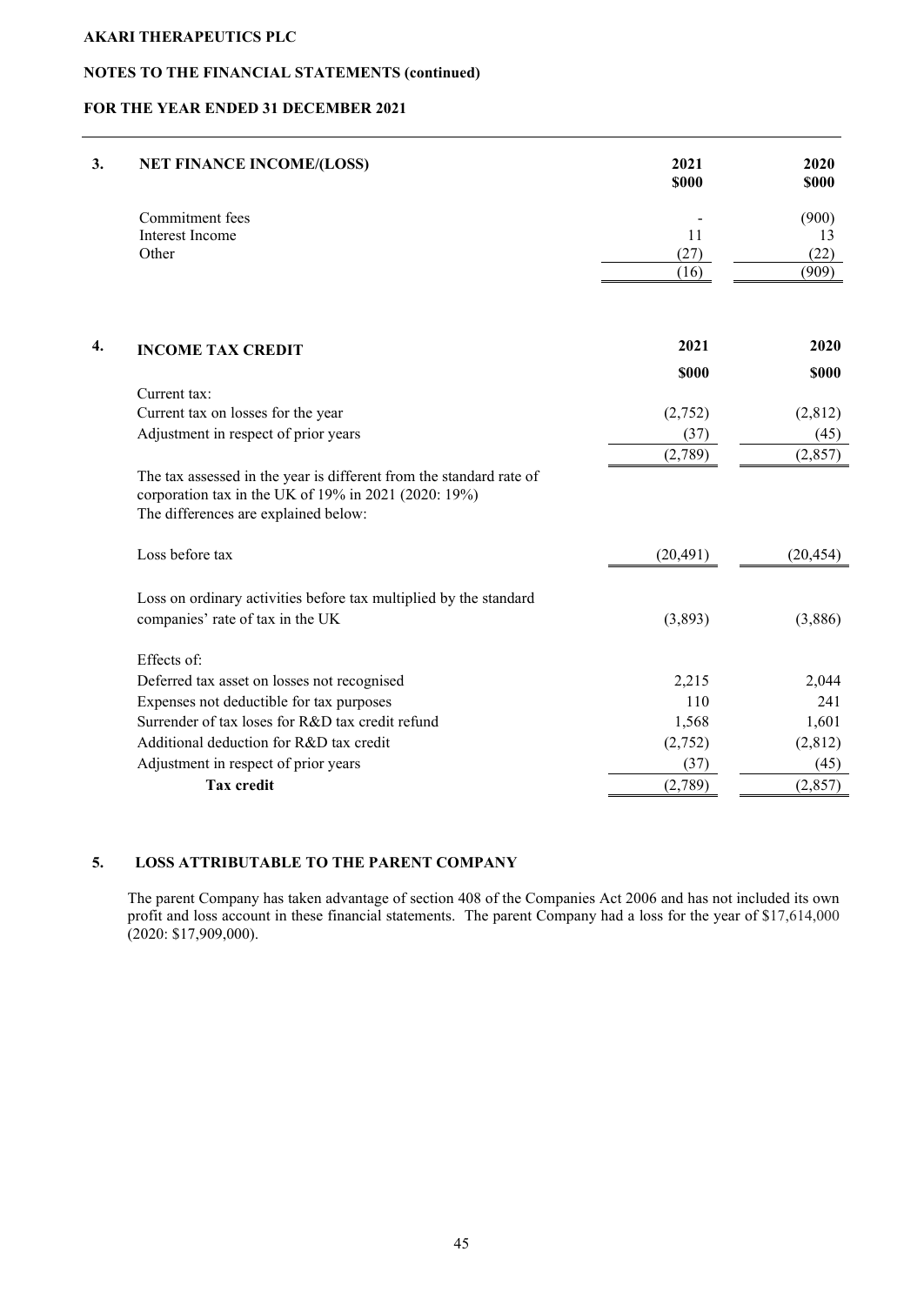**AKARI THERAPEUTICS PLC**

**NOTES TO THE FINANCIAL STATEMENTS (continued)**

**FOR THE YEAR ENDED 31 DECEMBER 2021**

## 3. NET FINANCE INCOME/(LOSS)

| | 2021 \$000 | 2020 \$000 |
|---|---|---|
| Commitment fees | - | (900) |
| Interest Income | 11 | 13 |
| Other | (27) | (22) |
| | (16) | (909) |

## 4. INCOME TAX CREDIT

| | 2021 \$000 | 2020 \$000 |
|---|---|---|
| Current tax: | | |
| Current tax on losses for the year | (2,752) | (2,812) |
| Adjustment in respect of prior years | (37) | (45) |
| | (2,789) | (2,857) |

The tax assessed in the year is different from the standard rate of corporation tax in the UK of 19% in 2021 (2020: 19%)
The differences are explained below:

| | 2021 \$000 | 2020 \$000 |
|---|---|---|
| Loss before tax | (20,491) | (20,454) |
| Loss on ordinary activities before tax multiplied by the standard companies' rate of tax in the UK | (3,893) | (3,886) |
| Effects of: | | |
| Deferred tax asset on losses not recognised | 2,215 | 2,044 |
| Expenses not deductible for tax purposes | 110 | 241 |
| Surrender of tax loses for R&D tax credit refund | 1,568 | 1,601 |
| Additional deduction for R&D tax credit | (2,752) | (2,812) |
| Adjustment in respect of prior years | (37) | (45) |
| **Tax credit** | (2,789) | (2,857) |

## 5. LOSS ATTRIBUTABLE TO THE PARENT COMPANY

The parent Company has taken advantage of section 408 of the Companies Act 2006 and has not included its own profit and loss account in these financial statements. The parent Company had a loss for the year of \$17,614,000 (2020: \$17,909,000).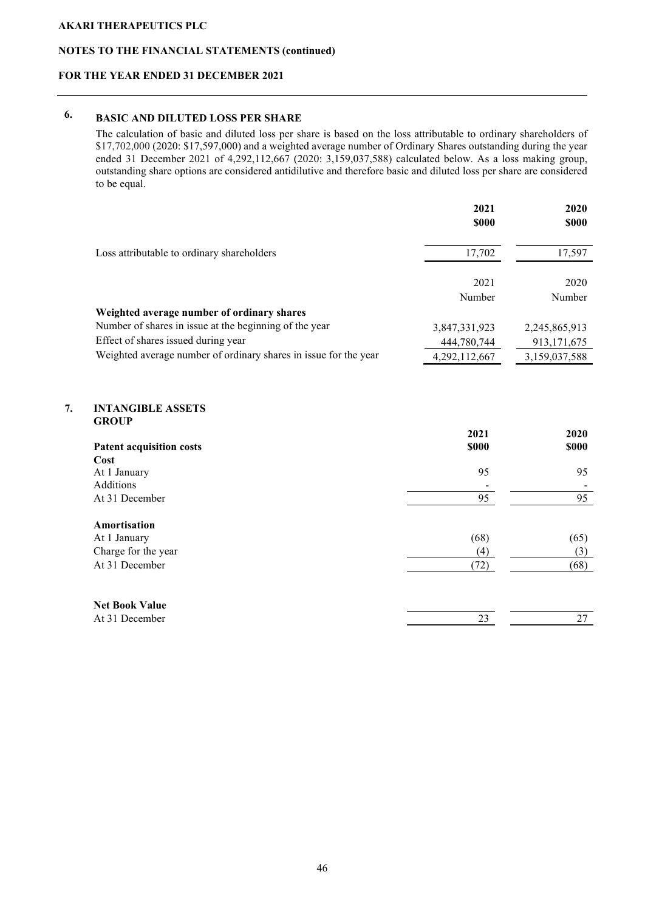## 6. BASIC AND DILUTED LOSS PER SHARE

The calculation of basic and diluted loss per share is based on the loss attributable to ordinary shareholders of \$17,702,000 (2020: \$17,597,000) and a weighted average number of Ordinary Shares outstanding during the year ended 31 December 2021 of 4,292,112,667 (2020: 3,159,037,588) calculated below. As a loss making group, outstanding share options are considered antidilutive and therefore basic and diluted loss per share are considered to be equal.

| | 2021 \$000 | 2020 \$000 |
|---|---|---|
| Loss attributable to ordinary shareholders | 17,702 | 17,597 |

| | 2021 Number | 2020 Number |
|---|---|---|
| **Weighted average number of ordinary shares** | | |
| Number of shares in issue at the beginning of the year | 3,847,331,923 | 2,245,865,913 |
| Effect of shares issued during year | 444,780,744 | 913,171,675 |
| Weighted average number of ordinary shares in issue for the year | 4,292,112,667 | 3,159,037,588 |

## 7. INTANGIBLE ASSETS

**GROUP**

| **Patent acquisition costs** | 2021 \$000 | 2020 \$000 |
|---|---|---|
| **Cost** | | |
| At 1 January | 95 | 95 |
| Additions | - | - |
| At 31 December | 95 | 95 |
| **Amortisation** | | |
| At 1 January | (68) | (65) |
| Charge for the year | (4) | (3) |
| At 31 December | (72) | (68) |
| **Net Book Value** | | |
| At 31 December | 23 | 27 |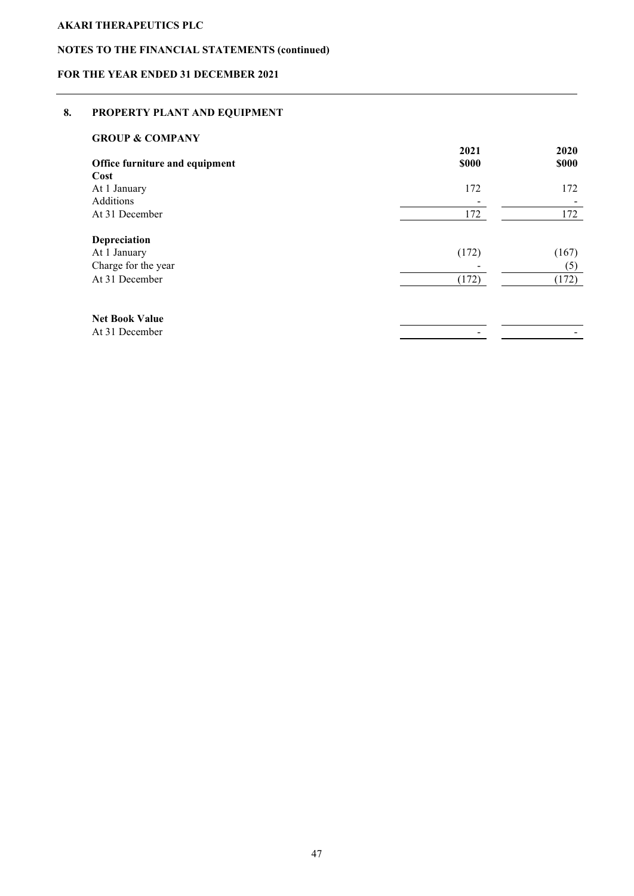## 8. PROPERTY PLANT AND EQUIPMENT

### GROUP & COMPANY

| Office furniture and equipment | 2021<br>$000 | 2020<br>$000 |
|---|---|---|
| **Cost** | | |
| At 1 January | 172 | 172 |
| Additions | - | - |
| At 31 December | 172 | 172 |
| **Depreciation** | | |
| At 1 January | (172) | (167) |
| Charge for the year | - | (5) |
| At 31 December | (172) | (172) |
| **Net Book Value** | | |
| At 31 December | - | - |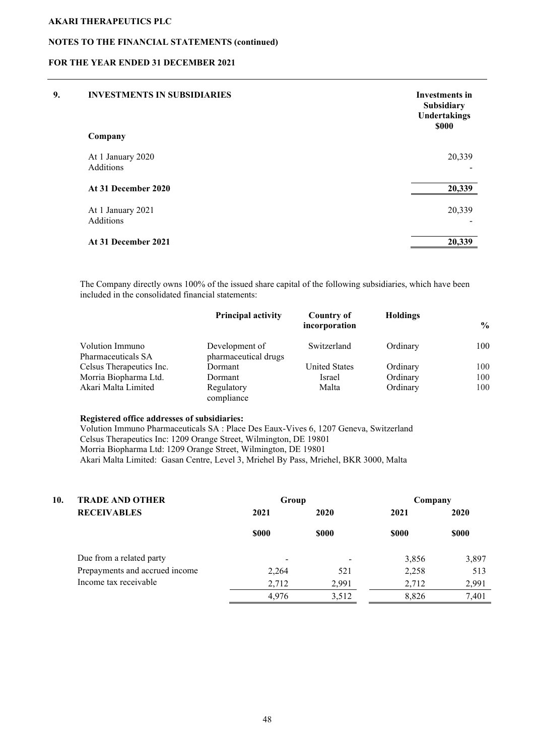## 9. INVESTMENTS IN SUBSIDIARIES

| Company | Investments in Subsidiary Undertakings $000 |
|---|---|
| At 1 January 2020 | 20,339 |
| Additions | - |
| **At 31 December 2020** | **20,339** |
| At 1 January 2021 | 20,339 |
| Additions | - |
| **At 31 December 2021** | **20,339** |

The Company directly owns 100% of the issued share capital of the following subsidiaries, which have been included in the consolidated financial statements:

| | Principal activity | Country of incorporation | Holdings | % |
|---|---|---|---|---|
| Volution Immuno Pharmaceuticals SA | Development of pharmaceutical drugs | Switzerland | Ordinary | 100 |
| Celsus Therapeutics Inc. | Dormant | United States | Ordinary | 100 |
| Morria Biopharma Ltd. | Dormant | Israel | Ordinary | 100 |
| Akari Malta Limited | Regulatory compliance | Malta | Ordinary | 100 |

**Registered office addresses of subsidiaries:**

Volution Immuno Pharmaceuticals SA : Place Des Eaux-Vives 6, 1207 Geneva, Switzerland
Celsus Therapeutics Inc: 1209 Orange Street, Wilmington, DE 19801
Morria Biopharma Ltd: 1209 Orange Street, Wilmington, DE 19801
Akari Malta Limited: Gasan Centre, Level 3, Mriehel By Pass, Mriehel, BKR 3000, Malta

## 10. TRADE AND OTHER RECEIVABLES

| | Group | | Company | |
|---|---|---|---|---|
| | 2021 | 2020 | 2021 | 2020 |
| | $000 | $000 | $000 | $000 |
| Due from a related party | - | - | 3,856 | 3,897 |
| Prepayments and accrued income | 2,264 | 521 | 2,258 | 513 |
| Income tax receivable | 2,712 | 2,991 | 2,712 | 2,991 |
| | 4,976 | 3,512 | 8,826 | 7,401 |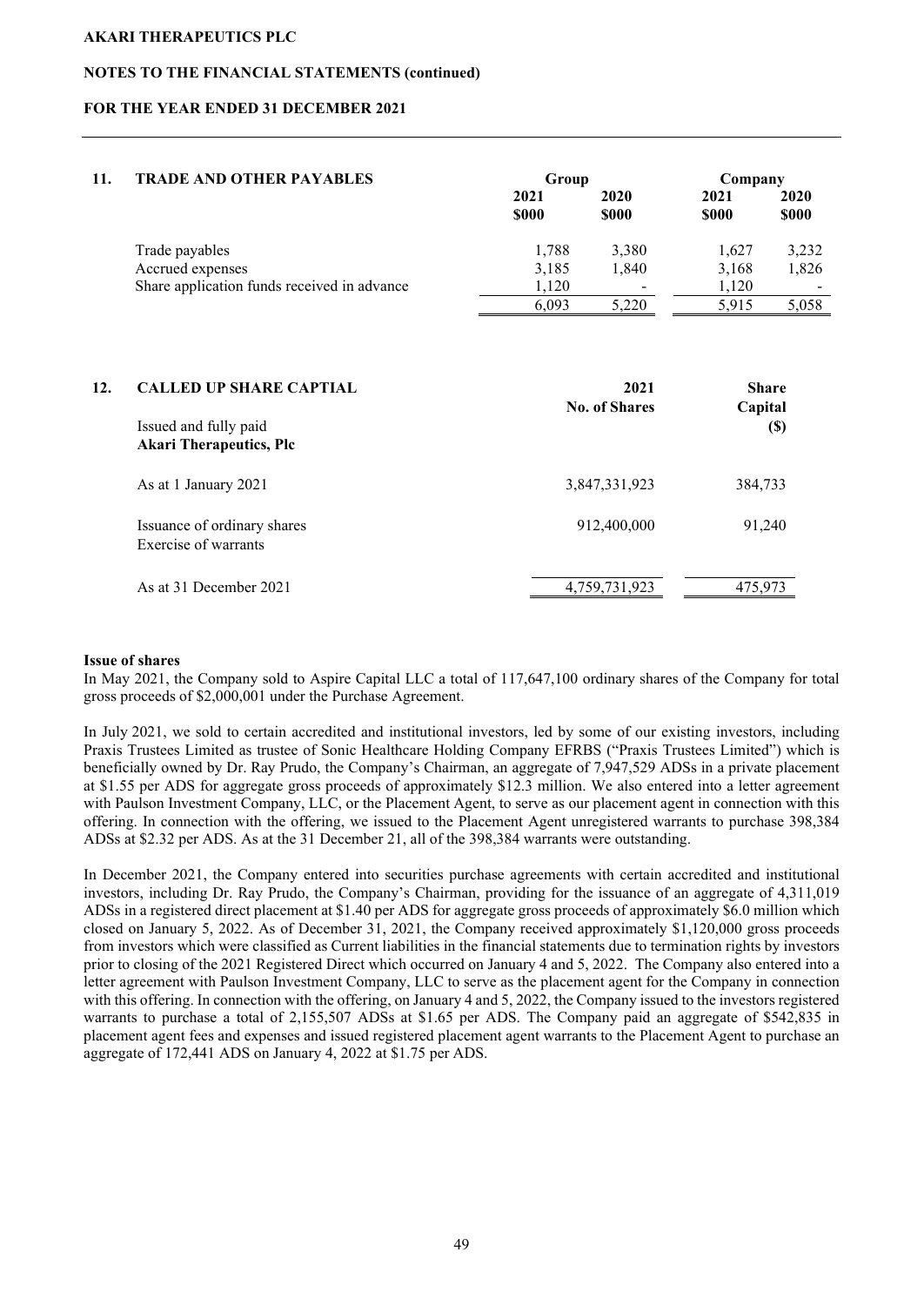**AKARI THERAPEUTICS PLC**

**NOTES TO THE FINANCIAL STATEMENTS (continued)**

**FOR THE YEAR ENDED 31 DECEMBER 2021**

## 11. TRADE AND OTHER PAYABLES

| | Group | | Company | |
|---|---|---|---|---|
| | 2021 | 2020 | 2021 | 2020 |
| | $000 | $000 | $000 | $000 |
| Trade payables | 1,788 | 3,380 | 1,627 | 3,232 |
| Accrued expenses | 3,185 | 1,840 | 3,168 | 1,826 |
| Share application funds received in advance | 1,120 | - | 1,120 | - |
| | 6,093 | 5,220 | 5,915 | 5,058 |

## 12. CALLED UP SHARE CAPTIAL

| Issued and fully paid **Akari Therapeutics, Plc** | 2021 No. of Shares | Share Capital ($) |
|---|---|---|
| As at 1 January 2021 | 3,847,331,923 | 384,733 |
| Issuance of ordinary shares | 912,400,000 | 91,240 |
| Exercise of warrants | | |
| As at 31 December 2021 | 4,759,731,923 | 475,973 |

**Issue of shares**

In May 2021, the Company sold to Aspire Capital LLC a total of 117,647,100 ordinary shares of the Company for total gross proceeds of $2,000,001 under the Purchase Agreement.

In July 2021, we sold to certain accredited and institutional investors, led by some of our existing investors, including Praxis Trustees Limited as trustee of Sonic Healthcare Holding Company EFRBS ("Praxis Trustees Limited") which is beneficially owned by Dr. Ray Prudo, the Company's Chairman, an aggregate of 7,947,529 ADSs in a private placement at $1.55 per ADS for aggregate gross proceeds of approximately $12.3 million. We also entered into a letter agreement with Paulson Investment Company, LLC, or the Placement Agent, to serve as our placement agent in connection with this offering. In connection with the offering, we issued to the Placement Agent unregistered warrants to purchase 398,384 ADSs at $2.32 per ADS. As at the 31 December 21, all of the 398,384 warrants were outstanding.

In December 2021, the Company entered into securities purchase agreements with certain accredited and institutional investors, including Dr. Ray Prudo, the Company's Chairman, providing for the issuance of an aggregate of 4,311,019 ADSs in a registered direct placement at $1.40 per ADS for aggregate gross proceeds of approximately $6.0 million which closed on January 5, 2022. As of December 31, 2021, the Company received approximately $1,120,000 gross proceeds from investors which were classified as Current liabilities in the financial statements due to termination rights by investors prior to closing of the 2021 Registered Direct which occurred on January 4 and 5, 2022. The Company also entered into a letter agreement with Paulson Investment Company, LLC to serve as the placement agent for the Company in connection with this offering. In connection with the offering, on January 4 and 5, 2022, the Company issued to the investors registered warrants to purchase a total of 2,155,507 ADSs at $1.65 per ADS. The Company paid an aggregate of $542,835 in placement agent fees and expenses and issued registered placement agent warrants to the Placement Agent to purchase an aggregate of 172,441 ADS on January 4, 2022 at $1.75 per ADS.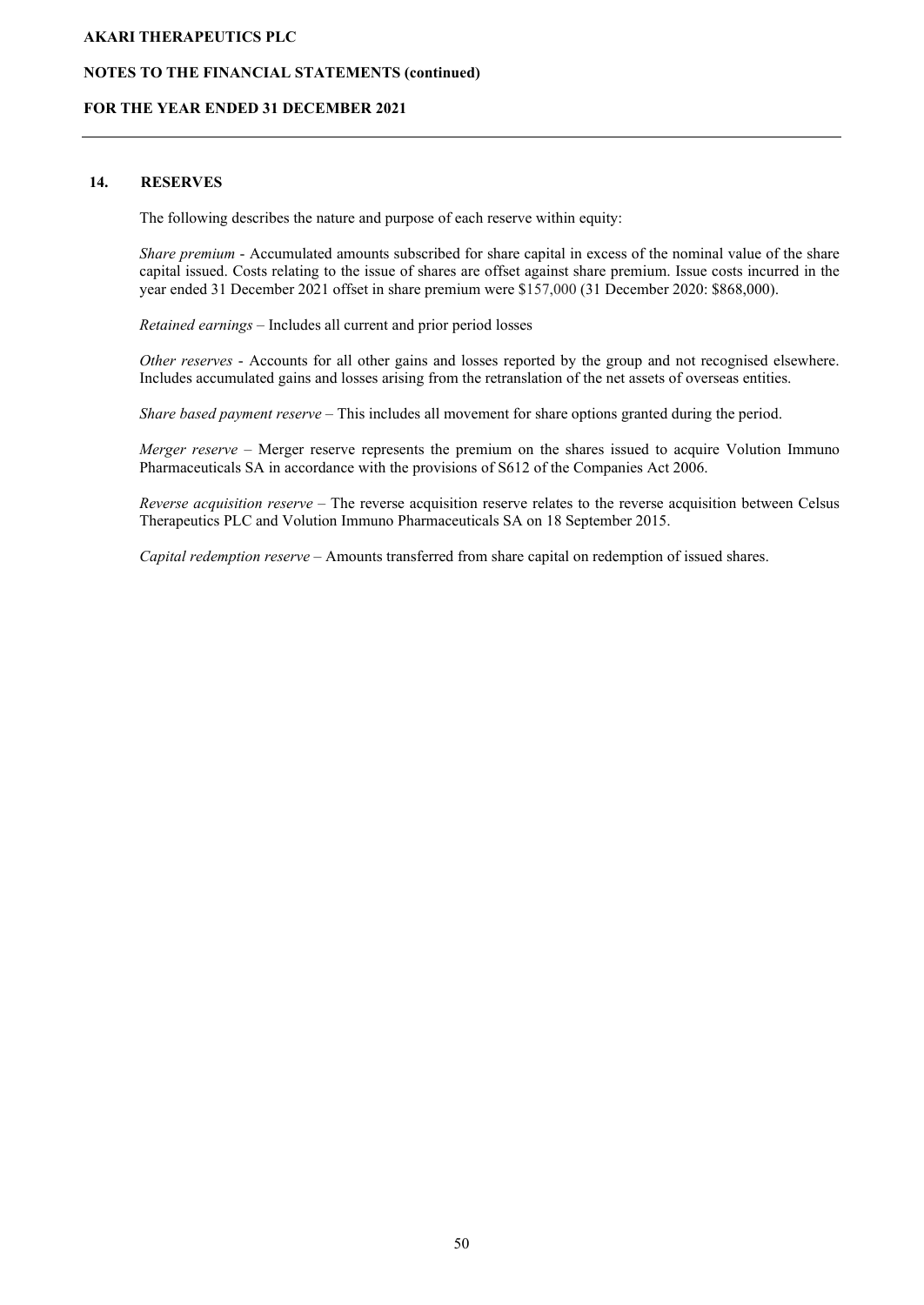## 14. RESERVES

The following describes the nature and purpose of each reserve within equity:

*Share premium* - Accumulated amounts subscribed for share capital in excess of the nominal value of the share capital issued. Costs relating to the issue of shares are offset against share premium. Issue costs incurred in the year ended 31 December 2021 offset in share premium were $157,000 (31 December 2020: $868,000).

*Retained earnings* – Includes all current and prior period losses

*Other reserves* - Accounts for all other gains and losses reported by the group and not recognised elsewhere. Includes accumulated gains and losses arising from the retranslation of the net assets of overseas entities.

*Share based payment reserve* – This includes all movement for share options granted during the period.

*Merger reserve* – Merger reserve represents the premium on the shares issued to acquire Volution Immuno Pharmaceuticals SA in accordance with the provisions of S612 of the Companies Act 2006.

*Reverse acquisition reserve* – The reverse acquisition reserve relates to the reverse acquisition between Celsus Therapeutics PLC and Volution Immuno Pharmaceuticals SA on 18 September 2015.

*Capital redemption reserve* – Amounts transferred from share capital on redemption of issued shares.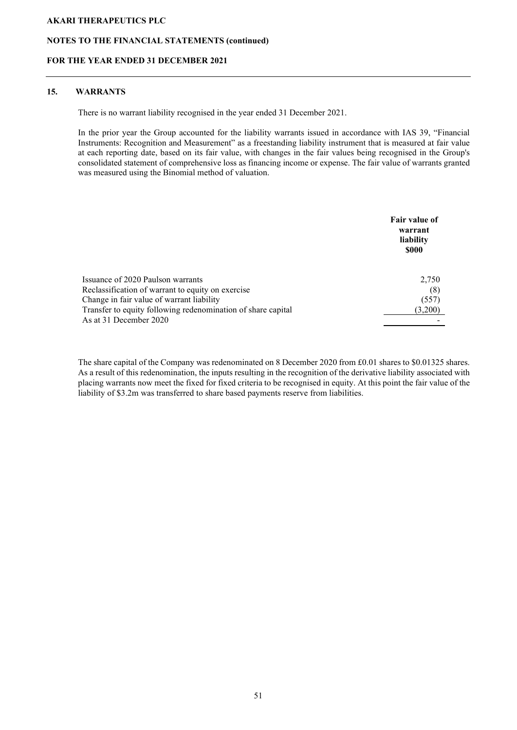## 15. WARRANTS

There is no warrant liability recognised in the year ended 31 December 2021.

In the prior year the Group accounted for the liability warrants issued in accordance with IAS 39, "Financial Instruments: Recognition and Measurement" as a freestanding liability instrument that is measured at fair value at each reporting date, based on its fair value, with changes in the fair values being recognised in the Group's consolidated statement of comprehensive loss as financing income or expense. The fair value of warrants granted was measured using the Binomial method of valuation.

| | **Fair value of warrant liability** **$000** |
|---|---|
| Issuance of 2020 Paulson warrants | 2,750 |
| Reclassification of warrant to equity on exercise | (8) |
| Change in fair value of warrant liability | (557) |
| Transfer to equity following redenomination of share capital | (3,200) |
| As at 31 December 2020 | - |

The share capital of the Company was redenominated on 8 December 2020 from £0.01 shares to $0.01325 shares. As a result of this redenomination, the inputs resulting in the recognition of the derivative liability associated with placing warrants now meet the fixed for fixed criteria to be recognised in equity. At this point the fair value of the liability of $3.2m was transferred to share based payments reserve from liabilities.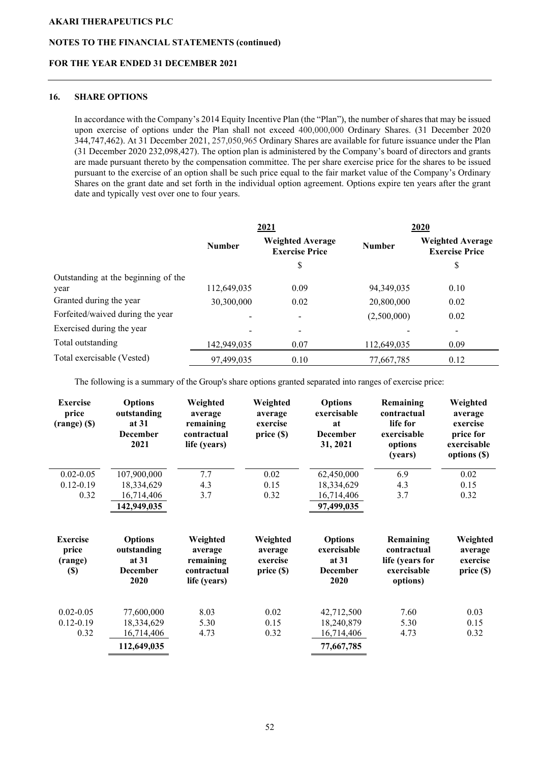## 16. SHARE OPTIONS

In accordance with the Company's 2014 Equity Incentive Plan (the "Plan"), the number of shares that may be issued upon exercise of options under the Plan shall not exceed 400,000,000 Ordinary Shares. (31 December 2020 344,747,462). At 31 December 2021, 257,050,965 Ordinary Shares are available for future issuance under the Plan (31 December 2020 232,098,427). The option plan is administered by the Company's board of directors and grants are made pursuant thereto by the compensation committee. The per share exercise price for the shares to be issued pursuant to the exercise of an option shall be such price equal to the fair market value of the Company's Ordinary Shares on the grant date and set forth in the individual option agreement. Options expire ten years after the grant date and typically vest over one to four years.

| | 2021 | | 2020 | |
|---|---|---|---|---|
| | Number | Weighted Average Exercise Price | Number | Weighted Average Exercise Price |
| | | $ | | $ |
| Outstanding at the beginning of the year | 112,649,035 | 0.09 | 94,349,035 | 0.10 |
| Granted during the year | 30,300,000 | 0.02 | 20,800,000 | 0.02 |
| Forfeited/waived during the year | - | - | (2,500,000) | 0.02 |
| Exercised during the year | - | - | - | - |
| Total outstanding | 142,949,035 | 0.07 | 112,649,035 | 0.09 |
| Total exercisable (Vested) | 97,499,035 | 0.10 | 77,667,785 | 0.12 |

The following is a summary of the Group's share options granted separated into ranges of exercise price:

| Exercise price (range) ($) | Options outstanding at 31 December 2021 | Weighted average remaining contractual life (years) | Weighted average exercise price ($) | Options exercisable at December 31, 2021 | Remaining contractual life for exercisable options (years) | Weighted average exercise price for exercisable options ($) |
|---|---|---|---|---|---|---|
| 0.02-0.05 | 107,900,000 | 7.7 | 0.02 | 62,450,000 | 6.9 | 0.02 |
| 0.12-0.19 | 18,334,629 | 4.3 | 0.15 | 18,334,629 | 4.3 | 0.15 |
| 0.32 | 16,714,406 | 3.7 | 0.32 | 16,714,406 | 3.7 | 0.32 |
| | **142,949,035** | | | **97,499,035** | | |

| Exercise price (range) ($) | Options outstanding at 31 December 2020 | Weighted average remaining contractual life (years) | Weighted average exercise price ($) | Options exercisable at 31 December 2020 | Remaining contractual life (years for exercisable options) | Weighted average exercise price ($) |
|---|---|---|---|---|---|---|
| 0.02-0.05 | 77,600,000 | 8.03 | 0.02 | 42,712,500 | 7.60 | 0.03 |
| 0.12-0.19 | 18,334,629 | 5.30 | 0.15 | 18,240,879 | 5.30 | 0.15 |
| 0.32 | 16,714,406 | 4.73 | 0.32 | 16,714,406 | 4.73 | 0.32 |
| | **112,649,035** | | | **77,667,785** | | |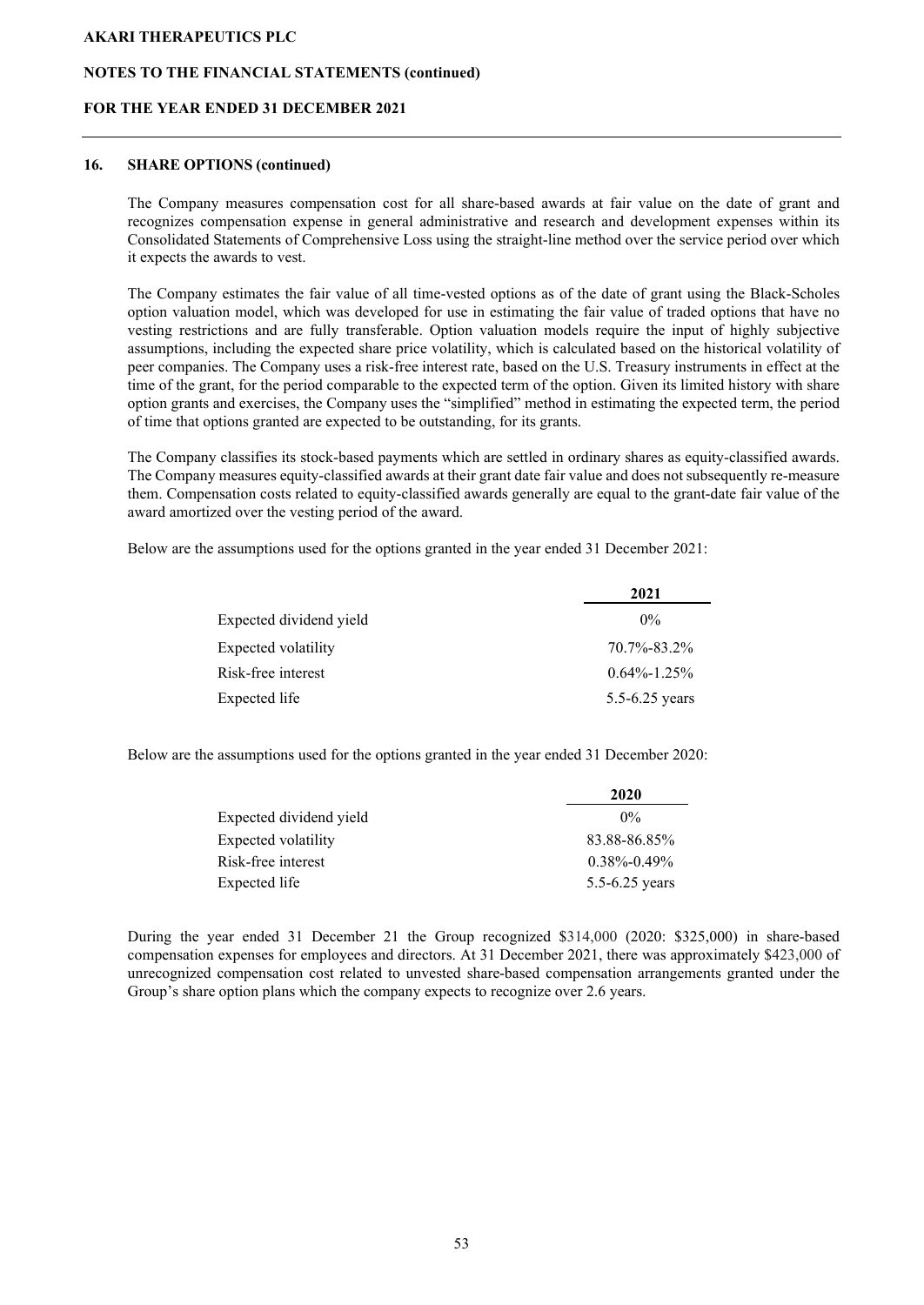## 16. SHARE OPTIONS (continued)

The Company measures compensation cost for all share-based awards at fair value on the date of grant and recognizes compensation expense in general administrative and research and development expenses within its Consolidated Statements of Comprehensive Loss using the straight-line method over the service period over which it expects the awards to vest.

The Company estimates the fair value of all time-vested options as of the date of grant using the Black-Scholes option valuation model, which was developed for use in estimating the fair value of traded options that have no vesting restrictions and are fully transferable. Option valuation models require the input of highly subjective assumptions, including the expected share price volatility, which is calculated based on the historical volatility of peer companies. The Company uses a risk-free interest rate, based on the U.S. Treasury instruments in effect at the time of the grant, for the period comparable to the expected term of the option. Given its limited history with share option grants and exercises, the Company uses the "simplified" method in estimating the expected term, the period of time that options granted are expected to be outstanding, for its grants.

The Company classifies its stock-based payments which are settled in ordinary shares as equity-classified awards. The Company measures equity-classified awards at their grant date fair value and does not subsequently re-measure them. Compensation costs related to equity-classified awards generally are equal to the grant-date fair value of the award amortized over the vesting period of the award.

Below are the assumptions used for the options granted in the year ended 31 December 2021:

| | 2021 |
|---|---|
| Expected dividend yield | 0% |
| Expected volatility | 70.7%-83.2% |
| Risk-free interest | 0.64%-1.25% |
| Expected life | 5.5-6.25 years |

Below are the assumptions used for the options granted in the year ended 31 December 2020:

| | 2020 |
|---|---|
| Expected dividend yield | 0% |
| Expected volatility | 83.88-86.85% |
| Risk-free interest | 0.38%-0.49% |
| Expected life | 5.5-6.25 years |

During the year ended 31 December 21 the Group recognized \$314,000 (2020: \$325,000) in share-based compensation expenses for employees and directors. At 31 December 2021, there was approximately \$423,000 of unrecognized compensation cost related to unvested share-based compensation arrangements granted under the Group's share option plans which the company expects to recognize over 2.6 years.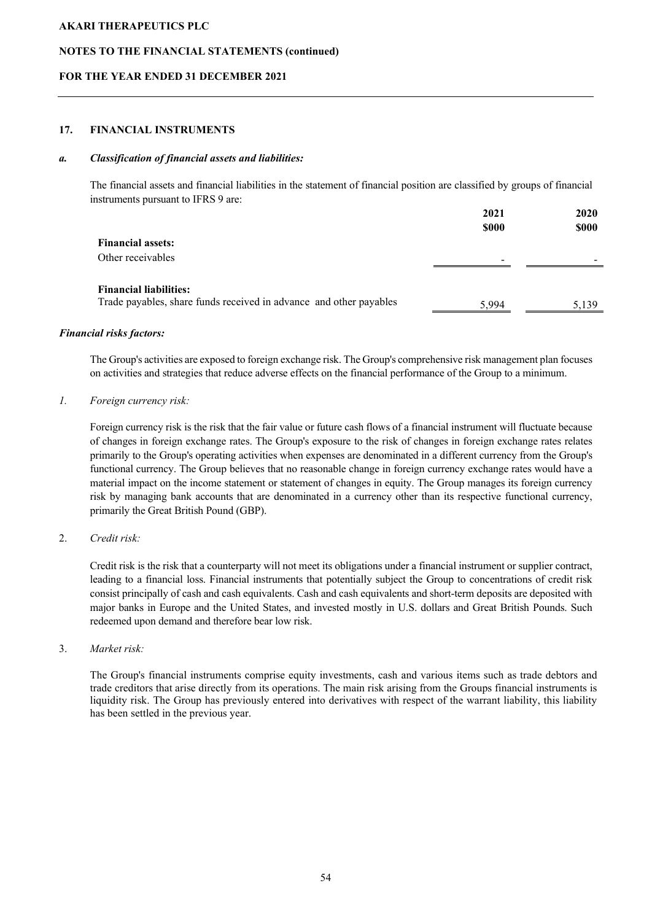## 17. FINANCIAL INSTRUMENTS

### *a. Classification of financial assets and liabilities:*

The financial assets and financial liabilities in the statement of financial position are classified by groups of financial instruments pursuant to IFRS 9 are:

| | 2021 | 2020 |
|---|---|---|
| | $000 | $000 |
| **Financial assets:** | | |
| Other receivables | - | - |
| **Financial liabilities:** | | |
| Trade payables, share funds received in advance and other payables | 5,994 | 5,139 |

### *Financial risks factors:*

The Group's activities are exposed to foreign exchange risk. The Group's comprehensive risk management plan focuses on activities and strategies that reduce adverse effects on the financial performance of the Group to a minimum.

*1. Foreign currency risk:*

Foreign currency risk is the risk that the fair value or future cash flows of a financial instrument will fluctuate because of changes in foreign exchange rates. The Group's exposure to the risk of changes in foreign exchange rates relates primarily to the Group's operating activities when expenses are denominated in a different currency from the Group's functional currency. The Group believes that no reasonable change in foreign currency exchange rates would have a material impact on the income statement or statement of changes in equity. The Group manages its foreign currency risk by managing bank accounts that are denominated in a currency other than its respective functional currency, primarily the Great British Pound (GBP).

2. *Credit risk:*

Credit risk is the risk that a counterparty will not meet its obligations under a financial instrument or supplier contract, leading to a financial loss. Financial instruments that potentially subject the Group to concentrations of credit risk consist principally of cash and cash equivalents. Cash and cash equivalents and short-term deposits are deposited with major banks in Europe and the United States, and invested mostly in U.S. dollars and Great British Pounds. Such redeemed upon demand and therefore bear low risk.

3. *Market risk:*

The Group's financial instruments comprise equity investments, cash and various items such as trade debtors and trade creditors that arise directly from its operations. The main risk arising from the Groups financial instruments is liquidity risk. The Group has previously entered into derivatives with respect of the warrant liability, this liability has been settled in the previous year.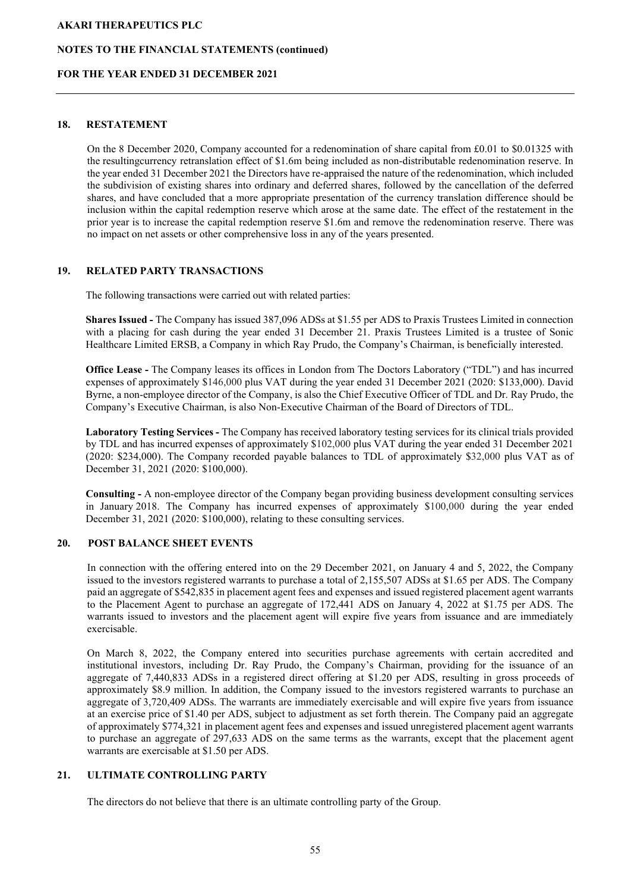## 18. RESTATEMENT

On the 8 December 2020, Company accounted for a redenomination of share capital from £0.01 to \$0.01325 with the resultingcurrency retranslation effect of \$1.6m being included as non-distributable redenomination reserve. In the year ended 31 December 2021 the Directors have re-appraised the nature of the redenomination, which included the subdivision of existing shares into ordinary and deferred shares, followed by the cancellation of the deferred shares, and have concluded that a more appropriate presentation of the currency translation difference should be inclusion within the capital redemption reserve which arose at the same date. The effect of the restatement in the prior year is to increase the capital redemption reserve \$1.6m and remove the redenomination reserve. There was no impact on net assets or other comprehensive loss in any of the years presented.

## 19. RELATED PARTY TRANSACTIONS

The following transactions were carried out with related parties:

**Shares Issued -** The Company has issued 387,096 ADSs at \$1.55 per ADS to Praxis Trustees Limited in connection with a placing for cash during the year ended 31 December 21. Praxis Trustees Limited is a trustee of Sonic Healthcare Limited ERSB, a Company in which Ray Prudo, the Company's Chairman, is beneficially interested.

**Office Lease -** The Company leases its offices in London from The Doctors Laboratory ("TDL") and has incurred expenses of approximately \$146,000 plus VAT during the year ended 31 December 2021 (2020: \$133,000). David Byrne, a non-employee director of the Company, is also the Chief Executive Officer of TDL and Dr. Ray Prudo, the Company's Executive Chairman, is also Non-Executive Chairman of the Board of Directors of TDL.

**Laboratory Testing Services -** The Company has received laboratory testing services for its clinical trials provided by TDL and has incurred expenses of approximately \$102,000 plus VAT during the year ended 31 December 2021 (2020: \$234,000). The Company recorded payable balances to TDL of approximately \$32,000 plus VAT as of December 31, 2021 (2020: \$100,000).

**Consulting -** A non-employee director of the Company began providing business development consulting services in January 2018. The Company has incurred expenses of approximately \$100,000 during the year ended December 31, 2021 (2020: \$100,000), relating to these consulting services.

## 20. POST BALANCE SHEET EVENTS

In connection with the offering entered into on the 29 December 2021, on January 4 and 5, 2022, the Company issued to the investors registered warrants to purchase a total of 2,155,507 ADSs at \$1.65 per ADS. The Company paid an aggregate of \$542,835 in placement agent fees and expenses and issued registered placement agent warrants to the Placement Agent to purchase an aggregate of 172,441 ADS on January 4, 2022 at \$1.75 per ADS. The warrants issued to investors and the placement agent will expire five years from issuance and are immediately exercisable.

On March 8, 2022, the Company entered into securities purchase agreements with certain accredited and institutional investors, including Dr. Ray Prudo, the Company's Chairman, providing for the issuance of an aggregate of 7,440,833 ADSs in a registered direct offering at \$1.20 per ADS, resulting in gross proceeds of approximately \$8.9 million. In addition, the Company issued to the investors registered warrants to purchase an aggregate of 3,720,409 ADSs. The warrants are immediately exercisable and will expire five years from issuance at an exercise price of \$1.40 per ADS, subject to adjustment as set forth therein. The Company paid an aggregate of approximately \$774,321 in placement agent fees and expenses and issued unregistered placement agent warrants to purchase an aggregate of 297,633 ADS on the same terms as the warrants, except that the placement agent warrants are exercisable at \$1.50 per ADS.

## 21. ULTIMATE CONTROLLING PARTY

The directors do not believe that there is an ultimate controlling party of the Group.